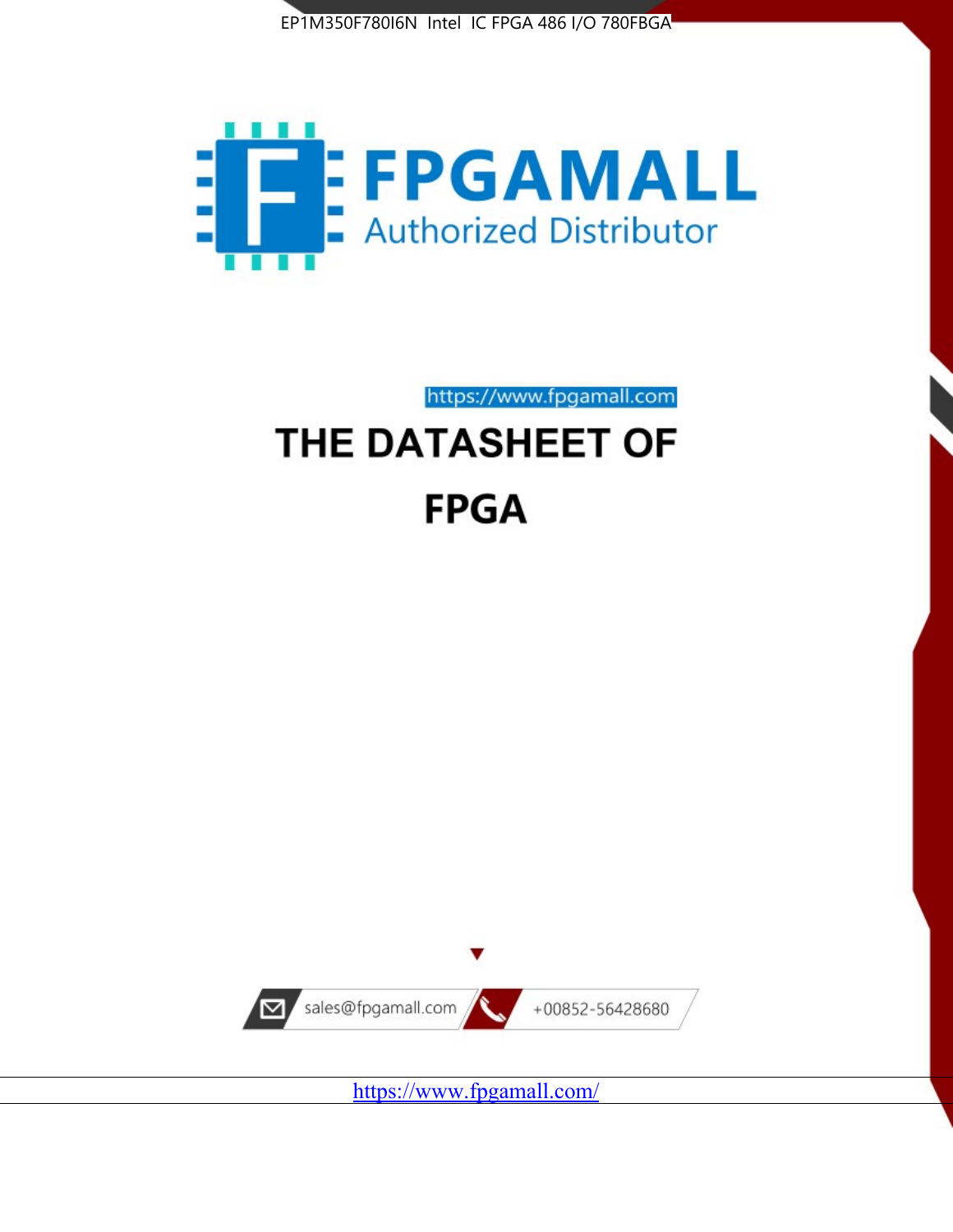EP1M350F780I6N Intel IC FPGA 486 I/O 780FBGA

FPGAMALL

Authorized Distributor

https://www.fpgamall.com

# THE DATASHEET OF

# FPGA

sales@fpgamall.com

+00852-56428680

https://www.fpgamall.com/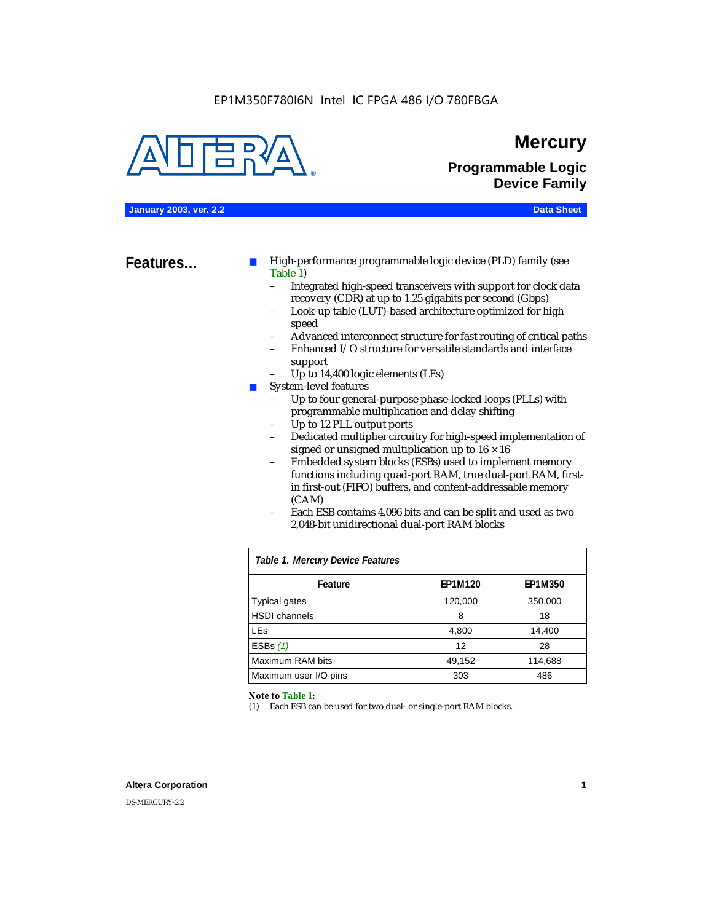EP1M350F780I6N Intel IC FPGA 486 I/O 780FBGA

# Mercury

## Programmable Logic Device Family

**January 2003, ver. 2.2** **Data Sheet**

## Features...

- High-performance programmable logic device (PLD) family (see Table 1)
  - Integrated high-speed transceivers with support for clock data recovery (CDR) at up to 1.25 gigabits per second (Gbps)
  - Look-up table (LUT)-based architecture optimized for high speed
  - Advanced interconnect structure for fast routing of critical paths
  - Enhanced I/O structure for versatile standards and interface support
  - Up to 14,400 logic elements (LEs)
- System-level features
  - Up to four general-purpose phase-locked loops (PLLs) with programmable multiplication and delay shifting
  - Up to 12 PLL output ports
  - Dedicated multiplier circuitry for high-speed implementation of signed or unsigned multiplication up to 16 × 16
  - Embedded system blocks (ESBs) used to implement memory functions including quad-port RAM, true dual-port RAM, first-in first-out (FIFO) buffers, and content-addressable memory (CAM)
  - Each ESB contains 4,096 bits and can be split and used as two 2,048-bit unidirectional dual-port RAM blocks

*Table 1. Mercury Device Features*

| Feature | EP1M120 | EP1M350 |
|---|---|---|
| Typical gates | 120,000 | 350,000 |
| HSDI channels | 8 | 18 |
| LEs | 4,800 | 14,400 |
| ESBs *(1)* | 12 | 28 |
| Maximum RAM bits | 49,152 | 114,688 |
| Maximum user I/O pins | 303 | 486 |

***Note to Table 1:***

(1) Each ESB can be used for two dual- or single-port RAM blocks.

**Altera Corporation**

DS-MERCURY-2.2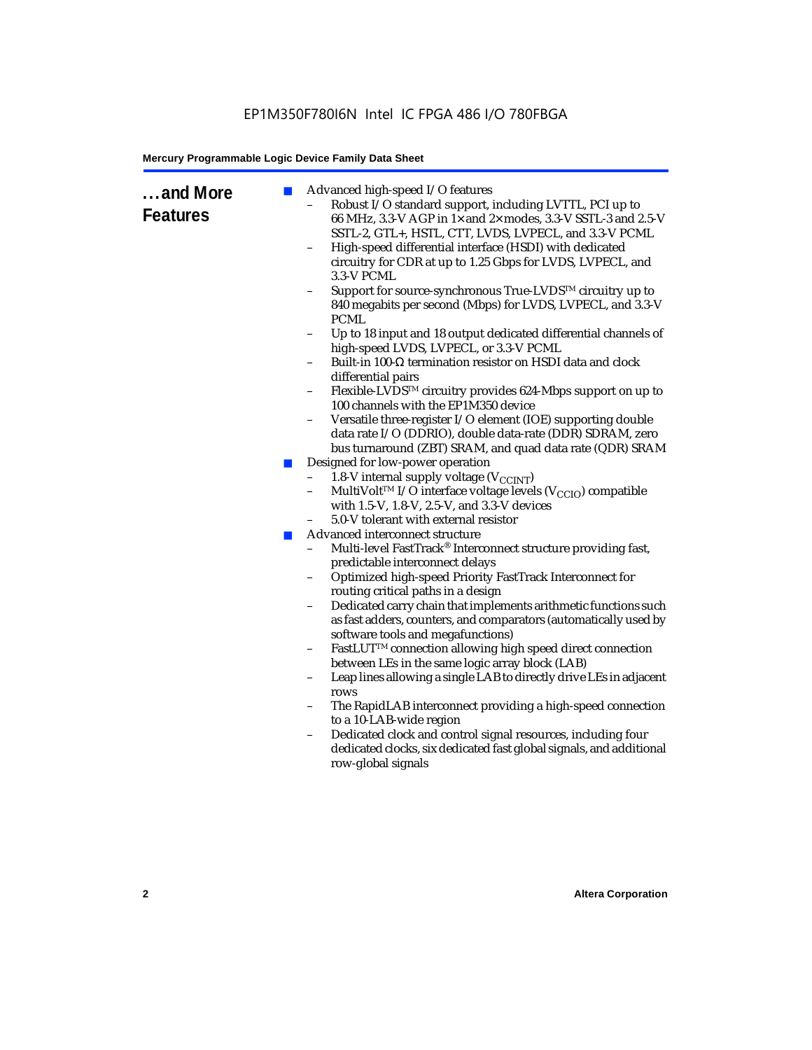## ...and More Features

- Advanced high-speed I/O features
  - Robust I/O standard support, including LVTTL, PCI up to 66 MHz, 3.3-V AGP in 1× and 2× modes, 3.3-V SSTL-3 and 2.5-V SSTL-2, GTL+, HSTL, CTT, LVDS, LVPECL, and 3.3-V PCML
  - High-speed differential interface (HSDI) with dedicated circuitry for CDR at up to 1.25 Gbps for LVDS, LVPECL, and 3.3-V PCML
  - Support for source-synchronous True-LVDS™ circuitry up to 840 megabits per second (Mbps) for LVDS, LVPECL, and 3.3-V PCML
  - Up to 18 input and 18 output dedicated differential channels of high-speed LVDS, LVPECL, or 3.3-V PCML
  - Built-in 100-Ω termination resistor on HSDI data and clock differential pairs
  - Flexible-LVDS™ circuitry provides 624-Mbps support on up to 100 channels with the EP1M350 device
  - Versatile three-register I/O element (IOE) supporting double data rate I/O (DDRIO), double data-rate (DDR) SDRAM, zero bus turnaround (ZBT) SRAM, and quad data rate (QDR) SRAM
- Designed for low-power operation
  - 1.8-V internal supply voltage ($V_{CCINT}$)
  - MultiVolt™ I/O interface voltage levels ($V_{CCIO}$) compatible with 1.5-V, 1.8-V, 2.5-V, and 3.3-V devices
  - 5.0-V tolerant with external resistor
- Advanced interconnect structure
  - Multi-level FastTrack® Interconnect structure providing fast, predictable interconnect delays
  - Optimized high-speed Priority FastTrack Interconnect for routing critical paths in a design
  - Dedicated carry chain that implements arithmetic functions such as fast adders, counters, and comparators (automatically used by software tools and megafunctions)
  - FastLUT™ connection allowing high speed direct connection between LEs in the same logic array block (LAB)
  - Leap lines allowing a single LAB to directly drive LEs in adjacent rows
  - The RapidLAB interconnect providing a high-speed connection to a 10-LAB-wide region
  - Dedicated clock and control signal resources, including four dedicated clocks, six dedicated fast global signals, and additional row-global signals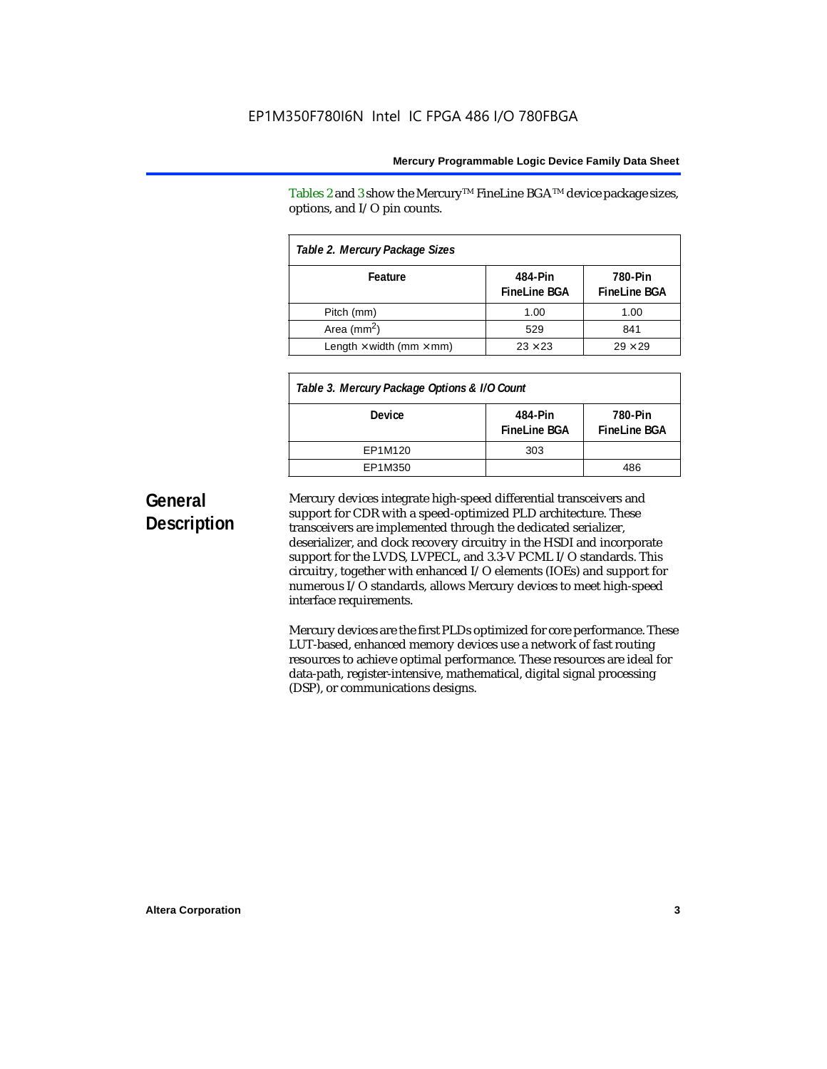Tables 2 and 3 show the Mercury™ FineLine BGA™ device package sizes, options, and I/O pin counts.

**Table 2. Mercury Package Sizes**

| Feature | 484-Pin FineLine BGA | 780-Pin FineLine BGA |
|---|---|---|
| Pitch (mm) | 1.00 | 1.00 |
| Area ($mm^2$) | 529 | 841 |
| Length × width (mm × mm) | 23 × 23 | 29 × 29 |

**Table 3. Mercury Package Options & I/O Count**

| Device | 484-Pin FineLine BGA | 780-Pin FineLine BGA |
|---|---|---|
| EP1M120 | 303 | |
| EP1M350 | | 486 |

## General Description

Mercury devices integrate high-speed differential transceivers and support for CDR with a speed-optimized PLD architecture. These transceivers are implemented through the dedicated serializer, deserializer, and clock recovery circuitry in the HSDI and incorporate support for the LVDS, LVPECL, and 3.3-V PCML I/O standards. This circuitry, together with enhanced I/O elements (IOEs) and support for numerous I/O standards, allows Mercury devices to meet high-speed interface requirements.

Mercury devices are the first PLDs optimized for core performance. These LUT-based, enhanced memory devices use a network of fast routing resources to achieve optimal performance. These resources are ideal for data-path, register-intensive, mathematical, digital signal processing (DSP), or communications designs.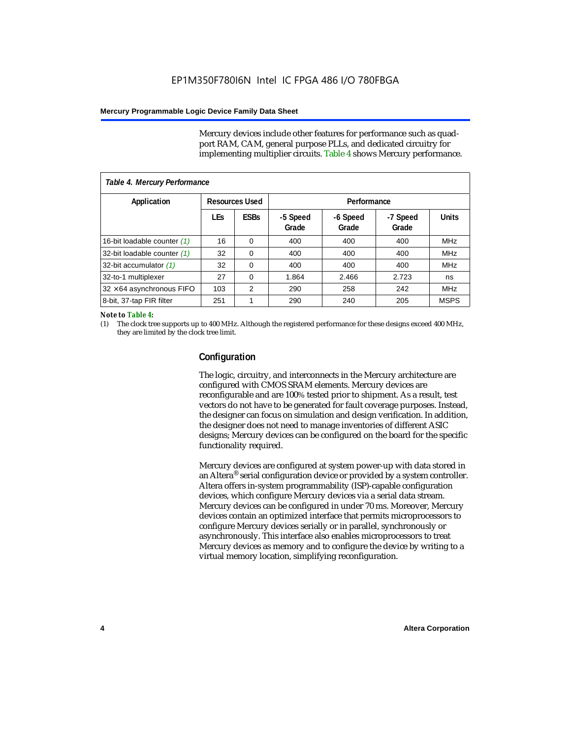Mercury devices include other features for performance such as quad-port RAM, CAM, general purpose PLLs, and dedicated circuitry for implementing multiplier circuits. Table 4 shows Mercury performance.

**Table 4. Mercury Performance**

| Application | Resources Used | | Performance | | | |
|---|---|---|---|---|---|---|
| | LEs | ESBs | -5 Speed Grade | -6 Speed Grade | -7 Speed Grade | Units |
| 16-bit loadable counter *(1)* | 16 | 0 | 400 | 400 | 400 | MHz |
| 32-bit loadable counter *(1)* | 32 | 0 | 400 | 400 | 400 | MHz |
| 32-bit accumulator *(1)* | 32 | 0 | 400 | 400 | 400 | MHz |
| 32-to-1 multiplexer | 27 | 0 | 1.864 | 2.466 | 2.723 | ns |
| 32 ×64 asynchronous FIFO | 103 | 2 | 290 | 258 | 242 | MHz |
| 8-bit, 37-tap FIR filter | 251 | 1 | 290 | 240 | 205 | MSPS |

*Note to Table 4:*

(1) The clock tree supports up to 400 MHz. Although the registered performance for these designs exceed 400 MHz, they are limited by the clock tree limit.

## Configuration

The logic, circuitry, and interconnects in the Mercury architecture are configured with CMOS SRAM elements. Mercury devices are reconfigurable and are 100% tested prior to shipment. As a result, test vectors do not have to be generated for fault coverage purposes. Instead, the designer can focus on simulation and design verification. In addition, the designer does not need to manage inventories of different ASIC designs; Mercury devices can be configured on the board for the specific functionality required.

Mercury devices are configured at system power-up with data stored in an Altera® serial configuration device or provided by a system controller. Altera offers in-system programmability (ISP)-capable configuration devices, which configure Mercury devices via a serial data stream. Mercury devices can be configured in under 70 ms. Moreover, Mercury devices contain an optimized interface that permits microprocessors to configure Mercury devices serially or in parallel, synchronously or asynchronously. This interface also enables microprocessors to treat Mercury devices as memory and to configure the device by writing to a virtual memory location, simplifying reconfiguration.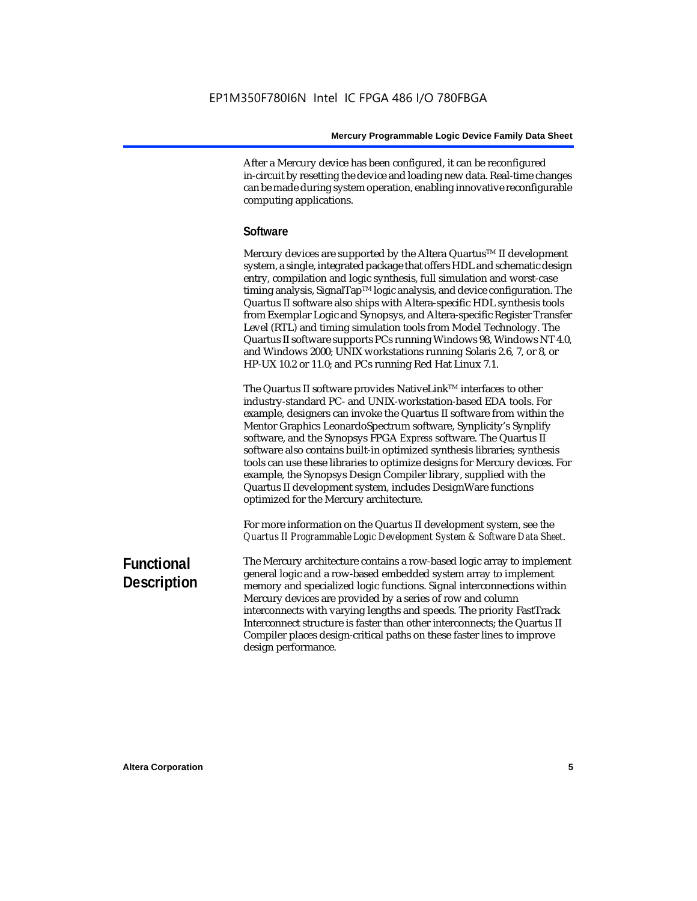After a Mercury device has been configured, it can be reconfigured in-circuit by resetting the device and loading new data. Real-time changes can be made during system operation, enabling innovative reconfigurable computing applications.

### Software

Mercury devices are supported by the Altera Quartus™ II development system, a single, integrated package that offers HDL and schematic design entry, compilation and logic synthesis, full simulation and worst-case timing analysis, SignalTap™ logic analysis, and device configuration. The Quartus II software also ships with Altera-specific HDL synthesis tools from Exemplar Logic and Synopsys, and Altera-specific Register Transfer Level (RTL) and timing simulation tools from Model Technology. The Quartus II software supports PCs running Windows 98, Windows NT 4.0, and Windows 2000; UNIX workstations running Solaris 2.6, 7, or 8, or HP-UX 10.2 or 11.0; and PCs running Red Hat Linux 7.1.

The Quartus II software provides NativeLink™ interfaces to other industry-standard PC- and UNIX-workstation-based EDA tools. For example, designers can invoke the Quartus II software from within the Mentor Graphics LeonardoSpectrum software, Synplicity's Synplify software, and the Synopsys FPGA *Express* software. The Quartus II software also contains built-in optimized synthesis libraries; synthesis tools can use these libraries to optimize designs for Mercury devices. For example, the Synopsys Design Compiler library, supplied with the Quartus II development system, includes DesignWare functions optimized for the Mercury architecture.

For more information on the Quartus II development system, see the *Quartus II Programmable Logic Development System & Software Data Sheet*.

## Functional Description

The Mercury architecture contains a row-based logic array to implement general logic and a row-based embedded system array to implement memory and specialized logic functions. Signal interconnections within Mercury devices are provided by a series of row and column interconnects with varying lengths and speeds. The priority FastTrack Interconnect structure is faster than other interconnects; the Quartus II Compiler places design-critical paths on these faster lines to improve design performance.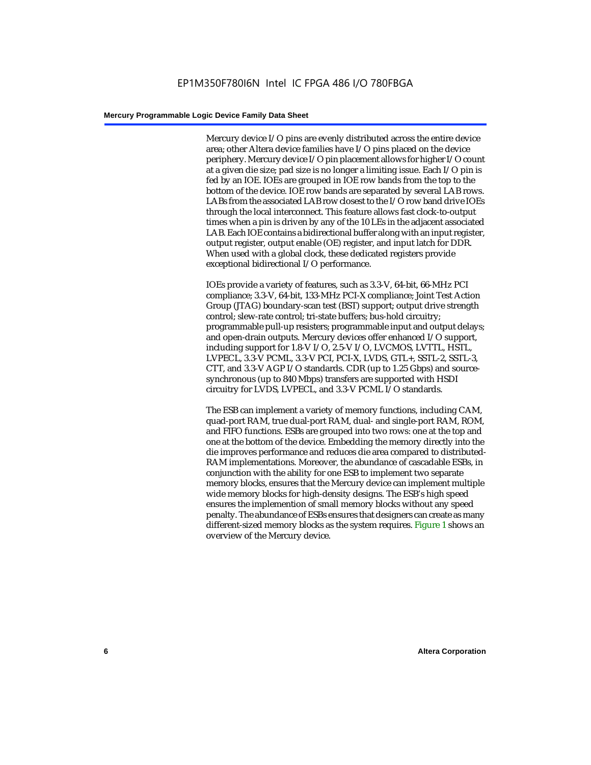Mercury device I/O pins are evenly distributed across the entire device area; other Altera device families have I/O pins placed on the device periphery. Mercury device I/O pin placement allows for higher I/O count at a given die size; pad size is no longer a limiting issue. Each I/O pin is fed by an IOE. IOEs are grouped in IOE row bands from the top to the bottom of the device. IOE row bands are separated by several LAB rows. LABs from the associated LAB row closest to the I/O row band drive IOEs through the local interconnect. This feature allows fast clock-to-output times when a pin is driven by any of the 10 LEs in the adjacent associated LAB. Each IOE contains a bidirectional buffer along with an input register, output register, output enable (OE) register, and input latch for DDR. When used with a global clock, these dedicated registers provide exceptional bidirectional I/O performance.

IOEs provide a variety of features, such as 3.3-V, 64-bit, 66-MHz PCI compliance; 3.3-V, 64-bit, 133-MHz PCI-X compliance; Joint Test Action Group (JTAG) boundary-scan test (BST) support; output drive strength control; slew-rate control; tri-state buffers; bus-hold circuitry; programmable pull-up resisters; programmable input and output delays; and open-drain outputs. Mercury devices offer enhanced I/O support, including support for 1.8-V I/O, 2.5-V I/O, LVCMOS, LVTTL, HSTL, LVPECL, 3.3-V PCML, 3.3-V PCI, PCI-X, LVDS, GTL+, SSTL-2, SSTL-3, CTT, and 3.3-V AGP I/O standards. CDR (up to 1.25 Gbps) and source-synchronous (up to 840 Mbps) transfers are supported with HSDI circuitry for LVDS, LVPECL, and 3.3-V PCML I/O standards.

The ESB can implement a variety of memory functions, including CAM, quad-port RAM, true dual-port RAM, dual- and single-port RAM, ROM, and FIFO functions. ESBs are grouped into two rows: one at the top and one at the bottom of the device. Embedding the memory directly into the die improves performance and reduces die area compared to distributed-RAM implementations. Moreover, the abundance of cascadable ESBs, in conjunction with the ability for one ESB to implement two separate memory blocks, ensures that the Mercury device can implement multiple wide memory blocks for high-density designs. The ESB's high speed ensures the implemention of small memory blocks without any speed penalty. The abundance of ESBs ensures that designers can create as many different-sized memory blocks as the system requires. Figure 1 shows an overview of the Mercury device.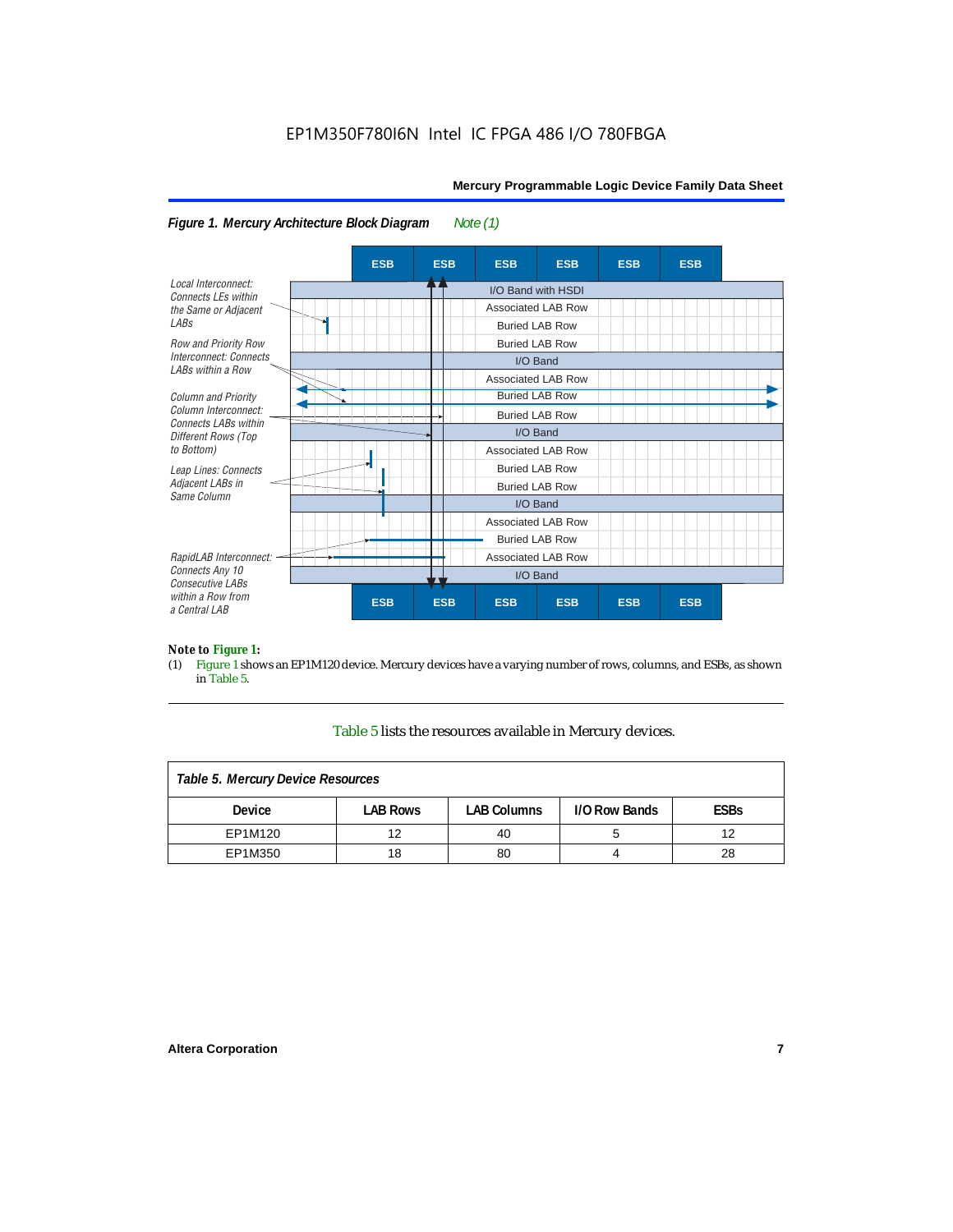EP1M350F780I6N Intel IC FPGA 486 I/O 780FBGA

*Figure 1. Mercury Architecture Block Diagram* *Note (1)*

| ESB | ESB | ESB | ESB | ESB | ESB |
|---|---|---|---|---|---|

- I/O Band with HSDI
- Associated LAB Row
- Buried LAB Row
- Buried LAB Row
- I/O Band
- Associated LAB Row
- Buried LAB Row
- Buried LAB Row
- I/O Band
- Associated LAB Row
- Buried LAB Row
- Buried LAB Row
- I/O Band
- Associated LAB Row
- Buried LAB Row
- Associated LAB Row
- I/O Band

| ESB | ESB | ESB | ESB | ESB | ESB |
|---|---|---|---|---|---|

*Local Interconnect: Connects LEs within the Same or Adjacent LABs*

*Row and Priority Row Interconnect: Connects LABs within a Row*

*Column and Priority Column Interconnect: Connects LABs within Different Rows (Top to Bottom)*

*Leap Lines: Connects Adjacent LABs in Same Column*

*RapidLAB Interconnect: Connects Any 10 Consecutive LABs within a Row from a Central LAB*

**Note to Figure 1:**

(1) Figure 1 shows an EP1M120 device. Mercury devices have a varying number of rows, columns, and ESBs, as shown in Table 5.

Table 5 lists the resources available in Mercury devices.

*Table 5. Mercury Device Resources*

| Device | LAB Rows | LAB Columns | I/O Row Bands | ESBs |
|---|---|---|---|---|
| EP1M120 | 12 | 40 | 5 | 12 |
| EP1M350 | 18 | 80 | 4 | 28 |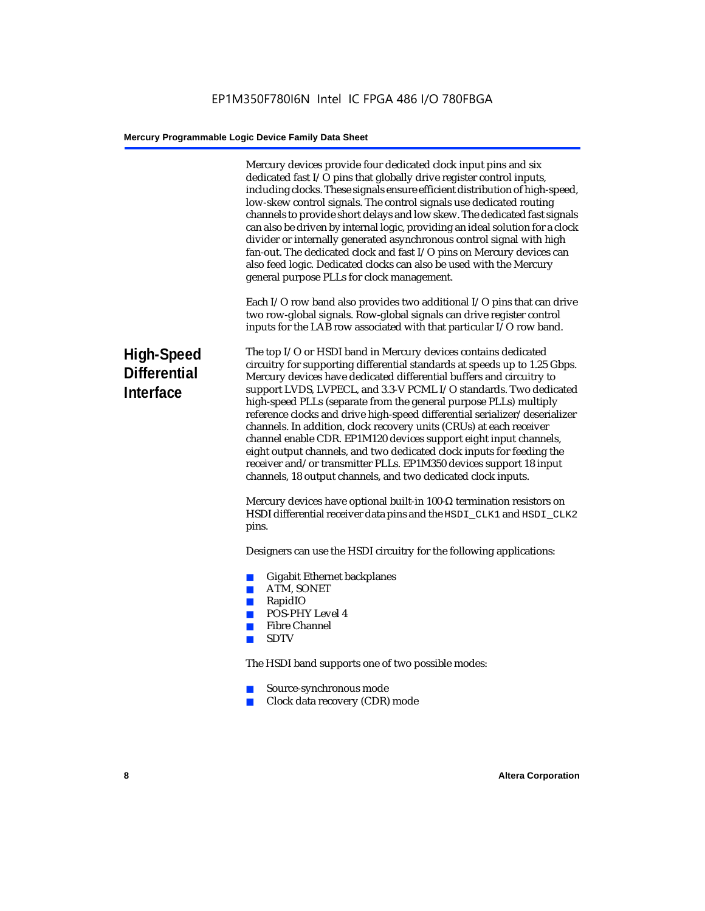Mercury devices provide four dedicated clock input pins and six dedicated fast I/O pins that globally drive register control inputs, including clocks. These signals ensure efficient distribution of high-speed, low-skew control signals. The control signals use dedicated routing channels to provide short delays and low skew. The dedicated fast signals can also be driven by internal logic, providing an ideal solution for a clock divider or internally generated asynchronous control signal with high fan-out. The dedicated clock and fast I/O pins on Mercury devices can also feed logic. Dedicated clocks can also be used with the Mercury general purpose PLLs for clock management.

Each I/O row band also provides two additional I/O pins that can drive two row-global signals. Row-global signals can drive register control inputs for the LAB row associated with that particular I/O row band.

## High-Speed Differential Interface

The top I/O or HSDI band in Mercury devices contains dedicated circuitry for supporting differential standards at speeds up to 1.25 Gbps. Mercury devices have dedicated differential buffers and circuitry to support LVDS, LVPECL, and 3.3-V PCML I/O standards. Two dedicated high-speed PLLs (separate from the general purpose PLLs) multiply reference clocks and drive high-speed differential serializer/deserializer channels. In addition, clock recovery units (CRUs) at each receiver channel enable CDR. EP1M120 devices support eight input channels, eight output channels, and two dedicated clock inputs for feeding the receiver and/or transmitter PLLs. EP1M350 devices support 18 input channels, 18 output channels, and two dedicated clock inputs.

Mercury devices have optional built-in 100-Ω termination resistors on HSDI differential receiver data pins and the `HSDI_CLK1` and `HSDI_CLK2` pins.

Designers can use the HSDI circuitry for the following applications:

- Gigabit Ethernet backplanes
- ATM, SONET
- RapidIO
- POS-PHY Level 4
- Fibre Channel
- SDTV

The HSDI band supports one of two possible modes:

- Source-synchronous mode
- Clock data recovery (CDR) mode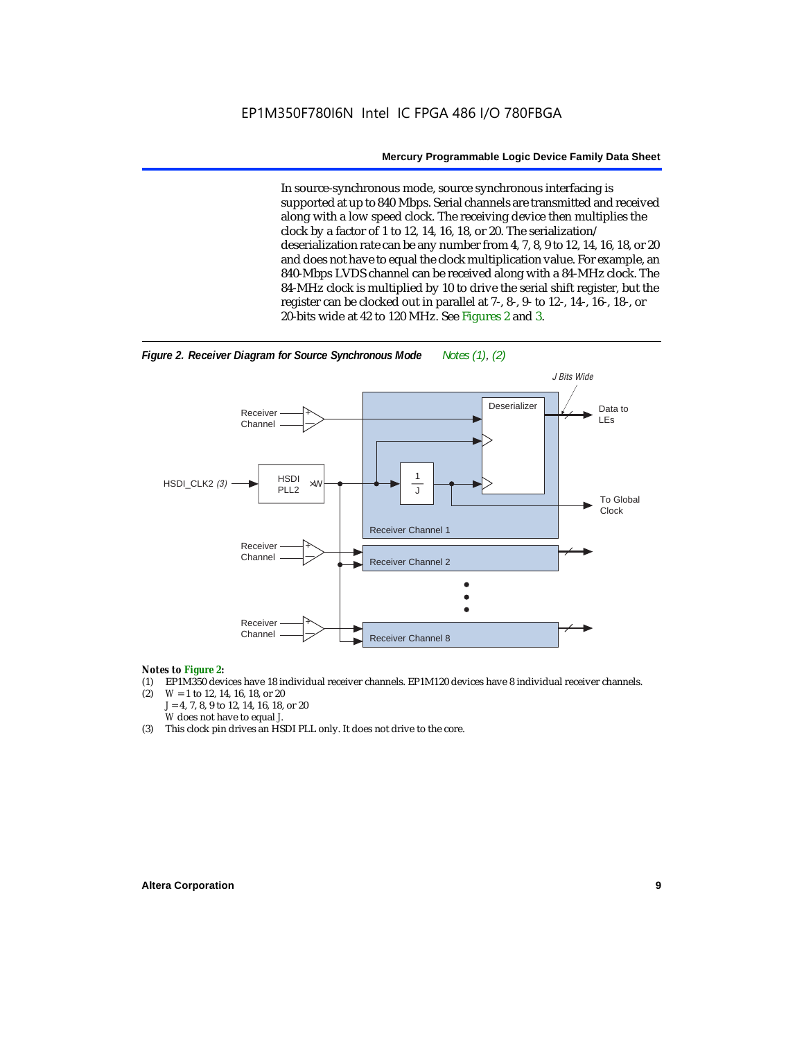In source-synchronous mode, source synchronous interfacing is supported at up to 840 Mbps. Serial channels are transmitted and received along with a low speed clock. The receiving device then multiplies the clock by a factor of 1 to 12, 14, 16, 18, or 20. The serialization/deserialization rate can be any number from 4, 7, 8, 9 to 12, 14, 16, 18, or 20 and does not have to equal the clock multiplication value. For example, an 840-Mbps LVDS channel can be received along with a 84-MHz clock. The 84-MHz clock is multiplied by 10 to drive the serial shift register, but the register can be clocked out in parallel at 7-, 8-, 9- to 12-, 14-, 16-, 18-, or 20-bits wide at 42 to 120 MHz. See Figures 2 and 3.

***Figure 2. Receiver Diagram for Source Synchronous Mode*** *Notes (1), (2)*

*Notes to Figure 2:*

(1) EP1M350 devices have 18 individual receiver channels. EP1M120 devices have 8 individual receiver channels.

(2) $W$ = 1 to 12, 14, 16, 18, or 20
$J$ = 4, 7, 8, 9 to 12, 14, 16, 18, or 20
$W$ does not have to equal $J$.

(3) This clock pin drives an HSDI PLL only. It does not drive to the core.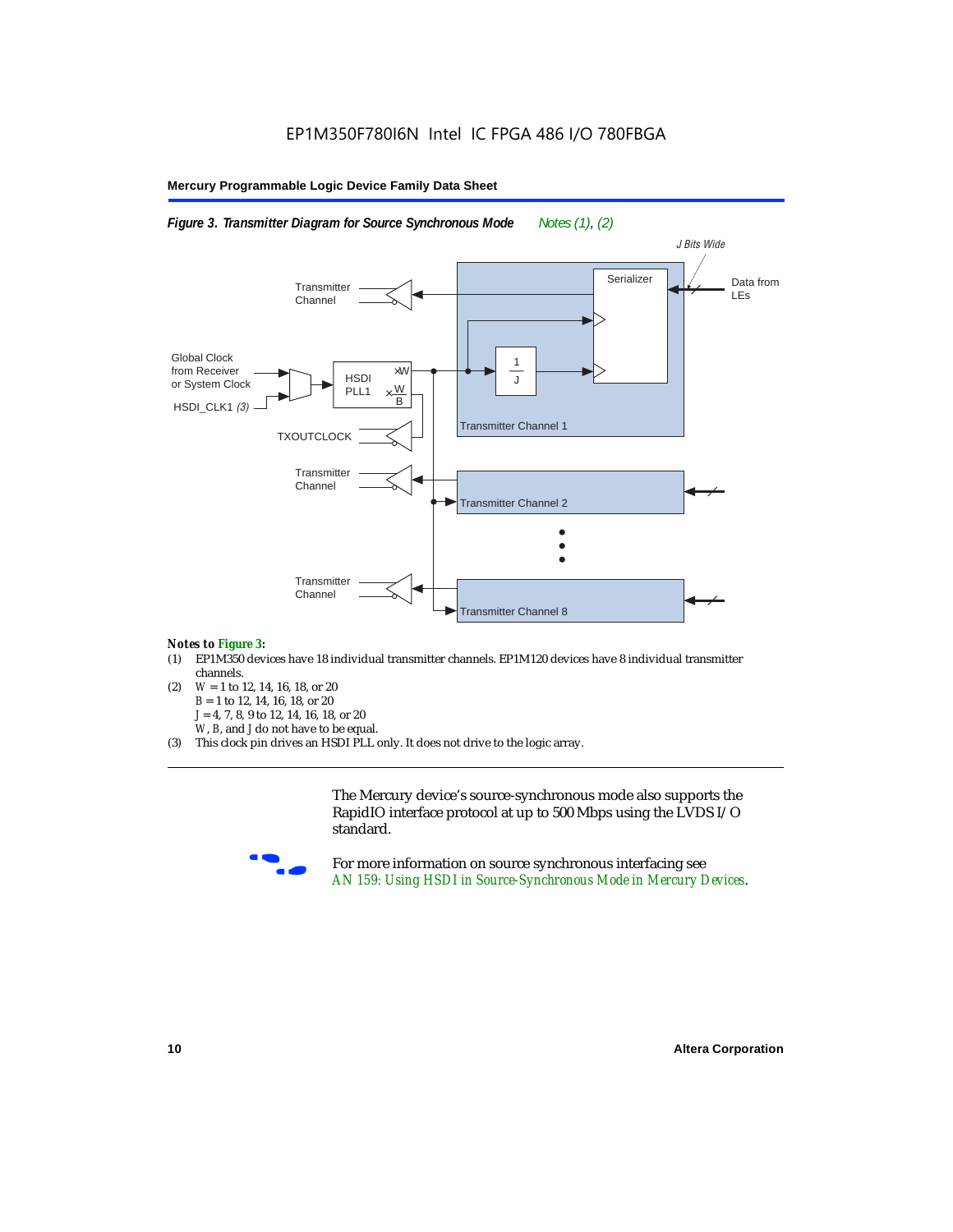*Figure 3. Transmitter Diagram for Source Synchronous Mode* *Notes (1), (2)*

Transmitter Channel

Global Clock from Receiver or System Clock

HSDI_CLK1 *(3)*

HSDI PLL1

TXOUTCLOCK

Transmitter Channel

Transmitter Channel

*J Bits Wide*

Serializer

Data from LEs

1/J

Transmitter Channel 1

Transmitter Channel 2

Transmitter Channel 8

***Notes to Figure 3:***

(1) EP1M350 devices have 18 individual transmitter channels. EP1M120 devices have 8 individual transmitter channels.

(2) *W* = 1 to 12, 14, 16, 18, or 20
*B* = 1 to 12, 14, 16, 18, or 20
*J* = 4, 7, 8, 9 to 12, 14, 16, 18, or 20
*W*, *B*, and *J* do not have to be equal.

(3) This clock pin drives an HSDI PLL only. It does not drive to the logic array.

---

The Mercury device's source-synchronous mode also supports the RapidIO interface protocol at up to 500 Mbps using the LVDS I/O standard.

For more information on source synchronous interfacing see *AN 159: Using HSDI in Source-Synchronous Mode in Mercury Devices*.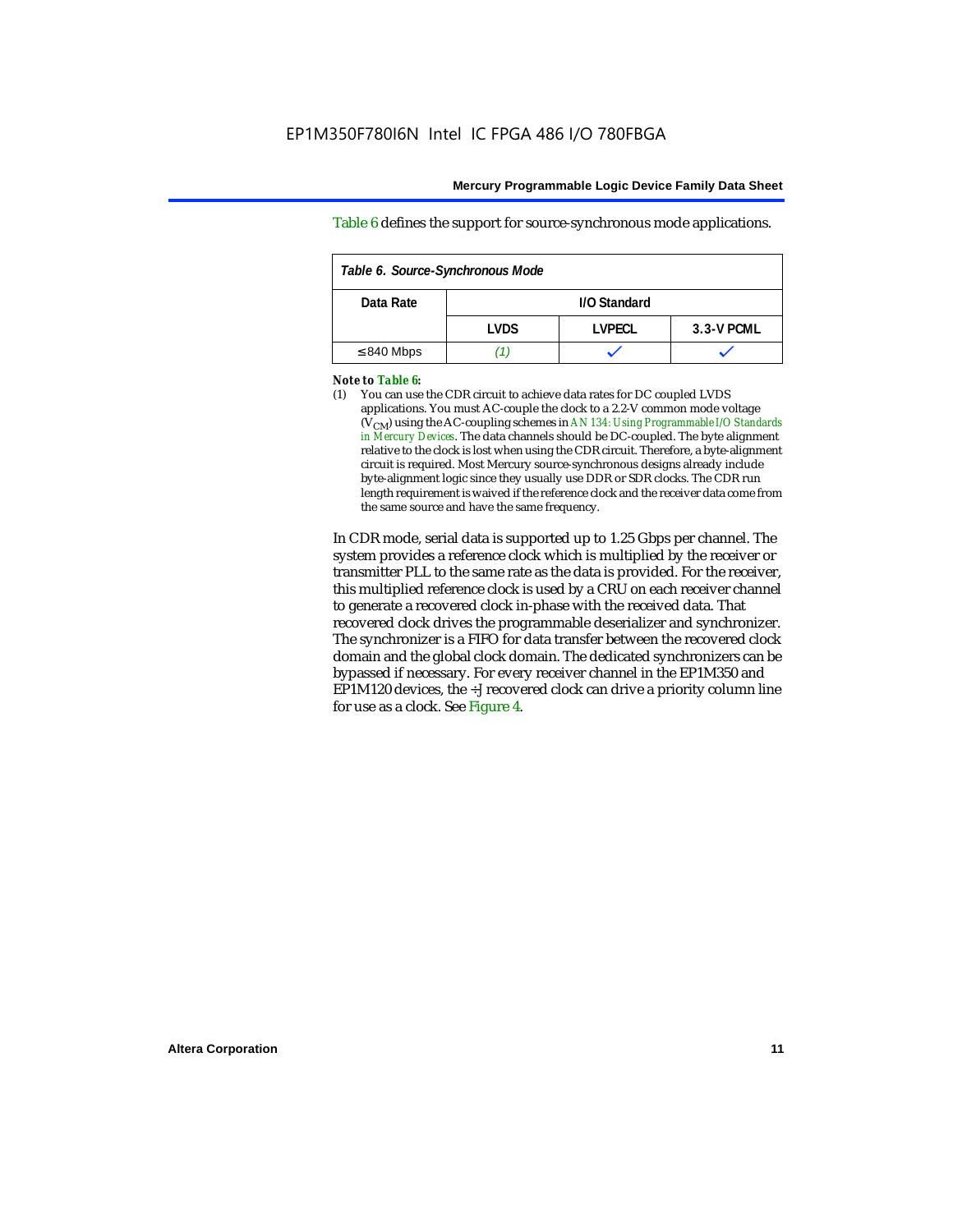Table 6 defines the support for source-synchronous mode applications.

| *Table 6. Source-Synchronous Mode* | | | |
|---|---|---|---|
| **Data Rate** | **I/O Standard** | | |
| | **LVDS** | **LVPECL** | **3.3-V PCML** |
| ≤ 840 Mbps | *(1)* | ✓ | ✓ |

***Note to Table 6:***

(1) You can use the CDR circuit to achieve data rates for DC coupled LVDS applications. You must AC-couple the clock to a 2.2-V common mode voltage ($V_{CM}$) using the AC-coupling schemes in *AN 134: Using Programmable I/O Standards in Mercury Devices*. The data channels should be DC-coupled. The byte alignment relative to the clock is lost when using the CDR circuit. Therefore, a byte-alignment circuit is required. Most Mercury source-synchronous designs already include byte-alignment logic since they usually use DDR or SDR clocks. The CDR run length requirement is waived if the reference clock and the receiver data come from the same source and have the same frequency.

In CDR mode, serial data is supported up to 1.25 Gbps per channel. The system provides a reference clock which is multiplied by the receiver or transmitter PLL to the same rate as the data is provided. For the receiver, this multiplied reference clock is used by a CRU on each receiver channel to generate a recovered clock in-phase with the received data. That recovered clock drives the programmable deserializer and synchronizer. The synchronizer is a FIFO for data transfer between the recovered clock domain and the global clock domain. The dedicated synchronizers can be bypassed if necessary. For every receiver channel in the EP1M350 and EP1M120 devices, the ÷J recovered clock can drive a priority column line for use as a clock. See Figure 4.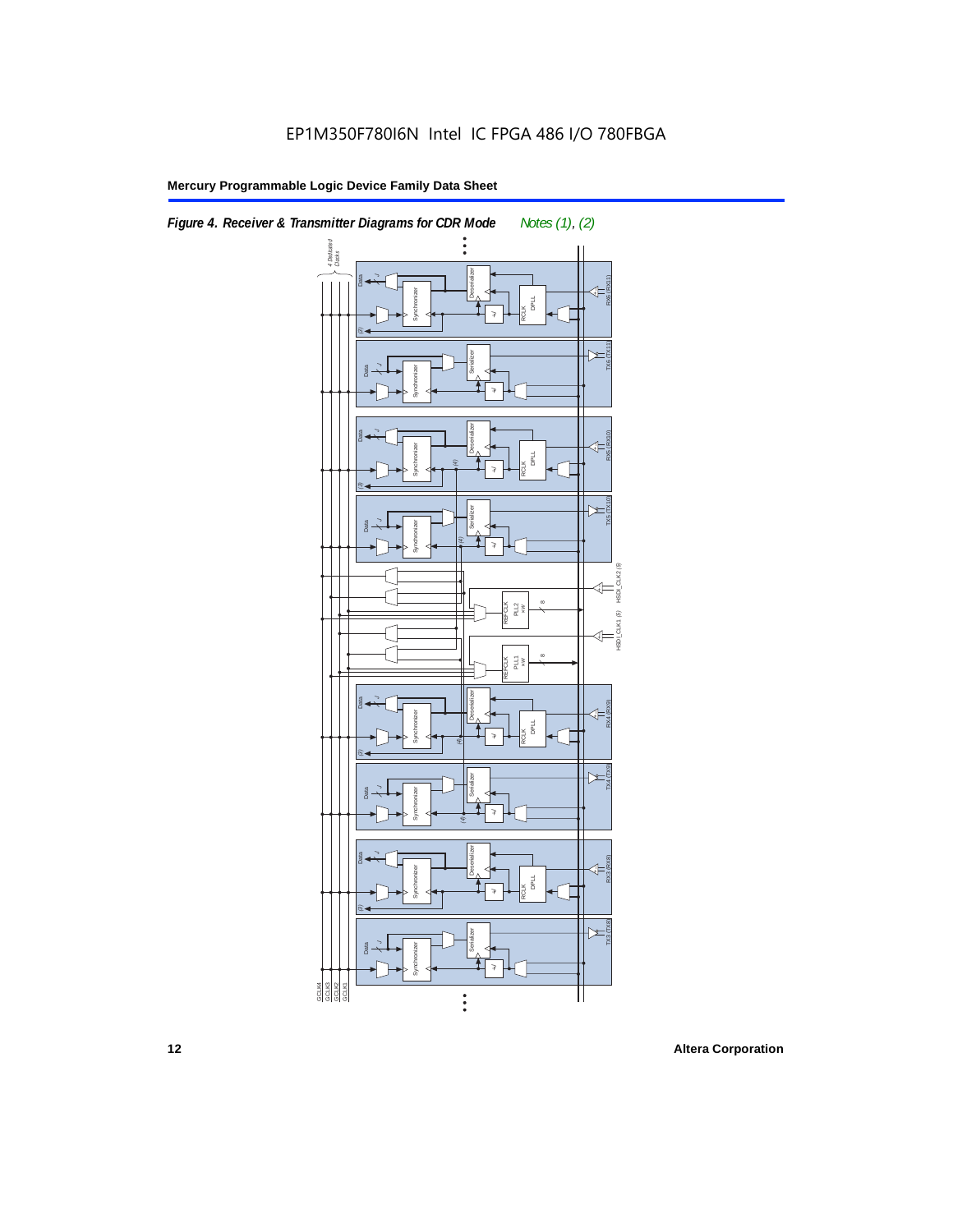**Figure 4. Receiver & Transmitter Diagrams for CDR Mode** *Notes (1), (2)*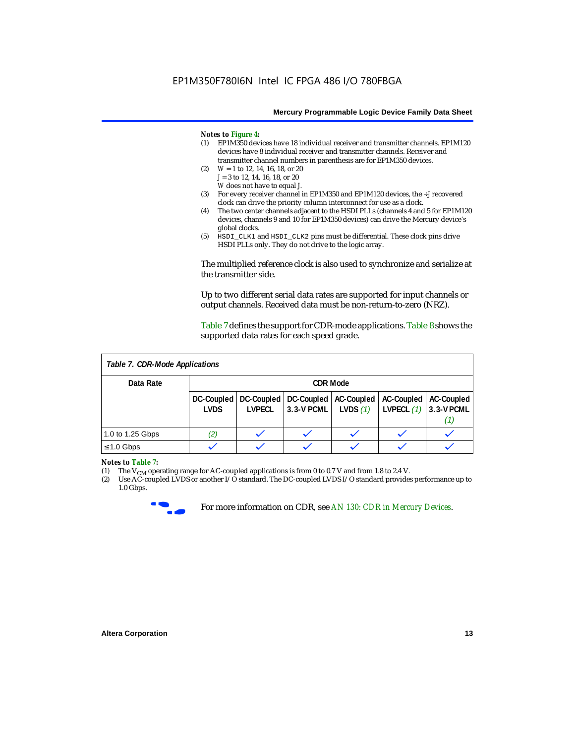*Notes to Figure 4:*

(1) EP1M350 devices have 18 individual receiver and transmitter channels. EP1M120 devices have 8 individual receiver and transmitter channels. Receiver and transmitter channel numbers in parenthesis are for EP1M350 devices.

(2) $W$ = 1 to 12, 14, 16, 18, or 20
$J$ = 3 to 12, 14, 16, 18, or 20
$W$ does not have to equal $J$.

(3) For every receiver channel in EP1M350 and EP1M120 devices, the ÷$J$ recovered clock can drive the priority column interconnect for use as a clock.

(4) The two center channels adjacent to the HSDI PLLs (channels 4 and 5 for EP1M120 devices, channels 9 and 10 for EP1M350 devices) can drive the Mercury device's global clocks.

(5) `HSDI_CLK1` and `HSDI_CLK2` pins must be differential. These clock pins drive HSDI PLLs only. They do not drive to the logic array.

The multiplied reference clock is also used to synchronize and serialize at the transmitter side.

Up to two different serial data rates are supported for input channels or output channels. Received data must be non-return-to-zero (NRZ).

Table 7 defines the support for CDR-mode applications. Table 8 shows the supported data rates for each speed grade.

**Table 7. CDR-Mode Applications**

| Data Rate | CDR Mode | | | | | |
|---|---|---|---|---|---|---|
| | DC-Coupled LVDS | DC-Coupled LVPECL | DC-Coupled 3.3-V PCML | AC-Coupled LVDS (1) | AC-Coupled LVPECL (1) | AC-Coupled 3.3-V PCML (1) |
| 1.0 to 1.25 Gbps | (2) | ✓ | ✓ | ✓ | ✓ | ✓ |
| ≤1.0 Gbps | ✓ | ✓ | ✓ | ✓ | ✓ | ✓ |

*Notes to Table 7:*

(1) The $V_{CM}$ operating range for AC-coupled applications is from 0 to 0.7 V and from 1.8 to 2.4 V.

(2) Use AC-coupled LVDS or another I/O standard. The DC-coupled LVDS I/O standard provides performance up to 1.0 Gbps.

For more information on CDR, see *AN 130: CDR in Mercury Devices*.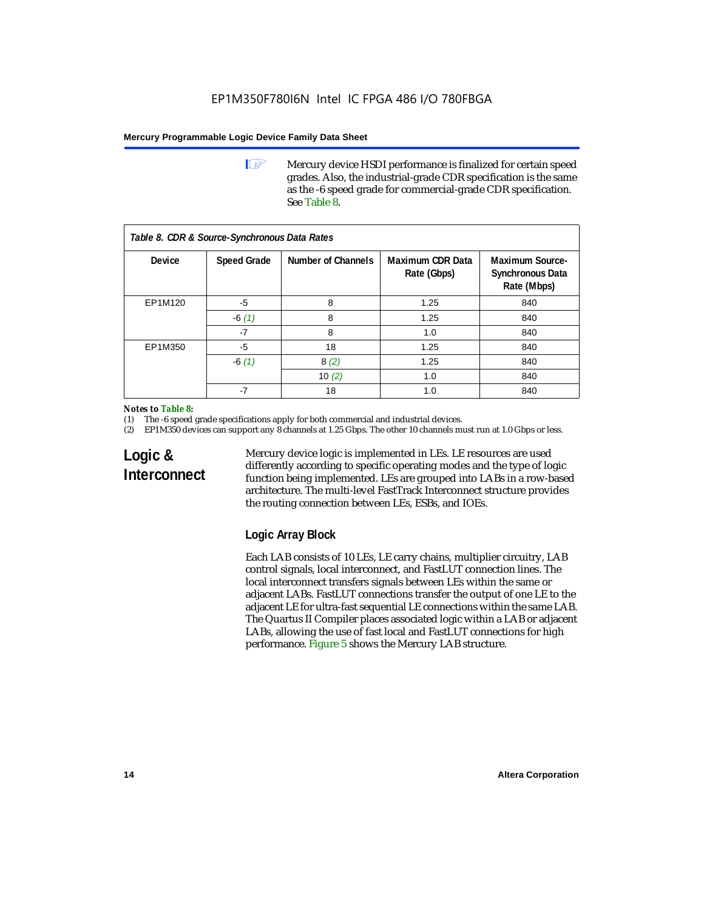Mercury device HSDI performance is finalized for certain speed grades. Also, the industrial-grade CDR specification is the same as the -6 speed grade for commercial-grade CDR specification. See Table 8.

*Table 8. CDR & Source-Synchronous Data Rates*

| Device | Speed Grade | Number of Channels | Maximum CDR Data Rate (Gbps) | Maximum Source-Synchronous Data Rate (Mbps) |
|---|---|---|---|---|
| EP1M120 | -5 | 8 | 1.25 | 840 |
| | -6 *(1)* | 8 | 1.25 | 840 |
| | -7 | 8 | 1.0 | 840 |
| EP1M350 | -5 | 18 | 1.25 | 840 |
| | -6 *(1)* | 8 *(2)* | 1.25 | 840 |
| | | 10 *(2)* | 1.0 | 840 |
| | -7 | 18 | 1.0 | 840 |

*Notes to Table 8:*
(1) The -6 speed grade specifications apply for both commercial and industrial devices.
(2) EP1M350 devices can support any 8 channels at 1.25 Gbps. The other 10 channels must run at 1.0 Gbps or less.

## Logic & Interconnect

Mercury device logic is implemented in LEs. LE resources are used differently according to specific operating modes and the type of logic function being implemented. LEs are grouped into LABs in a row-based architecture. The multi-level FastTrack Interconnect structure provides the routing connection between LEs, ESBs, and IOEs.

### Logic Array Block

Each LAB consists of 10 LEs, LE carry chains, multiplier circuitry, LAB control signals, local interconnect, and FastLUT connection lines. The local interconnect transfers signals between LEs within the same or adjacent LABs. FastLUT connections transfer the output of one LE to the adjacent LE for ultra-fast sequential LE connections within the same LAB. The Quartus II Compiler places associated logic within a LAB or adjacent LABs, allowing the use of fast local and FastLUT connections for high performance. Figure 5 shows the Mercury LAB structure.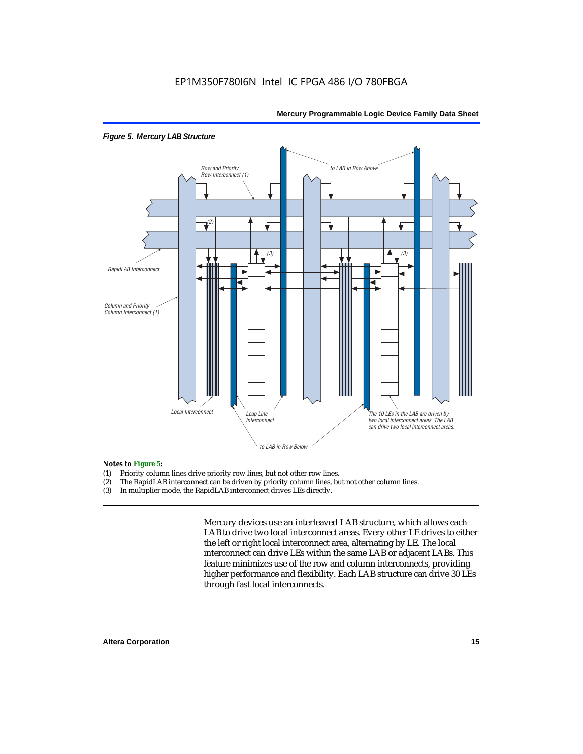*Figure 5. Mercury LAB Structure*

*Notes to Figure 5:*

(1) Priority column lines drive priority row lines, but not other row lines.
(2) The RapidLAB interconnect can be driven by priority column lines, but not other column lines.
(3) In multiplier mode, the RapidLAB interconnect drives LEs directly.

Mercury devices use an interleaved LAB structure, which allows each LAB to drive two local interconnect areas. Every other LE drives to either the left or right local interconnect area, alternating by LE. The local interconnect can drive LEs within the same LAB or adjacent LABs. This feature minimizes use of the row and column interconnects, providing higher performance and flexibility. Each LAB structure can drive 30 LEs through fast local interconnects.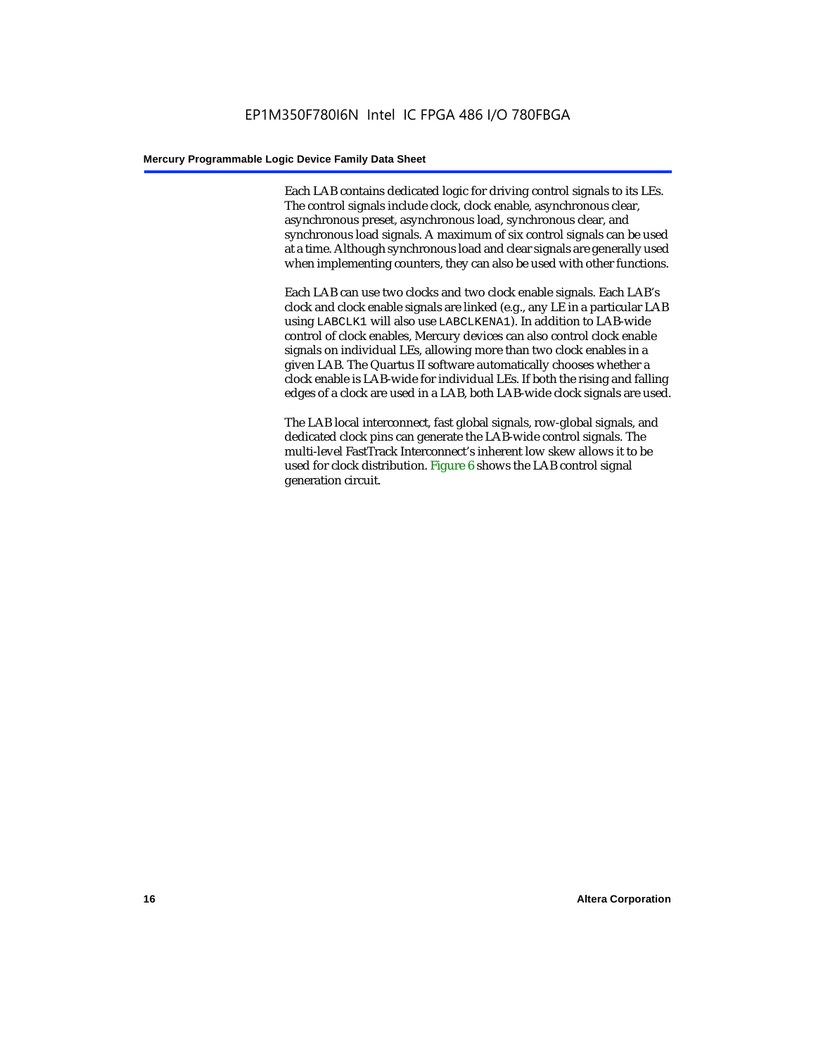Each LAB contains dedicated logic for driving control signals to its LEs. The control signals include clock, clock enable, asynchronous clear, asynchronous preset, asynchronous load, synchronous clear, and synchronous load signals. A maximum of six control signals can be used at a time. Although synchronous load and clear signals are generally used when implementing counters, they can also be used with other functions.

Each LAB can use two clocks and two clock enable signals. Each LAB's clock and clock enable signals are linked (e.g., any LE in a particular LAB using `LABCLK1` will also use `LABCLKENA1`). In addition to LAB-wide control of clock enables, Mercury devices can also control clock enable signals on individual LEs, allowing more than two clock enables in a given LAB. The Quartus II software automatically chooses whether a clock enable is LAB-wide for individual LEs. If both the rising and falling edges of a clock are used in a LAB, both LAB-wide clock signals are used.

The LAB local interconnect, fast global signals, row-global signals, and dedicated clock pins can generate the LAB-wide control signals. The multi-level FastTrack Interconnect's inherent low skew allows it to be used for clock distribution. Figure 6 shows the LAB control signal generation circuit.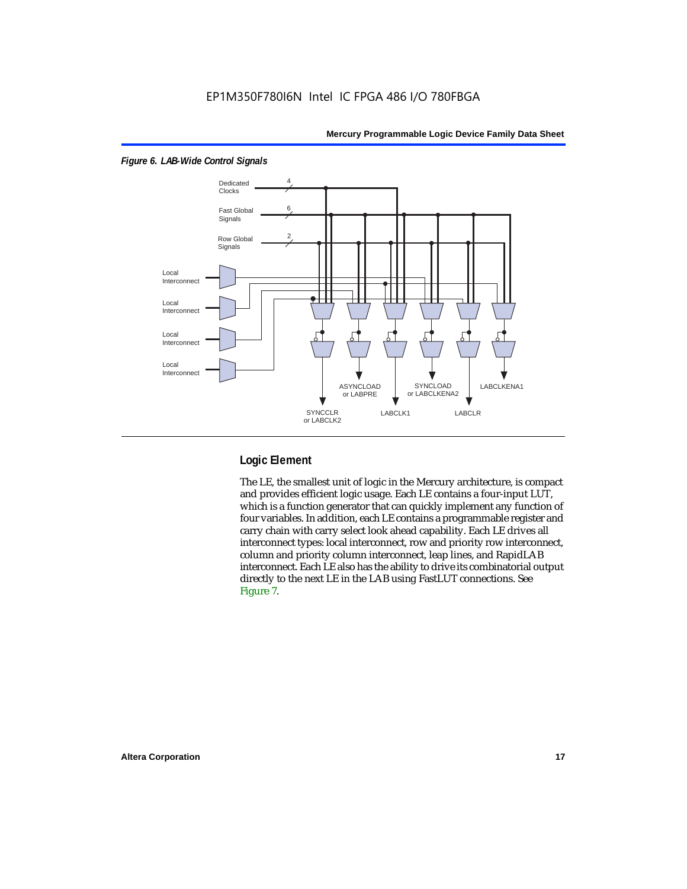*Figure 6. LAB-Wide Control Signals*

## Logic Element

The LE, the smallest unit of logic in the Mercury architecture, is compact and provides efficient logic usage. Each LE contains a four-input LUT, which is a function generator that can quickly implement any function of four variables. In addition, each LE contains a programmable register and carry chain with carry select look ahead capability. Each LE drives all interconnect types: local interconnect, row and priority row interconnect, column and priority column interconnect, leap lines, and RapidLAB interconnect. Each LE also has the ability to drive its combinatorial output directly to the next LE in the LAB using FastLUT connections. See Figure 7.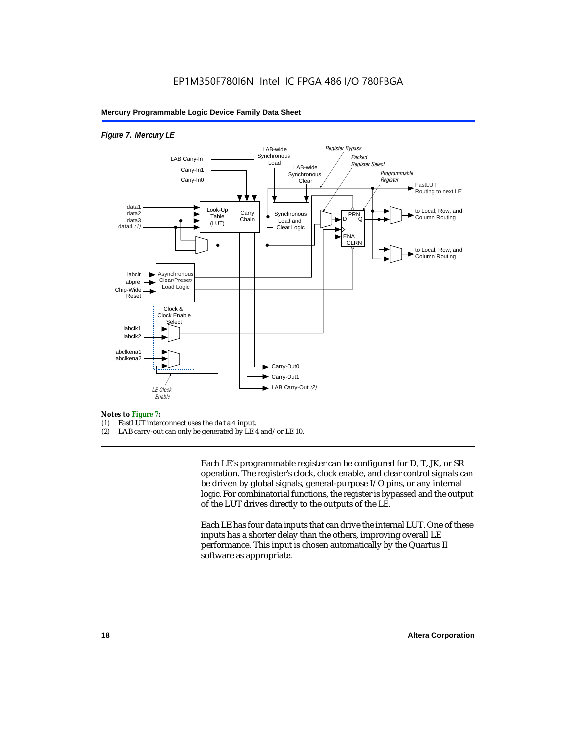*Figure 7. Mercury LE*

*Notes to Figure 7:*

(1) FastLUT interconnect uses the `data4` input.

(2) LAB carry-out can only be generated by LE 4 and/or LE 10.

Each LE's programmable register can be configured for D, T, JK, or SR operation. The register's clock, clock enable, and clear control signals can be driven by global signals, general-purpose I/O pins, or any internal logic. For combinatorial functions, the register is bypassed and the output of the LUT drives directly to the outputs of the LE.

Each LE has four data inputs that can drive the internal LUT. One of these inputs has a shorter delay than the others, improving overall LE performance. This input is chosen automatically by the Quartus II software as appropriate.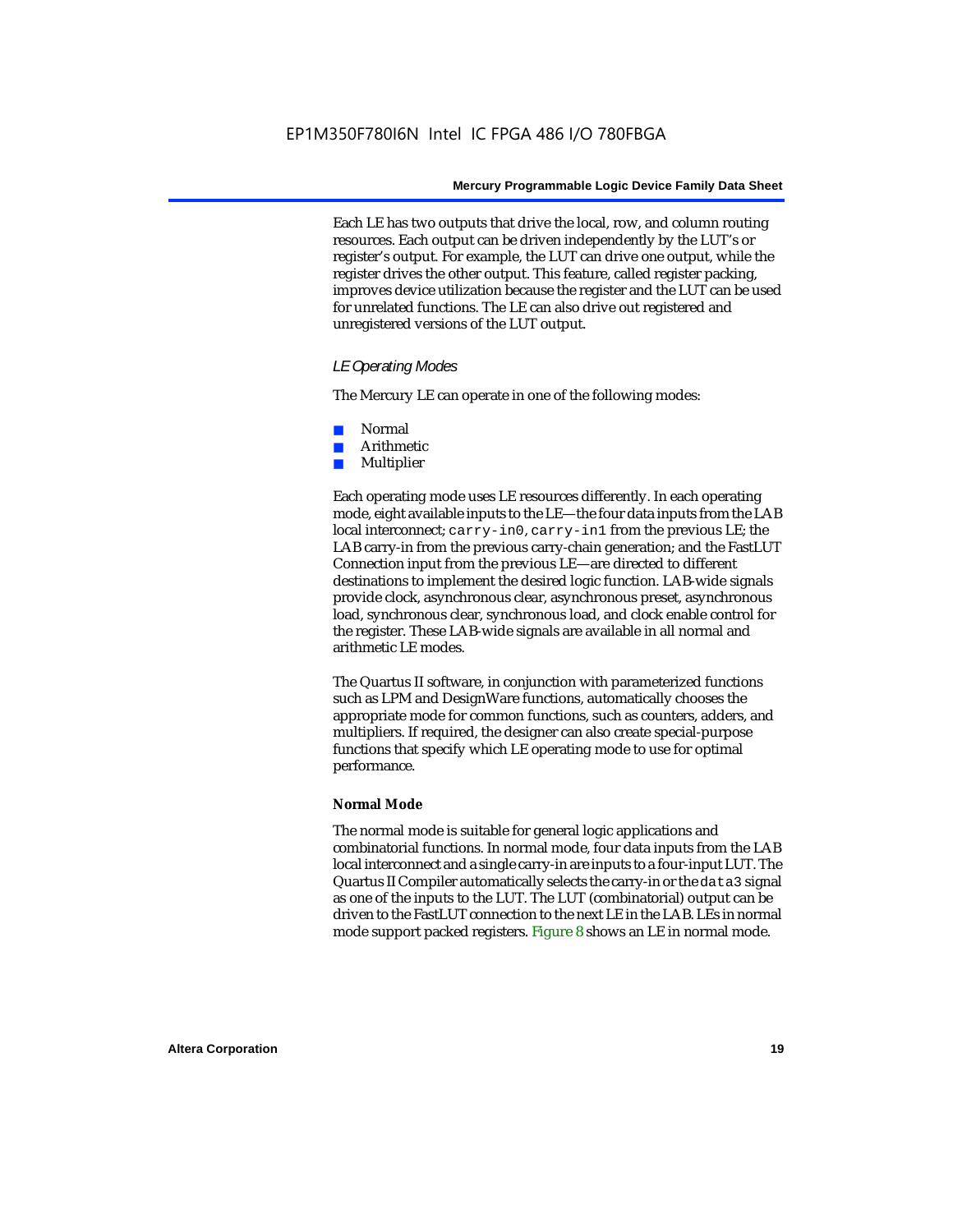Each LE has two outputs that drive the local, row, and column routing resources. Each output can be driven independently by the LUT's or register's output. For example, the LUT can drive one output, while the register drives the other output. This feature, called register packing, improves device utilization because the register and the LUT can be used for unrelated functions. The LE can also drive out registered and unregistered versions of the LUT output.

*LE Operating Modes*

The Mercury LE can operate in one of the following modes:

- Normal
- Arithmetic
- Multiplier

Each operating mode uses LE resources differently. In each operating mode, eight available inputs to the LE—the four data inputs from the LAB local interconnect; `carry-in0`, `carry-in1` from the previous LE; the LAB carry-in from the previous carry-chain generation; and the FastLUT Connection input from the previous LE—are directed to different destinations to implement the desired logic function. LAB-wide signals provide clock, asynchronous clear, asynchronous preset, asynchronous load, synchronous clear, synchronous load, and clock enable control for the register. These LAB-wide signals are available in all normal and arithmetic LE modes.

The Quartus II software, in conjunction with parameterized functions such as LPM and DesignWare functions, automatically chooses the appropriate mode for common functions, such as counters, adders, and multipliers. If required, the designer can also create special-purpose functions that specify which LE operating mode to use for optimal performance.

**Normal Mode**

The normal mode is suitable for general logic applications and combinatorial functions. In normal mode, four data inputs from the LAB local interconnect and a single carry-in are inputs to a four-input LUT. The Quartus II Compiler automatically selects the carry-in or the `data3` signal as one of the inputs to the LUT. The LUT (combinatorial) output can be driven to the FastLUT connection to the next LE in the LAB. LEs in normal mode support packed registers. Figure 8 shows an LE in normal mode.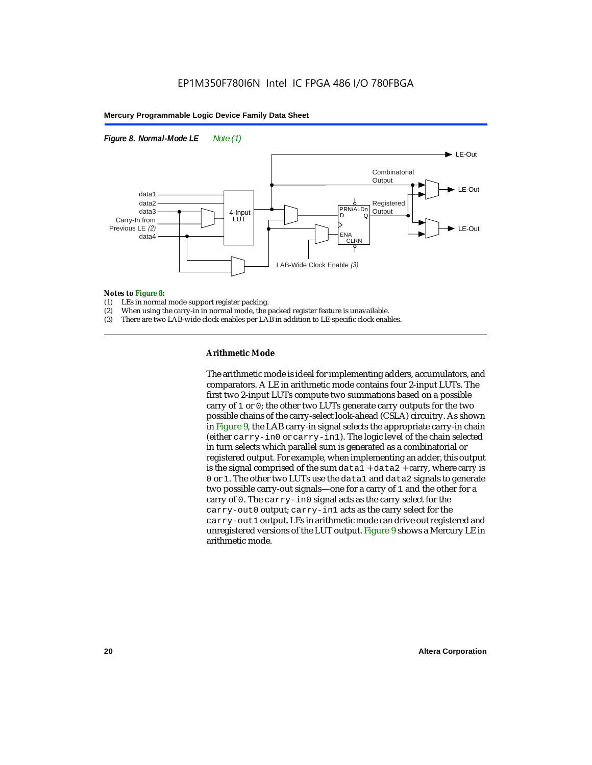*Figure 8. Normal-Mode LE* *Note (1)*

*Notes to Figure 8:*

(1) LEs in normal mode support register packing.
(2) When using the carry-in in normal mode, the packed register feature is unavailable.
(3) There are two LAB-wide clock enables per LAB in addition to LE-specific clock enables.

### Arithmetic Mode

The arithmetic mode is ideal for implementing adders, accumulators, and comparators. A LE in arithmetic mode contains four 2-input LUTs. The first two 2-input LUTs compute two summations based on a possible carry of `1` or `0`; the other two LUTs generate carry outputs for the two possible chains of the carry-select look-ahead (CSLA) circuitry. As shown in Figure 9, the LAB carry-in signal selects the appropriate carry-in chain (either `carry-in0` or `carry-in1`). The logic level of the chain selected in turn selects which parallel sum is generated as a combinatorial or registered output. For example, when implementing an adder, this output is the signal comprised of the sum `data1` + `data2` + *carry*, where *carry* is `0` or `1`. The other two LUTs use the `data1` and `data2` signals to generate two possible carry-out signals—one for a carry of `1` and the other for a carry of `0`. The `carry-in0` signal acts as the carry select for the `carry-out0` output; `carry-in1` acts as the carry select for the `carry-out1` output. LEs in arithmetic mode can drive out registered and unregistered versions of the LUT output. Figure 9 shows a Mercury LE in arithmetic mode.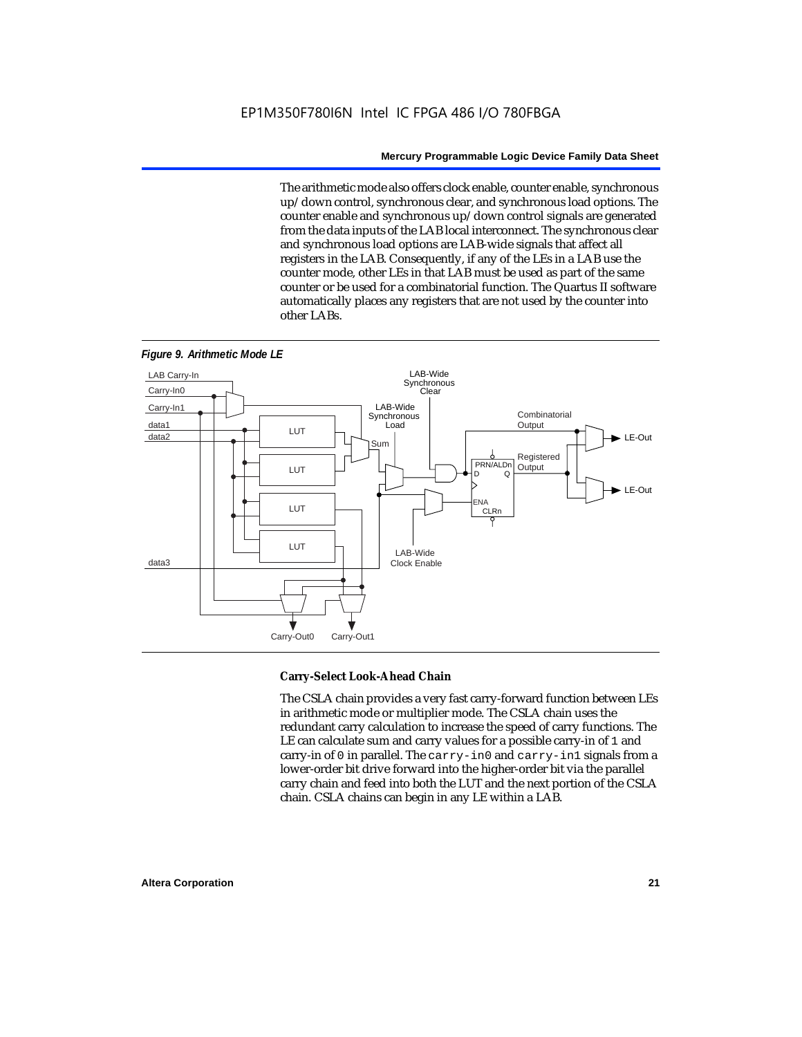The arithmetic mode also offers clock enable, counter enable, synchronous up/down control, synchronous clear, and synchronous load options. The counter enable and synchronous up/down control signals are generated from the data inputs of the LAB local interconnect. The synchronous clear and synchronous load options are LAB-wide signals that affect all registers in the LAB. Consequently, if any of the LEs in a LAB use the counter mode, other LEs in that LAB must be used as part of the same counter or be used for a combinatorial function. The Quartus II software automatically places any registers that are not used by the counter into other LABs.

*Figure 9. Arithmetic Mode LE*

### Carry-Select Look-Ahead Chain

The CSLA chain provides a very fast carry-forward function between LEs in arithmetic mode or multiplier mode. The CSLA chain uses the redundant carry calculation to increase the speed of carry functions. The LE can calculate sum and carry values for a possible carry-in of `1` and carry-in of `0` in parallel. The `carry-in0` and `carry-in1` signals from a lower-order bit drive forward into the higher-order bit via the parallel carry chain and feed into both the LUT and the next portion of the CSLA chain. CSLA chains can begin in any LE within a LAB.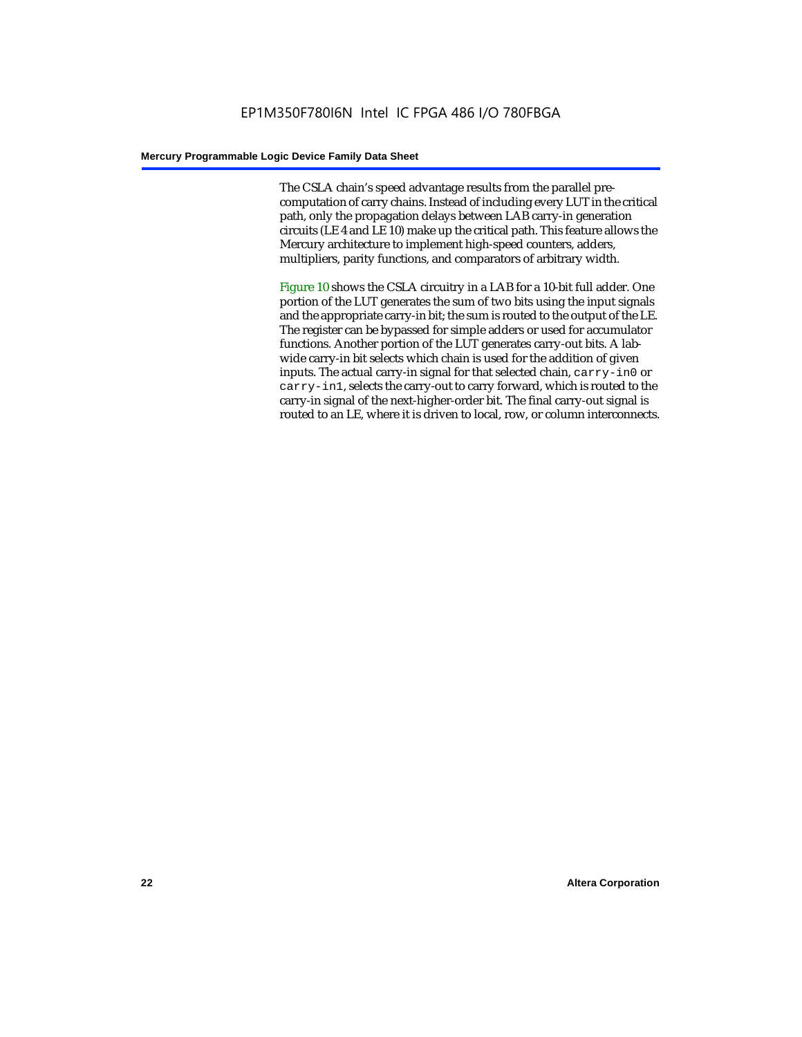The CSLA chain's speed advantage results from the parallel pre-computation of carry chains. Instead of including every LUT in the critical path, only the propagation delays between LAB carry-in generation circuits (LE 4 and LE 10) make up the critical path. This feature allows the Mercury architecture to implement high-speed counters, adders, multipliers, parity functions, and comparators of arbitrary width.

Figure 10 shows the CSLA circuitry in a LAB for a 10-bit full adder. One portion of the LUT generates the sum of two bits using the input signals and the appropriate carry-in bit; the sum is routed to the output of the LE. The register can be bypassed for simple adders or used for accumulator functions. Another portion of the LUT generates carry-out bits. A lab-wide carry-in bit selects which chain is used for the addition of given inputs. The actual carry-in signal for that selected chain, `carry-in0` or `carry-in1`, selects the carry-out to carry forward, which is routed to the carry-in signal of the next-higher-order bit. The final carry-out signal is routed to an LE, where it is driven to local, row, or column interconnects.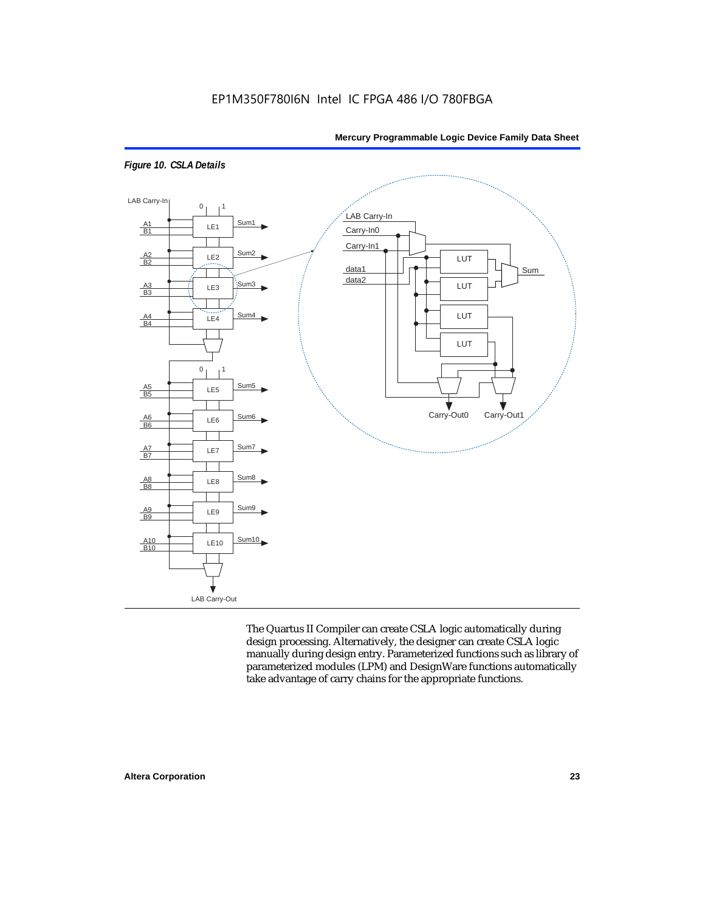EP1M350F780I6N Intel IC FPGA 486 I/O 780FBGA

*Figure 10. CSLA Details*

The Quartus II Compiler can create CSLA logic automatically during design processing. Alternatively, the designer can create CSLA logic manually during design entry. Parameterized functions such as library of parameterized modules (LPM) and DesignWare functions automatically take advantage of carry chains for the appropriate functions.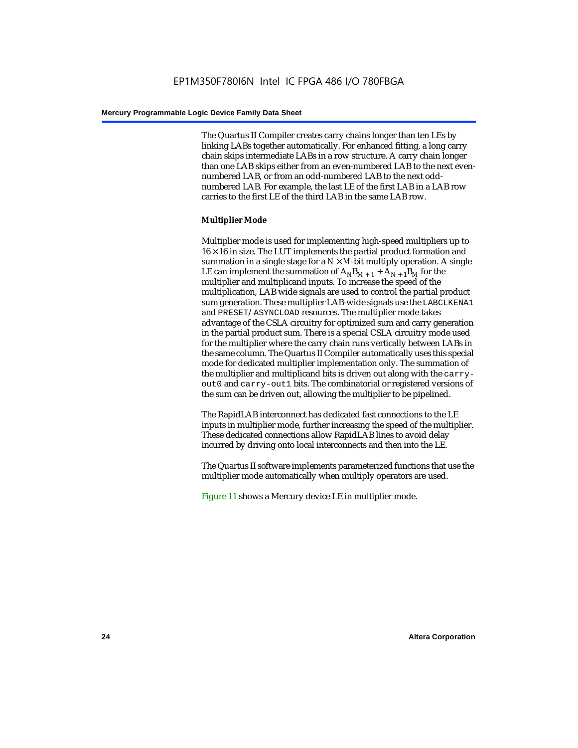The Quartus II Compiler creates carry chains longer than ten LEs by linking LABs together automatically. For enhanced fitting, a long carry chain skips intermediate LABs in a row structure. A carry chain longer than one LAB skips either from an even-numbered LAB to the next even-numbered LAB, or from an odd-numbered LAB to the next odd-numbered LAB. For example, the last LE of the first LAB in a LAB row carries to the first LE of the third LAB in the same LAB row.

#### Multiplier Mode

Multiplier mode is used for implementing high-speed multipliers up to $16 \times 16$ in size. The LUT implements the partial product formation and summation in a single stage for a $N \times M$-bit multiply operation. A single LE can implement the summation of $A_N B_{M+1} + A_{N+1} B_M$ for the multiplier and multiplicand inputs. To increase the speed of the multiplication, LAB wide signals are used to control the partial product sum generation. These multiplier LAB-wide signals use the `LABCLKENA1` and `PRESET/ASYNCLOAD` resources. The multiplier mode takes advantage of the CSLA circuitry for optimized sum and carry generation in the partial product sum. There is a special CSLA circuitry mode used for the multiplier where the carry chain runs vertically between LABs in the same column. The Quartus II Compiler automatically uses this special mode for dedicated multiplier implementation only. The summation of the multiplier and multiplicand bits is driven out along with the `carry-out0` and `carry-out1` bits. The combinatorial or registered versions of the sum can be driven out, allowing the multiplier to be pipelined.

The RapidLAB interconnect has dedicated fast connections to the LE inputs in multiplier mode, further increasing the speed of the multiplier. These dedicated connections allow RapidLAB lines to avoid delay incurred by driving onto local interconnects and then into the LE.

The Quartus II software implements parameterized functions that use the multiplier mode automatically when multiply operators are used.

Figure 11 shows a Mercury device LE in multiplier mode.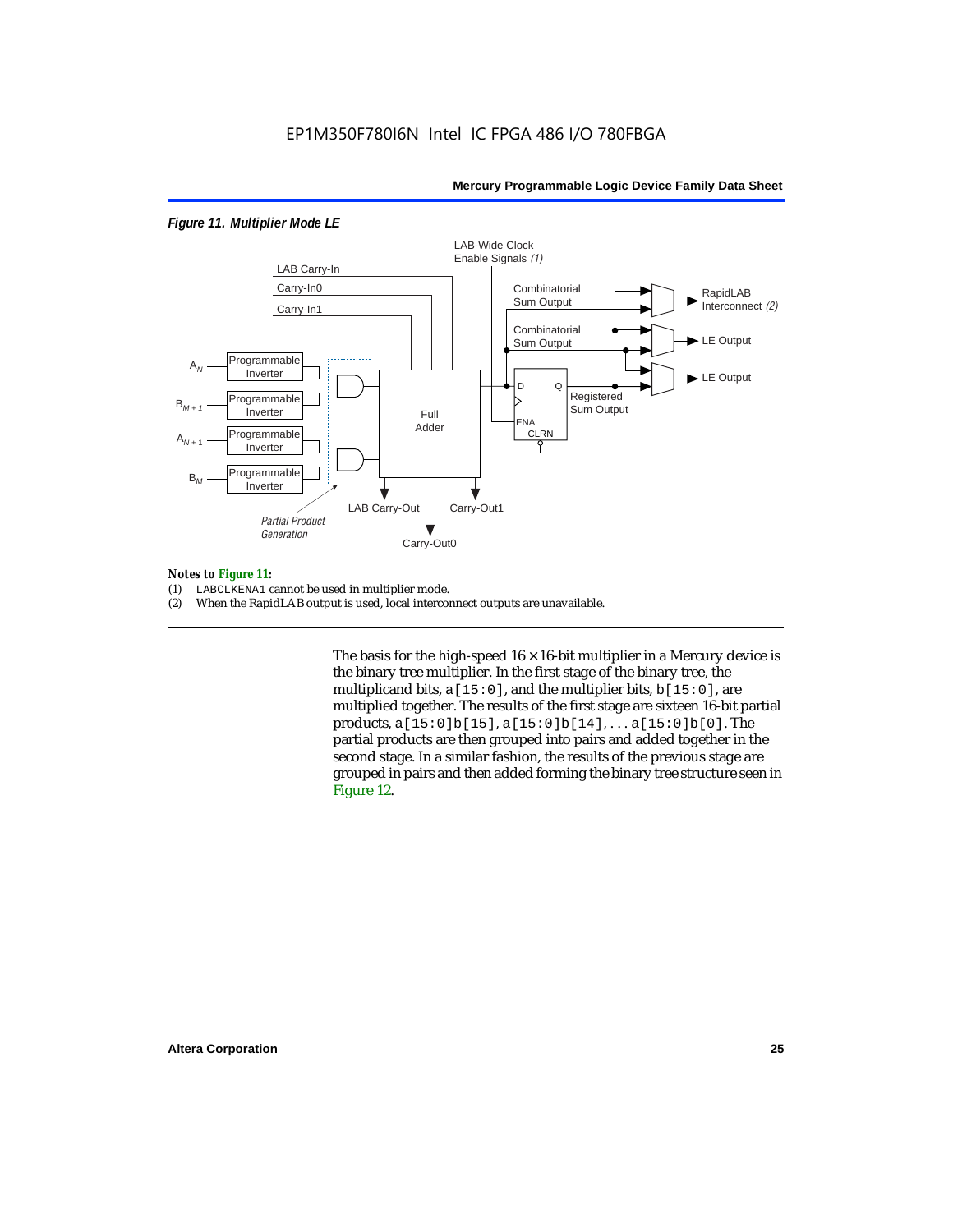*Figure 11. Multiplier Mode LE*

*Notes to Figure 11:*

(1) LABCLKENA1 cannot be used in multiplier mode.

(2) When the RapidLAB output is used, local interconnect outputs are unavailable.

The basis for the high-speed 16 × 16-bit multiplier in a Mercury device is the binary tree multiplier. In the first stage of the binary tree, the multiplicand bits, a[15:0], and the multiplier bits, b[15:0], are multiplied together. The results of the first stage are sixteen 16-bit partial products, a[15:0]b[15], a[15:0]b[14], . . . a[15:0]b[0]. The partial products are then grouped into pairs and added together in the second stage. In a similar fashion, the results of the previous stage are grouped in pairs and then added forming the binary tree structure seen in Figure 12.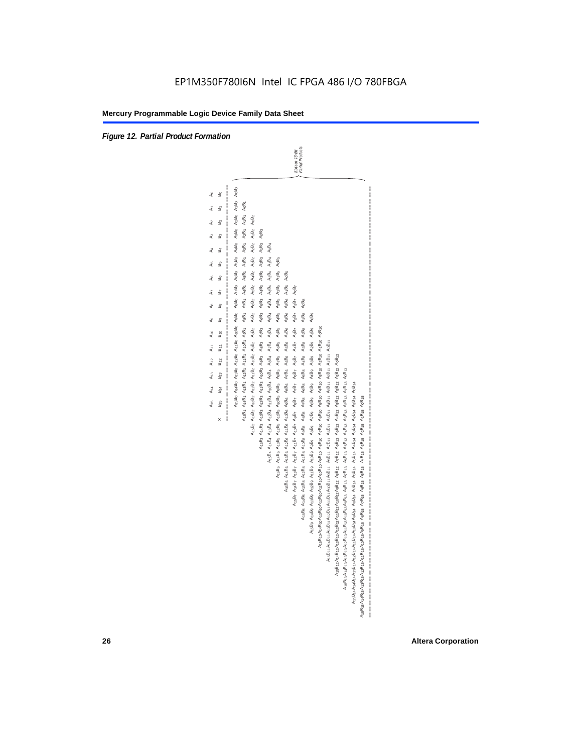EP1M350F780I6N Intel IC FPGA 486 I/O 780FBGA

Figure 12. Partial Product Formation

$$
\begin{array}{r}
A_{15}\ A_{14}\ A_{13}\ A_{12}\ A_{11}\ A_{10}\ A_{9}\ A_{8}\ A_{7}\ A_{6}\ A_{5}\ A_{4}\ A_{3}\ A_{2}\ A_{1}\ A_{0} \\
\times\quad B_{15}\ B_{14}\ B_{13}\ B_{12}\ B_{11}\ B_{10}\ B_{9}\ B_{8}\ B_{7}\ B_{6}\ B_{5}\ B_{4}\ B_{3}\ B_{2}\ B_{1}\ B_{0} \\
\hline
A_{15}B_0\ A_{14}B_0\ A_{13}B_0\ A_{12}B_0\ A_{11}B_0\ A_{10}B_0\ A_9B_0\ A_8B_0\ A_7B_0\ A_6B_0\ A_5B_0\ A_4B_0\ A_3B_0\ A_2B_0\ A_1B_0\ A_0B_0 \\
A_{15}B_1\ A_{14}B_1\ A_{13}B_1\ \cdots\ A_1B_1\ A_0B_1\quad \\
\cdots \\
A_{15}B_{15}\ A_{14}B_{15}\ A_{13}B_{15}\ A_{12}B_{15}\ A_{11}B_{15}\ A_{10}B_{15}\ A_9B_{15}\ A_8B_{15}\ A_7B_{15}\ A_6B_{15}\ A_5B_{15}\ A_4B_{15}\ A_3B_{15}\ A_2B_{15}\ A_1B_{15}\ A_0B_{15}\qquad\qquad\qquad\qquad\qquad\qquad\qquad\qquad\qquad\qquad\qquad\qquad\qquad\qquad\qquad \\
\hline
\end{array}
$$

Sixteen 16-Bit Partial Products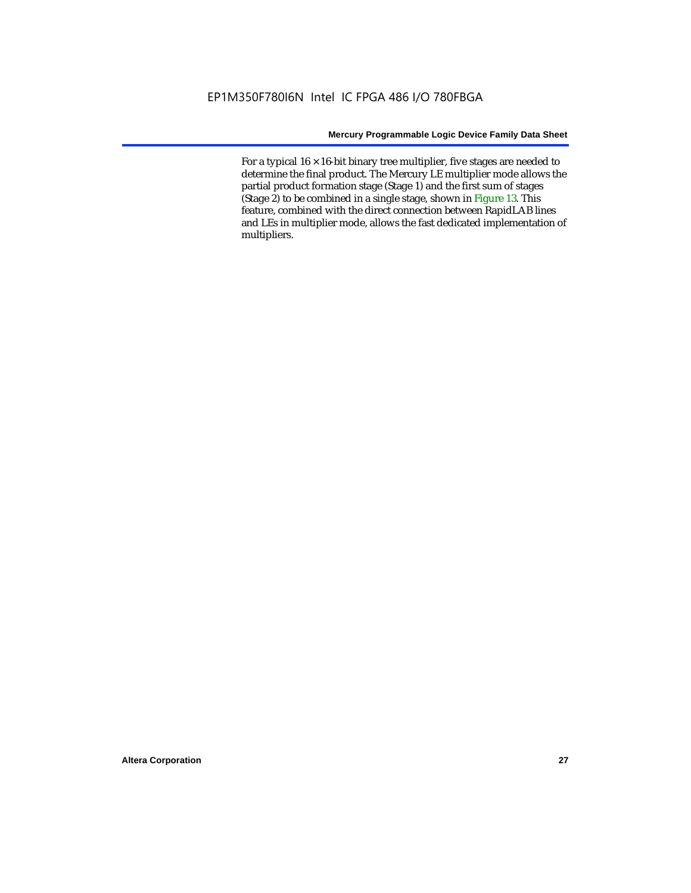For a typical 16 × 16-bit binary tree multiplier, five stages are needed to determine the final product. The Mercury LE multiplier mode allows the partial product formation stage (Stage 1) and the first sum of stages (Stage 2) to be combined in a single stage, shown in Figure 13. This feature, combined with the direct connection between RapidLAB lines and LEs in multiplier mode, allows the fast dedicated implementation of multipliers.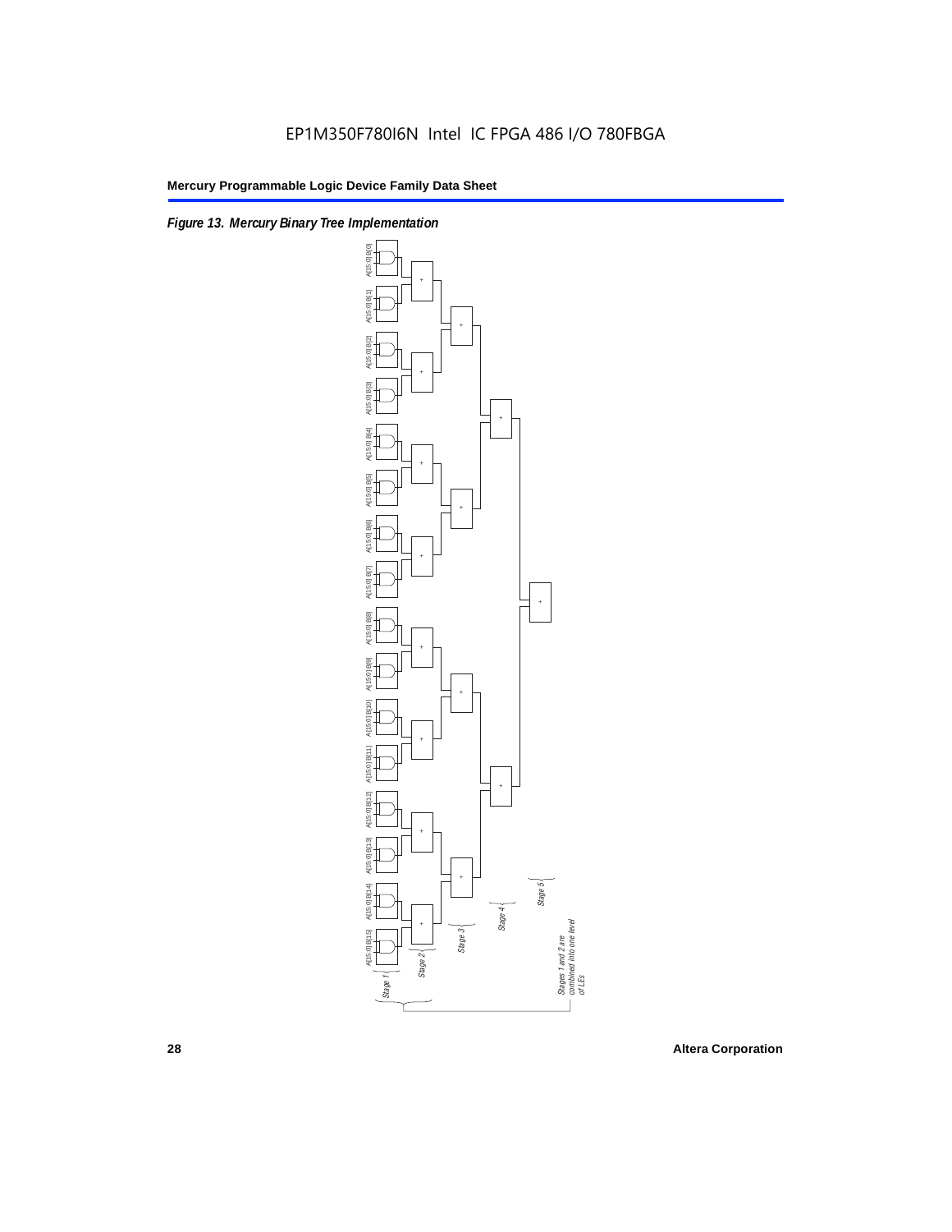EP1M350F780I6N Intel IC FPGA 486 I/O 780FBGA

*Figure 13. Mercury Binary Tree Implementation*

A[15..0] B[0]

A[15..0] B[1]

A[15..0] B[2]

A[15..0] B[3]

A[15..0] B[4]

A[15..0] B[5]

A[15..0] B[6]

A[15..0] B[7]

A[15..0] B[8]

A[15..0] B[9]

A[15..0] B[10]

A[15..0] B[11]

A[15..0] B[12]

A[15..0] B[13]

A[15..0] B[14]

A[15..0] B[15]

*Stage 1*

*Stage 2*

*Stage 3*

*Stage 4*

*Stage 5*

*Stages 1 and 2 are combined into one level of LEs*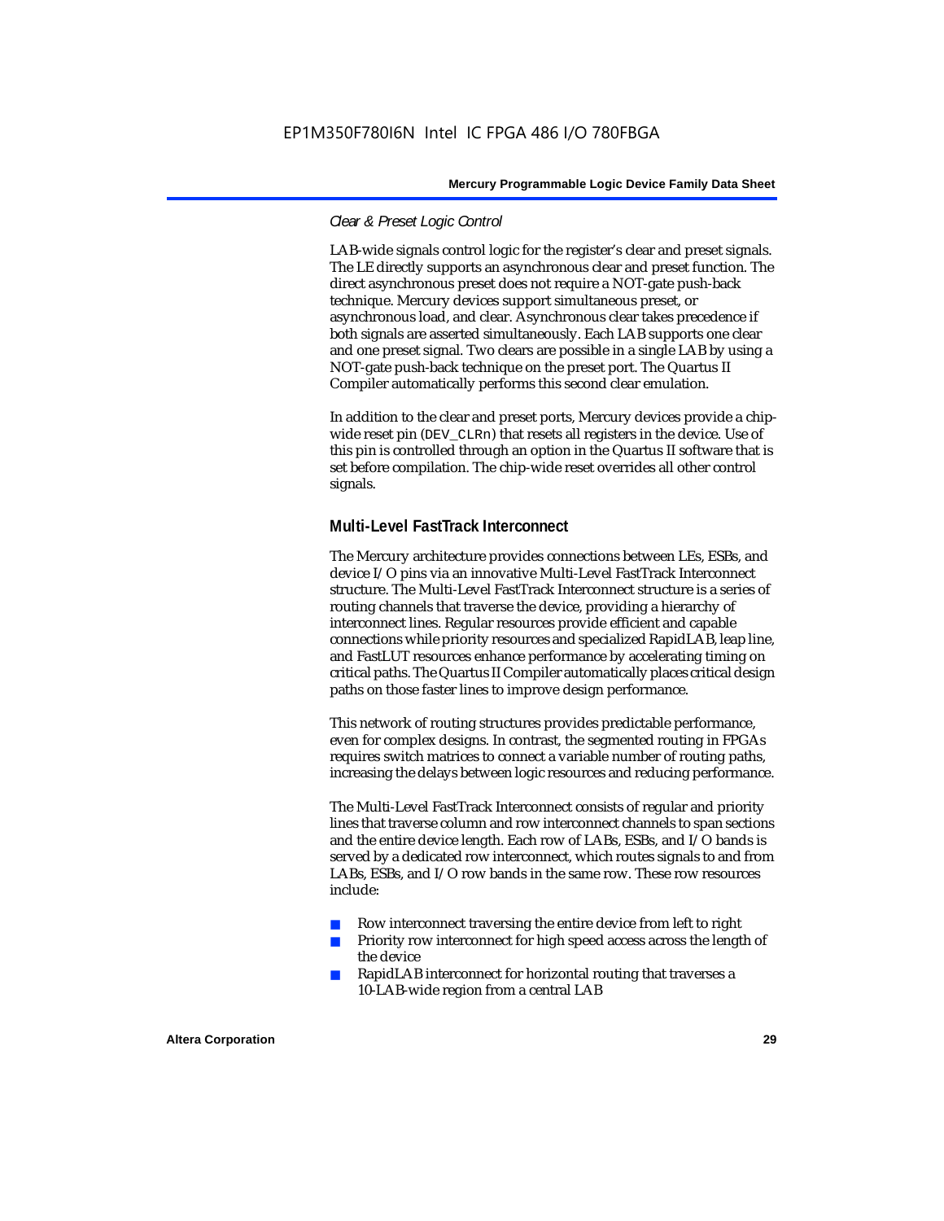#### Clear & Preset Logic Control

LAB-wide signals control logic for the register's clear and preset signals. The LE directly supports an asynchronous clear and preset function. The direct asynchronous preset does not require a NOT-gate push-back technique. Mercury devices support simultaneous preset, or asynchronous load, and clear. Asynchronous clear takes precedence if both signals are asserted simultaneously. Each LAB supports one clear and one preset signal. Two clears are possible in a single LAB by using a NOT-gate push-back technique on the preset port. The Quartus II Compiler automatically performs this second clear emulation.

In addition to the clear and preset ports, Mercury devices provide a chip-wide reset pin (DEV_CLRn) that resets all registers in the device. Use of this pin is controlled through an option in the Quartus II software that is set before compilation. The chip-wide reset overrides all other control signals.

### Multi-Level FastTrack Interconnect

The Mercury architecture provides connections between LEs, ESBs, and device I/O pins via an innovative Multi-Level FastTrack Interconnect structure. The Multi-Level FastTrack Interconnect structure is a series of routing channels that traverse the device, providing a hierarchy of interconnect lines. Regular resources provide efficient and capable connections while priority resources and specialized RapidLAB, leap line, and FastLUT resources enhance performance by accelerating timing on critical paths. The Quartus II Compiler automatically places critical design paths on those faster lines to improve design performance.

This network of routing structures provides predictable performance, even for complex designs. In contrast, the segmented routing in FPGAs requires switch matrices to connect a variable number of routing paths, increasing the delays between logic resources and reducing performance.

The Multi-Level FastTrack Interconnect consists of regular and priority lines that traverse column and row interconnect channels to span sections and the entire device length. Each row of LABs, ESBs, and I/O bands is served by a dedicated row interconnect, which routes signals to and from LABs, ESBs, and I/O row bands in the same row. These row resources include:

- Row interconnect traversing the entire device from left to right
- Priority row interconnect for high speed access across the length of the device
- RapidLAB interconnect for horizontal routing that traverses a 10-LAB-wide region from a central LAB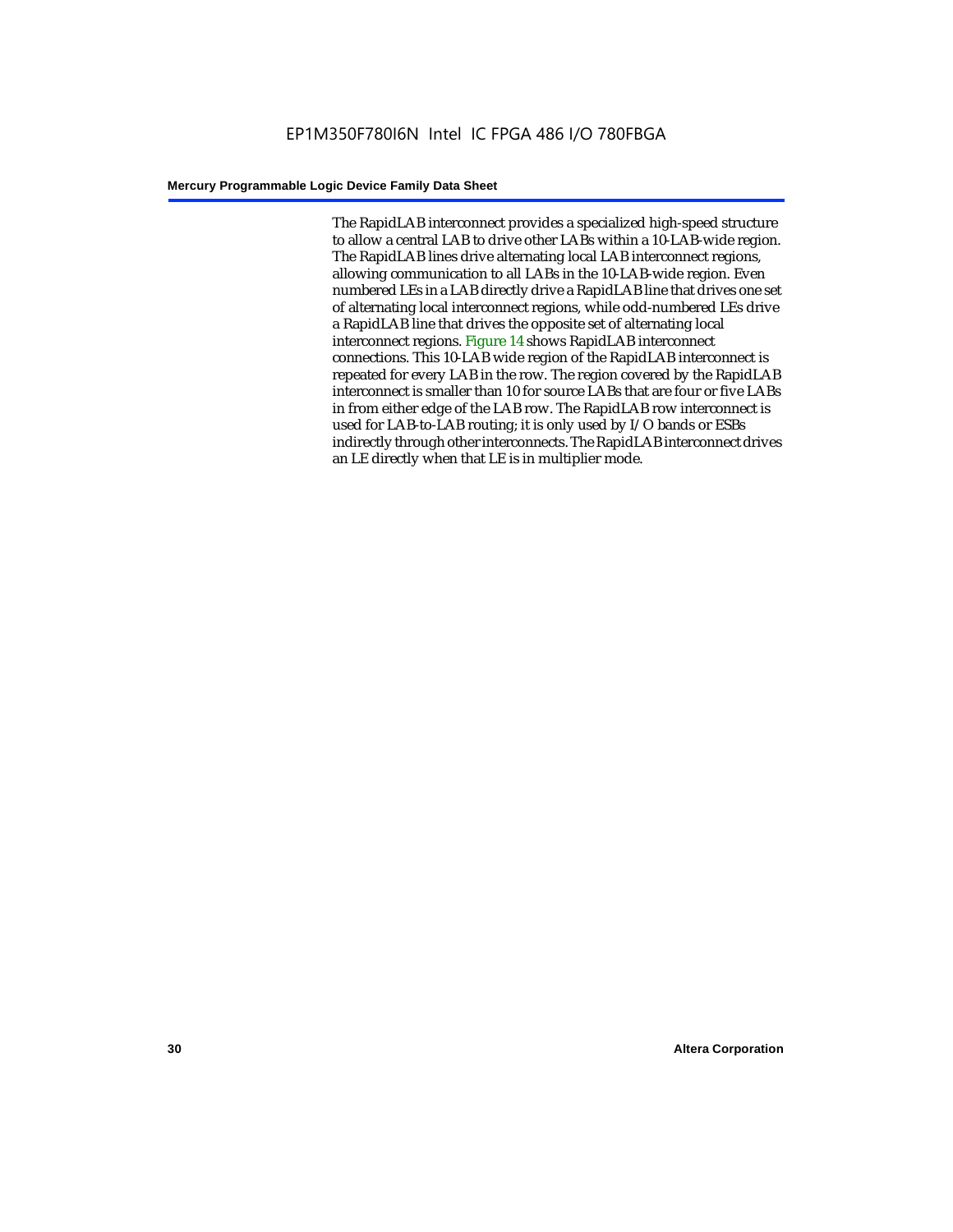The RapidLAB interconnect provides a specialized high-speed structure to allow a central LAB to drive other LABs within a 10-LAB-wide region. The RapidLAB lines drive alternating local LAB interconnect regions, allowing communication to all LABs in the 10-LAB-wide region. Even numbered LEs in a LAB directly drive a RapidLAB line that drives one set of alternating local interconnect regions, while odd-numbered LEs drive a RapidLAB line that drives the opposite set of alternating local interconnect regions. Figure 14 shows RapidLAB interconnect connections. This 10-LAB wide region of the RapidLAB interconnect is repeated for every LAB in the row. The region covered by the RapidLAB interconnect is smaller than 10 for source LABs that are four or five LABs in from either edge of the LAB row. The RapidLAB row interconnect is used for LAB-to-LAB routing; it is only used by I/O bands or ESBs indirectly through other interconnects. The RapidLAB interconnect drives an LE directly when that LE is in multiplier mode.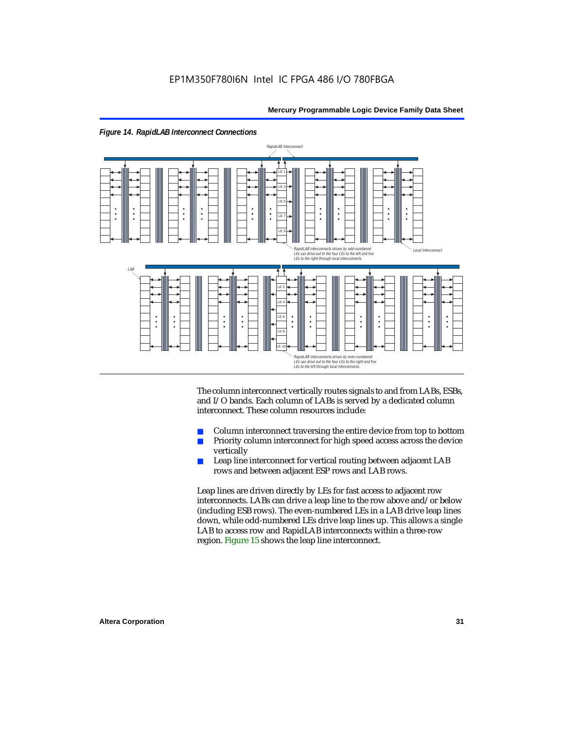*Figure 14. RapidLAB Interconnect Connections*

The column interconnect vertically routes signals to and from LABs, ESBs, and I/O bands. Each column of LABs is served by a dedicated column interconnect. These column resources include:

- Column interconnect traversing the entire device from top to bottom
- Priority column interconnect for high speed access across the device vertically
- Leap line interconnect for vertical routing between adjacent LAB rows and between adjacent ESP rows and LAB rows.

Leap lines are driven directly by LEs for fast access to adjacent row interconnects. LABs can drive a leap line to the row above and/or below (including ESB rows). The even-numbered LEs in a LAB drive leap lines down, while odd-numbered LEs drive leap lines up. This allows a single LAB to access row and RapidLAB interconnects within a three-row region. Figure 15 shows the leap line interconnect.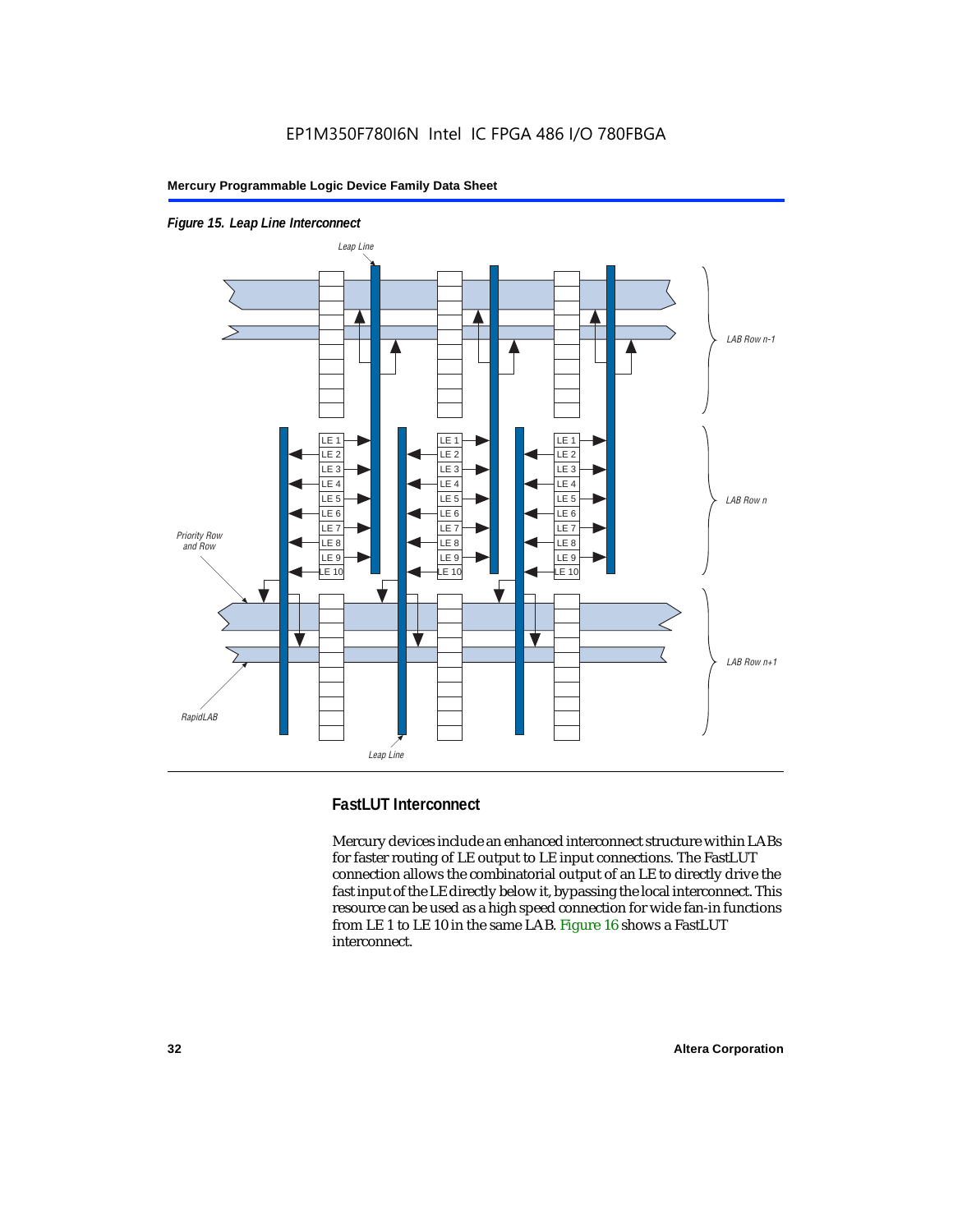*Figure 15. Leap Line Interconnect*

### FastLUT Interconnect

Mercury devices include an enhanced interconnect structure within LABs for faster routing of LE output to LE input connections. The FastLUT connection allows the combinatorial output of an LE to directly drive the fast input of the LE directly below it, bypassing the local interconnect. This resource can be used as a high speed connection for wide fan-in functions from LE 1 to LE 10 in the same LAB. Figure 16 shows a FastLUT interconnect.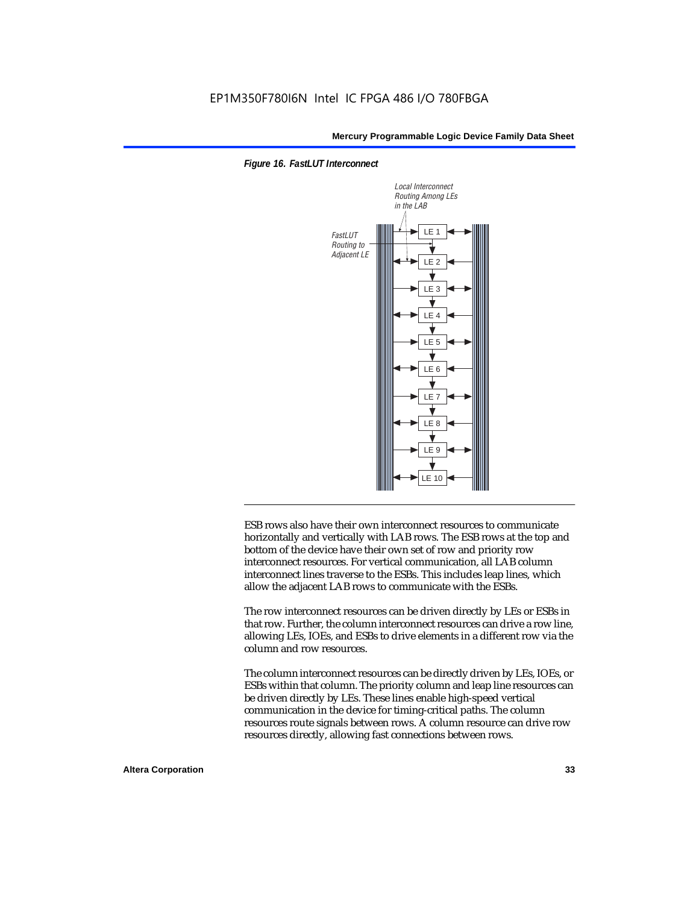*Figure 16. FastLUT Interconnect*

ESB rows also have their own interconnect resources to communicate horizontally and vertically with LAB rows. The ESB rows at the top and bottom of the device have their own set of row and priority row interconnect resources. For vertical communication, all LAB column interconnect lines traverse to the ESBs. This includes leap lines, which allow the adjacent LAB rows to communicate with the ESBs.

The row interconnect resources can be driven directly by LEs or ESBs in that row. Further, the column interconnect resources can drive a row line, allowing LEs, IOEs, and ESBs to drive elements in a different row via the column and row resources.

The column interconnect resources can be directly driven by LEs, IOEs, or ESBs within that column. The priority column and leap line resources can be driven directly by LEs. These lines enable high-speed vertical communication in the device for timing-critical paths. The column resources route signals between rows. A column resource can drive row resources directly, allowing fast connections between rows.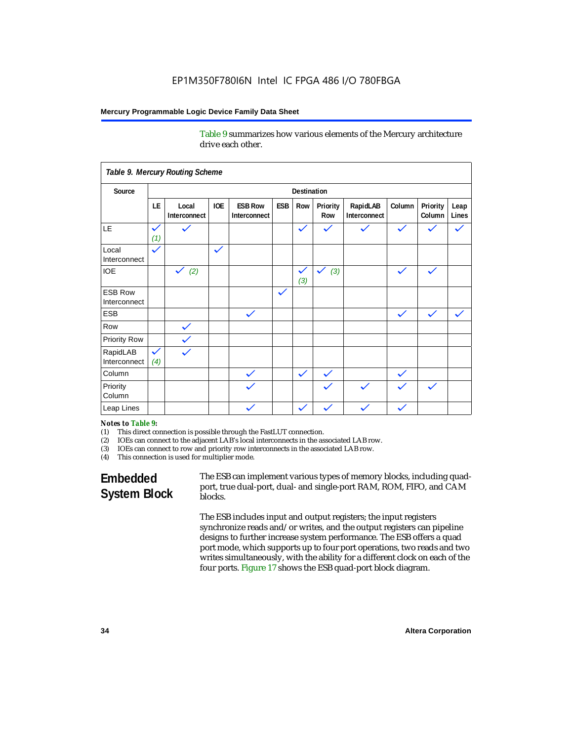Table 9 summarizes how various elements of the Mercury architecture drive each other.

**Table 9. Mercury Routing Scheme**

| Source | Destination | | | | | | | | | | |
|---|---|---|---|---|---|---|---|---|---|---|---|
| | LE | Local Interconnect | IOE | ESB Row Interconnect | ESB | Row | Priority Row | RapidLAB Interconnect | Column | Priority Column | Leap Lines |
| LE | ✓ (1) | ✓ | | | | ✓ | ✓ | ✓ | ✓ | ✓ | ✓ |
| Local Interconnect | ✓ | | ✓ | | | | | | | | |
| IOE | | ✓ (2) | | | | ✓ (3) | ✓ (3) | | ✓ | ✓ | |
| ESB Row Interconnect | | | | | ✓ | | | | | | |
| ESB | | | | ✓ | | | | | ✓ | ✓ | ✓ |
| Row | | ✓ | | | | | | | | | |
| Priority Row | | ✓ | | | | | | | | | |
| RapidLAB Interconnect | ✓ (4) | ✓ | | | | | | | | | |
| Column | | | | ✓ | | ✓ | ✓ | | ✓ | | |
| Priority Column | | | | ✓ | | | ✓ | ✓ | ✓ | ✓ | |
| Leap Lines | | | | ✓ | | ✓ | ✓ | ✓ | ✓ | | |

*Notes to Table 9:*

(1) This direct connection is possible through the FastLUT connection.
(2) IOEs can connect to the adjacent LAB's local interconnects in the associated LAB row.
(3) IOEs can connect to row and priority row interconnects in the associated LAB row.
(4) This connection is used for multiplier mode.

## Embedded System Block

The ESB can implement various types of memory blocks, including quad-port, true dual-port, dual- and single-port RAM, ROM, FIFO, and CAM blocks.

The ESB includes input and output registers; the input registers synchronize reads and/or writes, and the output registers can pipeline designs to further increase system performance. The ESB offers a quad port mode, which supports up to four port operations, two reads and two writes simultaneously, with the ability for a different clock on each of the four ports. Figure 17 shows the ESB quad-port block diagram.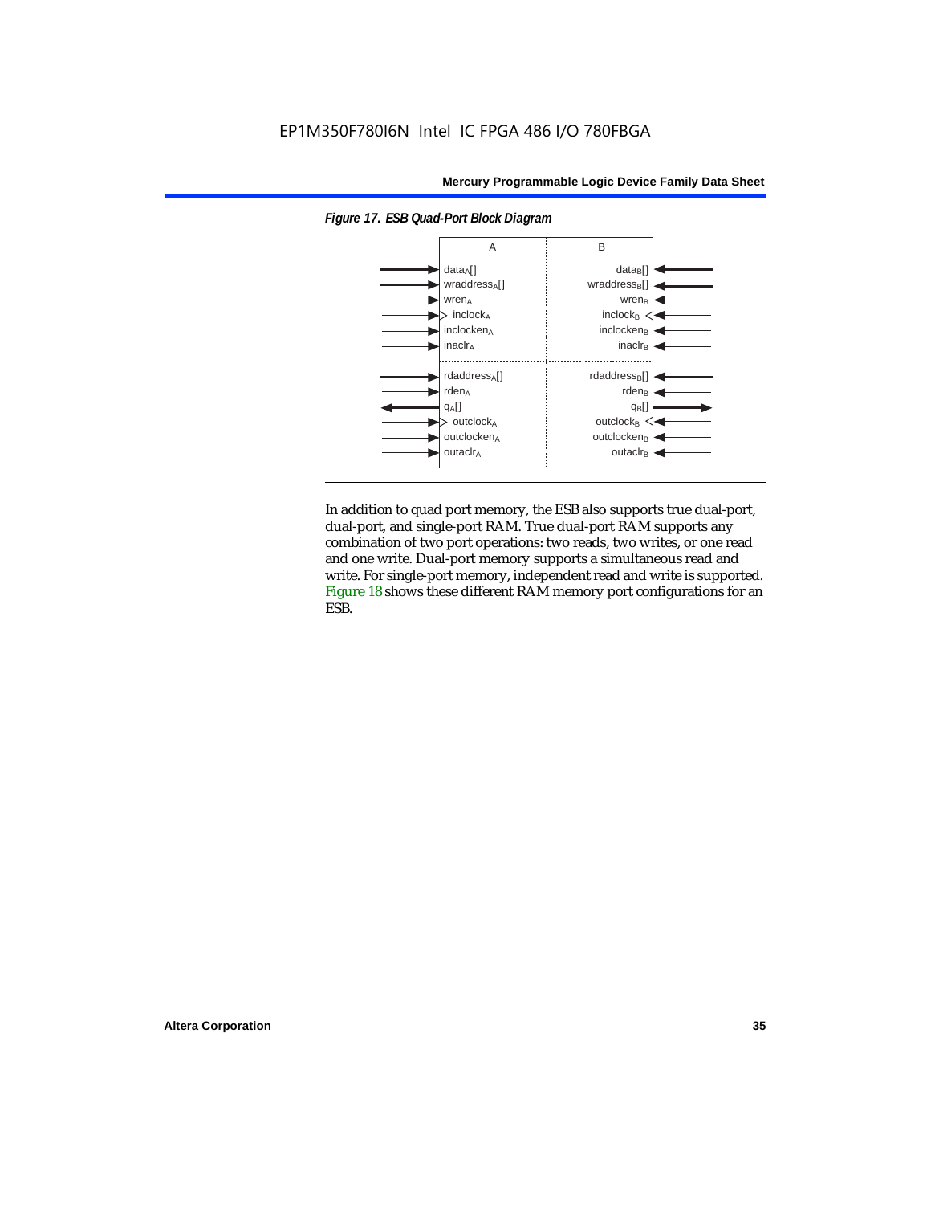*Figure 17. ESB Quad-Port Block Diagram*

| A | B |
|---|---|
| $data_A[]$ | $data_B[]$ |
| $wraddress_A[]$ | $wraddress_B[]$ |
| $wren_A$ | $wren_B$ |
| $inclock_A$ | $inclock_B$ |
| $inclocken_A$ | $inclocken_B$ |
| $inaclr_A$ | $inaclr_B$ |
| $rdaddress_A[]$ | $rdaddress_B[]$ |
| $rden_A$ | $rden_B$ |
| $q_A[]$ | $q_B[]$ |
| $outclock_A$ | $outclock_B$ |
| $outclocken_A$ | $outclocken_B$ |
| $outaclr_A$ | $outaclr_B$ |

In addition to quad port memory, the ESB also supports true dual-port, dual-port, and single-port RAM. True dual-port RAM supports any combination of two port operations: two reads, two writes, or one read and one write. Dual-port memory supports a simultaneous read and write. For single-port memory, independent read and write is supported. Figure 18 shows these different RAM memory port configurations for an ESB.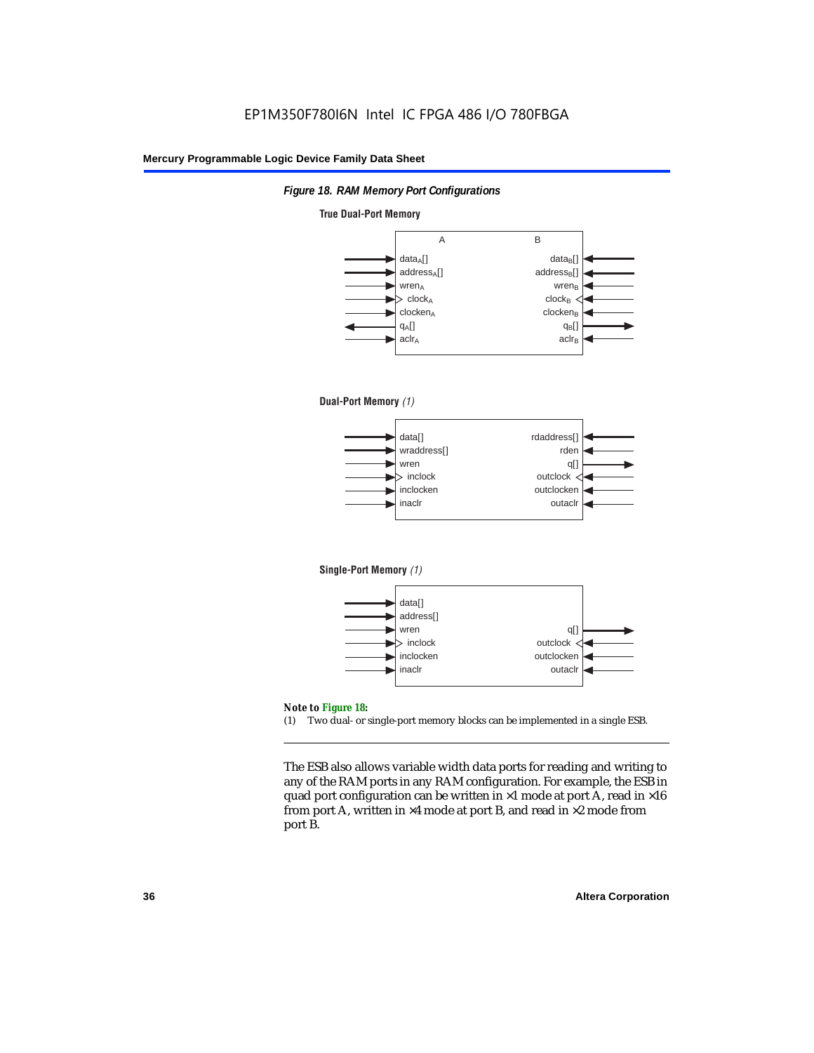*Figure 18. RAM Memory Port Configurations*

**True Dual-Port Memory**

| A | B |
|---|---|
| $data_A$[] | $data_B$[] |
| $address_A$[] | $address_B$[] |
| $wren_A$ | $wren_B$ |
| $clock_A$ | $clock_B$ |
| $clocken_A$ | $clocken_B$ |
| $q_A$[] | $q_B$[] |
| $aclr_A$ | $aclr_B$ |

**Dual-Port Memory** *(1)*

| | |
|---|---|
| data[] | rdaddress[] |
| wraddress[] | rden |
| wren | q[] |
| inclock | outclock |
| inclocken | outclocken |
| inaclr | outaclr |

**Single-Port Memory** *(1)*

| | |
|---|---|
| data[] | |
| address[] | |
| wren | q[] |
| inclock | outclock |
| inclocken | outclocken |
| inaclr | outaclr |

**Note to Figure 18:**

(1) Two dual- or single-port memory blocks can be implemented in a single ESB.

The ESB also allows variable width data ports for reading and writing to any of the RAM ports in any RAM configuration. For example, the ESB in quad port configuration can be written in ×1 mode at port A, read in ×16 from port A, written in ×4 mode at port B, and read in ×2 mode from port B.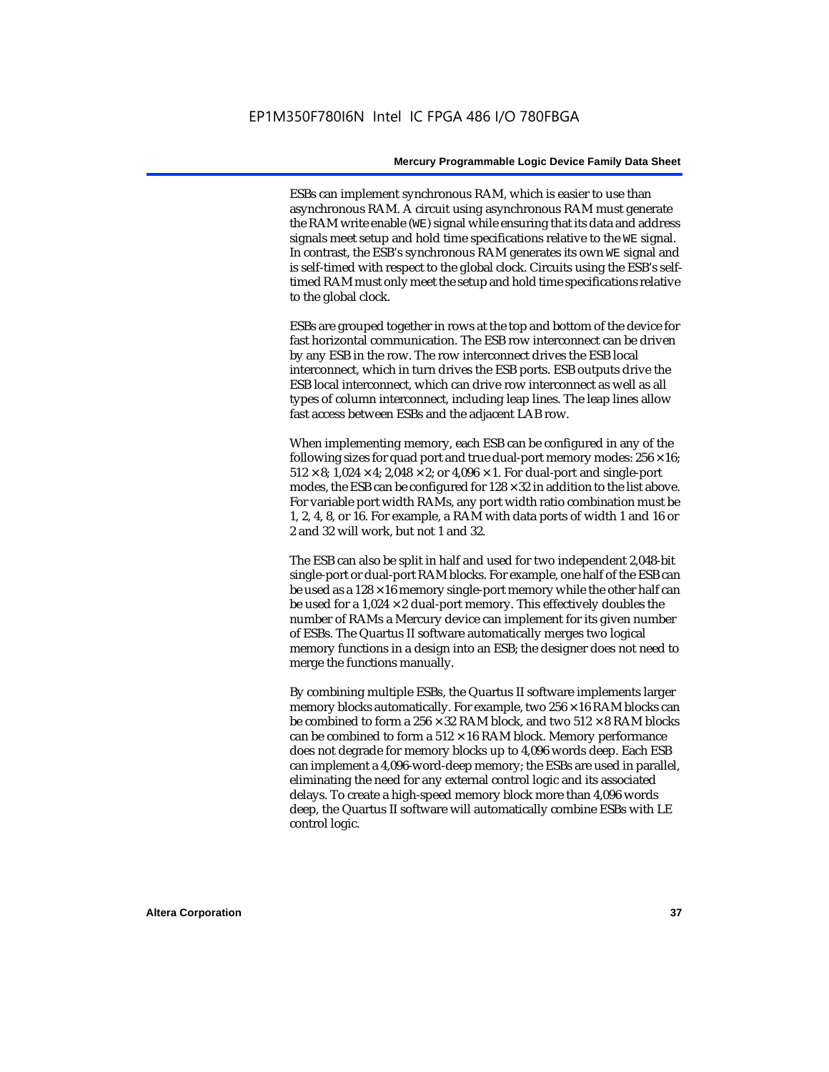ESBs can implement synchronous RAM, which is easier to use than asynchronous RAM. A circuit using asynchronous RAM must generate the RAM write enable (WE) signal while ensuring that its data and address signals meet setup and hold time specifications relative to the WE signal. In contrast, the ESB's synchronous RAM generates its own WE signal and is self-timed with respect to the global clock. Circuits using the ESB's self-timed RAM must only meet the setup and hold time specifications relative to the global clock.

ESBs are grouped together in rows at the top and bottom of the device for fast horizontal communication. The ESB row interconnect can be driven by any ESB in the row. The row interconnect drives the ESB local interconnect, which in turn drives the ESB ports. ESB outputs drive the ESB local interconnect, which can drive row interconnect as well as all types of column interconnect, including leap lines. The leap lines allow fast access between ESBs and the adjacent LAB row.

When implementing memory, each ESB can be configured in any of the following sizes for quad port and true dual-port memory modes: 256 × 16; 512 × 8; 1,024 × 4; 2,048 × 2; or 4,096 × 1. For dual-port and single-port modes, the ESB can be configured for 128 × 32 in addition to the list above. For variable port width RAMs, any port width ratio combination must be 1, 2, 4, 8, or 16. For example, a RAM with data ports of width 1 and 16 or 2 and 32 will work, but not 1 and 32.

The ESB can also be split in half and used for two independent 2,048-bit single-port or dual-port RAM blocks. For example, one half of the ESB can be used as a 128 × 16 memory single-port memory while the other half can be used for a 1,024 × 2 dual-port memory. This effectively doubles the number of RAMs a Mercury device can implement for its given number of ESBs. The Quartus II software automatically merges two logical memory functions in a design into an ESB; the designer does not need to merge the functions manually.

By combining multiple ESBs, the Quartus II software implements larger memory blocks automatically. For example, two 256 × 16 RAM blocks can be combined to form a 256 × 32 RAM block, and two 512 × 8 RAM blocks can be combined to form a 512 × 16 RAM block. Memory performance does not degrade for memory blocks up to 4,096 words deep. Each ESB can implement a 4,096-word-deep memory; the ESBs are used in parallel, eliminating the need for any external control logic and its associated delays. To create a high-speed memory block more than 4,096 words deep, the Quartus II software will automatically combine ESBs with LE control logic.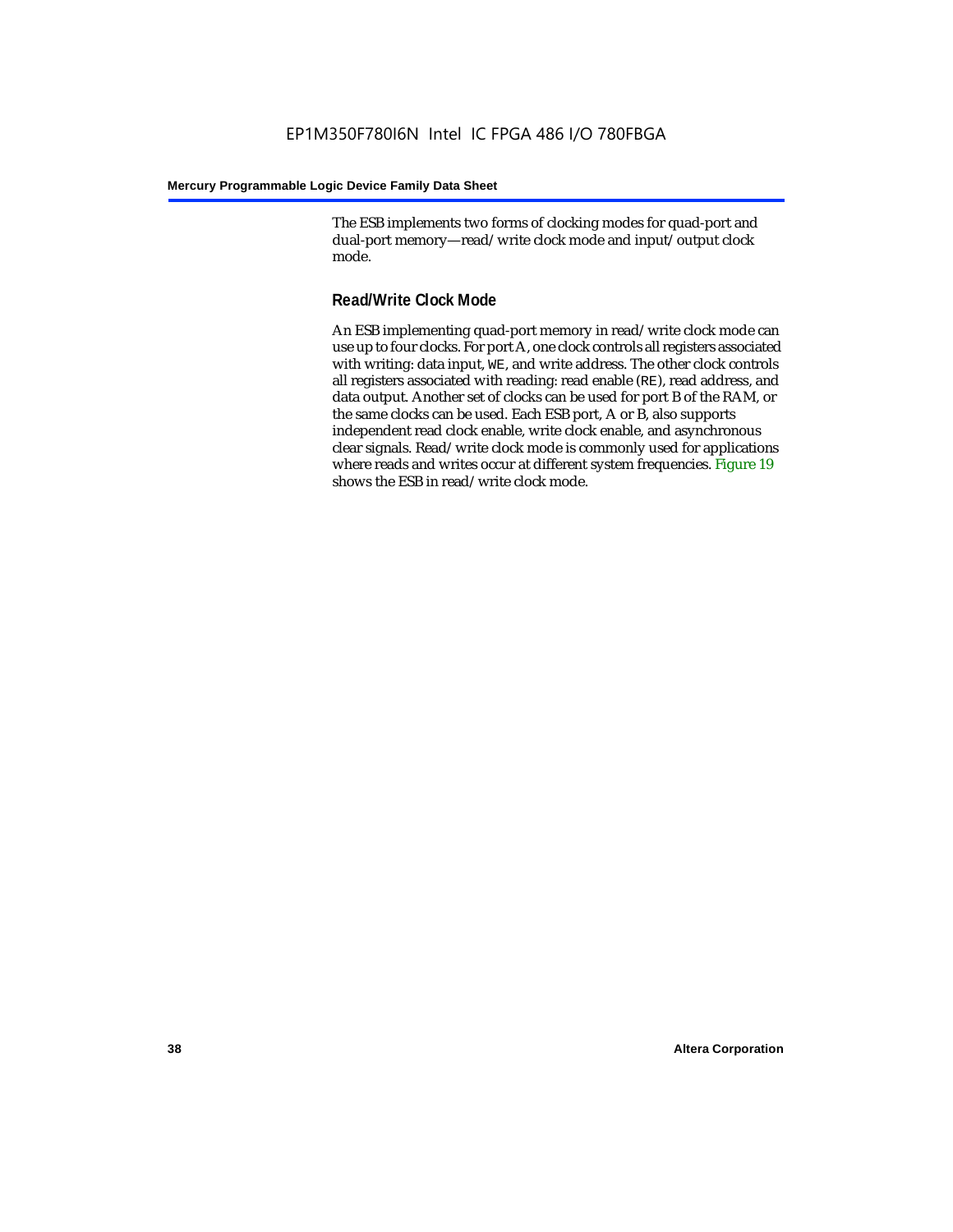The ESB implements two forms of clocking modes for quad-port and dual-port memory—read/write clock mode and input/output clock mode.

### Read/Write Clock Mode

An ESB implementing quad-port memory in read/write clock mode can use up to four clocks. For port A, one clock controls all registers associated with writing: data input, `WE`, and write address. The other clock controls all registers associated with reading: read enable (`RE`), read address, and data output. Another set of clocks can be used for port B of the RAM, or the same clocks can be used. Each ESB port, A or B, also supports independent read clock enable, write clock enable, and asynchronous clear signals. Read/write clock mode is commonly used for applications where reads and writes occur at different system frequencies. Figure 19 shows the ESB in read/write clock mode.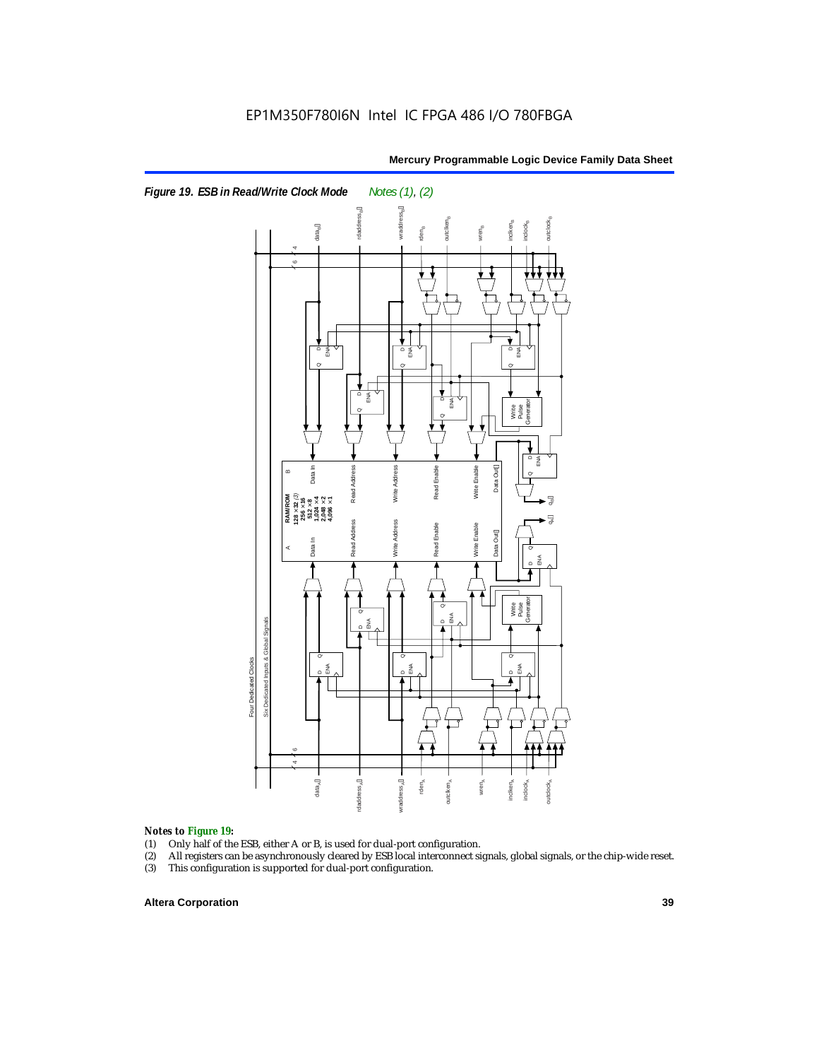EP1M350F780I6N Intel IC FPGA 486 I/O 780FBGA

*Figure 19. ESB in Read/Write Clock Mode* *Notes (1), (2)*

*Notes to Figure 19:*

(1) Only half of the ESB, either A or B, is used for dual-port configuration.
(2) All registers can be asynchronously cleared by ESB local interconnect signals, global signals, or the chip-wide reset.
(3) This configuration is supported for dual-port configuration.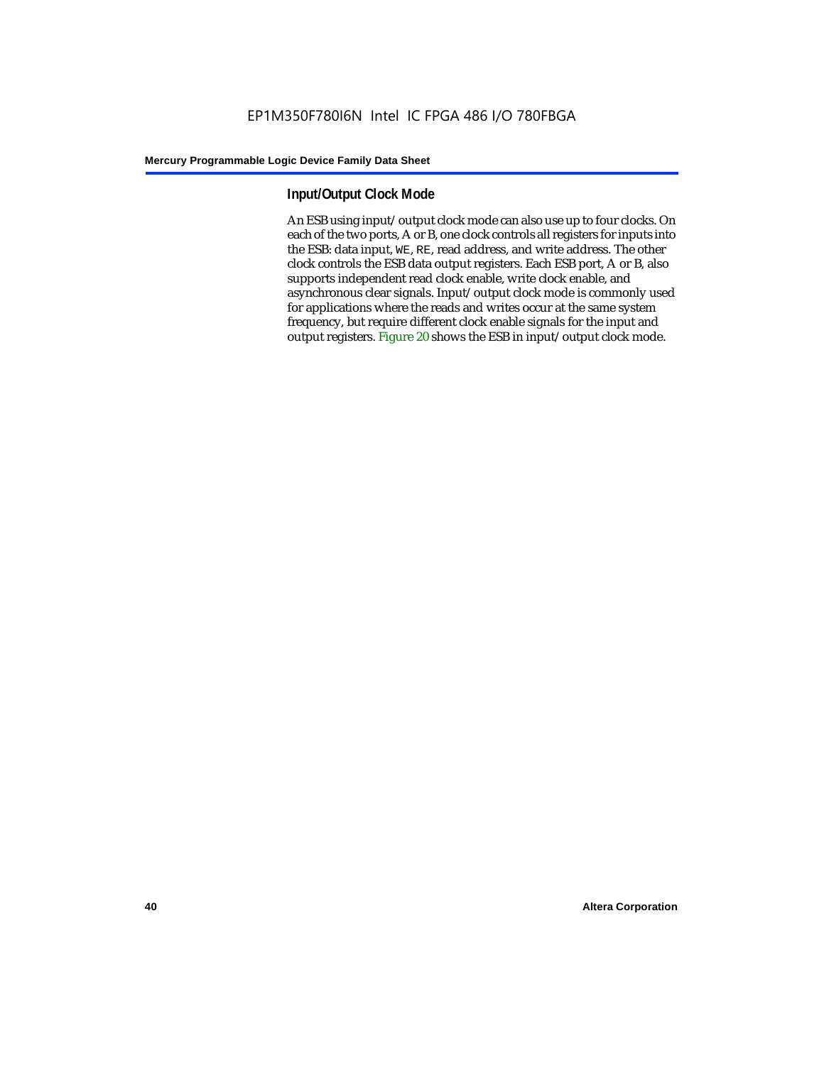### Input/Output Clock Mode

An ESB using input/output clock mode can also use up to four clocks. On each of the two ports, A or B, one clock controls all registers for inputs into the ESB: data input, `WE`, `RE`, read address, and write address. The other clock controls the ESB data output registers. Each ESB port, A or B, also supports independent read clock enable, write clock enable, and asynchronous clear signals. Input/output clock mode is commonly used for applications where the reads and writes occur at the same system frequency, but require different clock enable signals for the input and output registers. Figure 20 shows the ESB in input/output clock mode.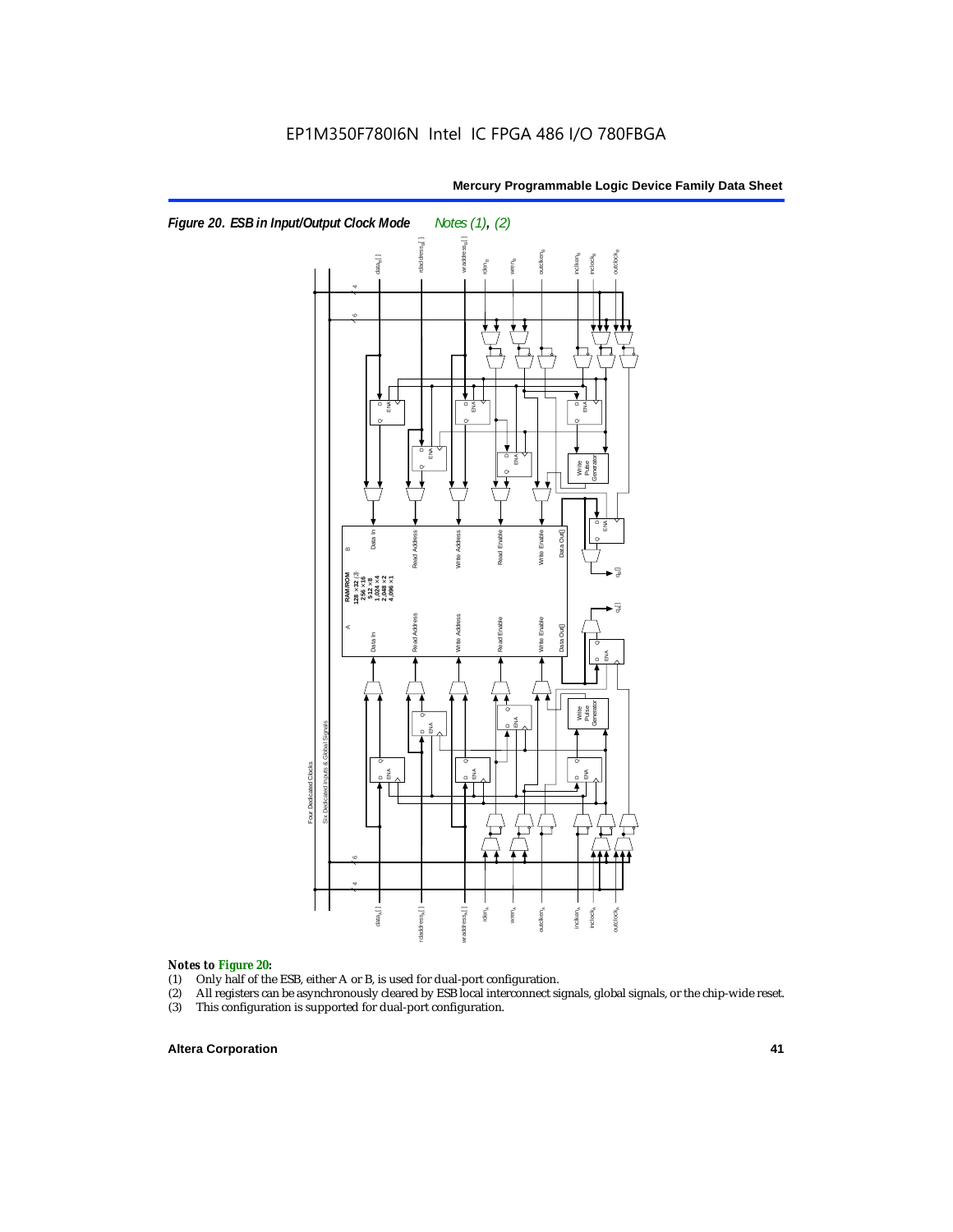*Figure 20. ESB in Input/Output Clock Mode* *Notes (1), (2)*

*Notes to Figure 20:*

(1) Only half of the ESB, either A or B, is used for dual-port configuration.

(2) All registers can be asynchronously cleared by ESB local interconnect signals, global signals, or the chip-wide reset.

(3) This configuration is supported for dual-port configuration.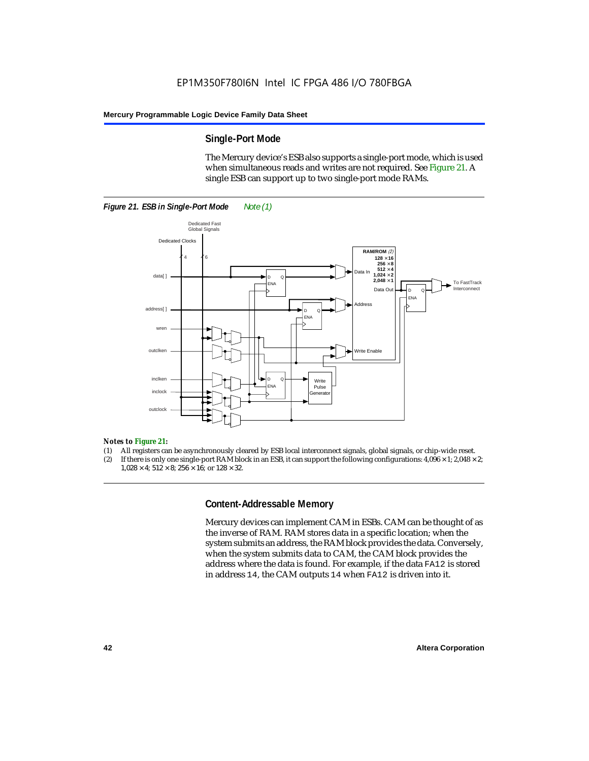## Single-Port Mode

The Mercury device's ESB also supports a single-port mode, which is used when simultaneous reads and writes are not required. See Figure 21. A single ESB can support up to two single-port mode RAMs.

*Figure 21. ESB in Single-Port Mode* *Note (1)*

*Notes to Figure 21:*

(1) All registers can be asynchronously cleared by ESB local interconnect signals, global signals, or chip-wide reset.
(2) If there is only one single-port RAM block in an ESB, it can support the following configurations: 4,096 × 1; 2,048 × 2; 1,028 × 4; 512 × 8; 256 × 16; or 128 × 32.

## Content-Addressable Memory

Mercury devices can implement CAM in ESBs. CAM can be thought of as the inverse of RAM. RAM stores data in a specific location; when the system submits an address, the RAM block provides the data. Conversely, when the system submits data to CAM, the CAM block provides the address where the data is found. For example, if the data `FA12` is stored in address `14`, the CAM outputs `14` when `FA12` is driven into it.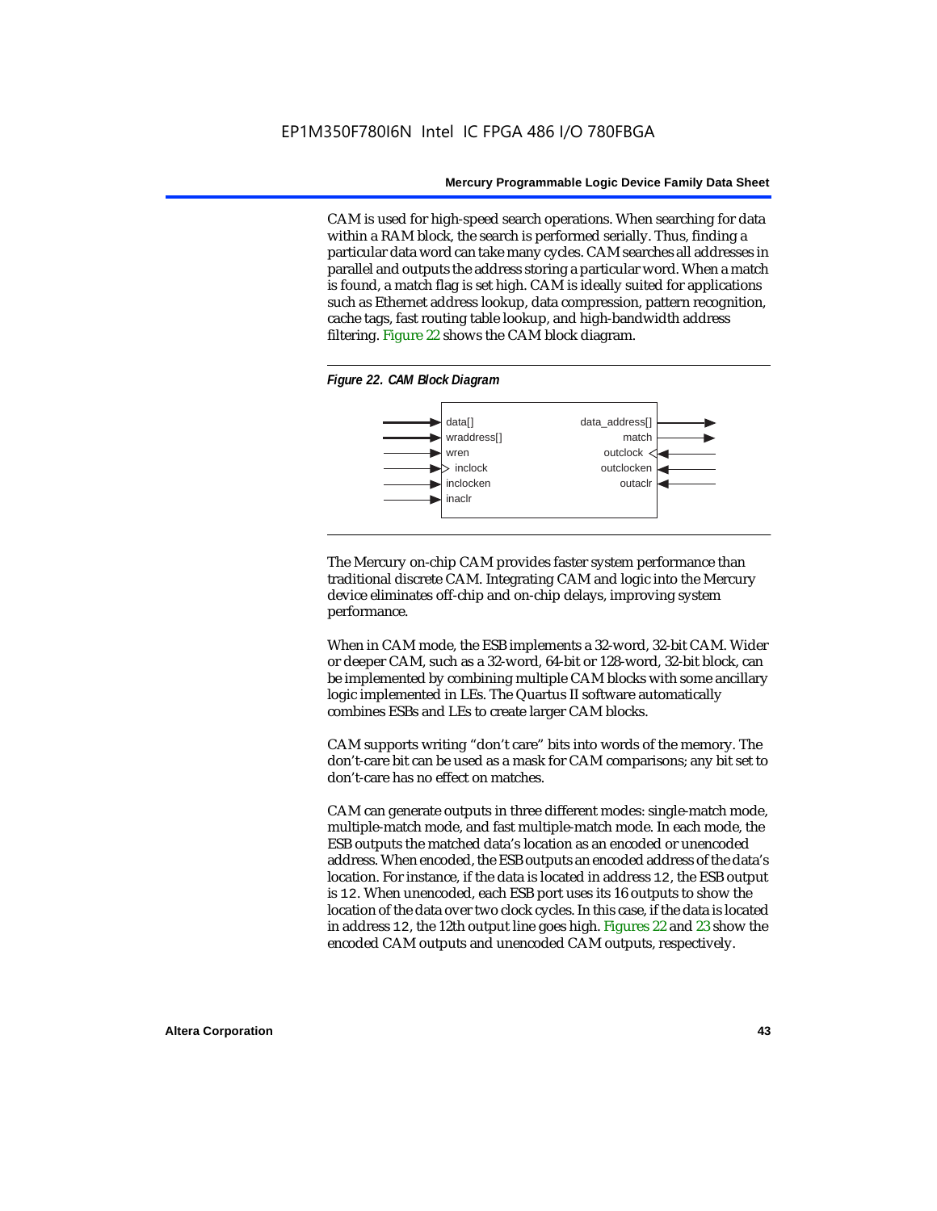CAM is used for high-speed search operations. When searching for data within a RAM block, the search is performed serially. Thus, finding a particular data word can take many cycles. CAM searches all addresses in parallel and outputs the address storing a particular word. When a match is found, a match flag is set high. CAM is ideally suited for applications such as Ethernet address lookup, data compression, pattern recognition, cache tags, fast routing table lookup, and high-bandwidth address filtering. Figure 22 shows the CAM block diagram.

*Figure 22. CAM Block Diagram*

data[]
wraddress[]
wren
inclock
inclocken
inaclr
data_address[]
match
outclock
outclocken
outaclr

The Mercury on-chip CAM provides faster system performance than traditional discrete CAM. Integrating CAM and logic into the Mercury device eliminates off-chip and on-chip delays, improving system performance.

When in CAM mode, the ESB implements a 32-word, 32-bit CAM. Wider or deeper CAM, such as a 32-word, 64-bit or 128-word, 32-bit block, can be implemented by combining multiple CAM blocks with some ancillary logic implemented in LEs. The Quartus II software automatically combines ESBs and LEs to create larger CAM blocks.

CAM supports writing "don't care" bits into words of the memory. The don't-care bit can be used as a mask for CAM comparisons; any bit set to don't-care has no effect on matches.

CAM can generate outputs in three different modes: single-match mode, multiple-match mode, and fast multiple-match mode. In each mode, the ESB outputs the matched data's location as an encoded or unencoded address. When encoded, the ESB outputs an encoded address of the data's location. For instance, if the data is located in address `12`, the ESB output is `12`. When unencoded, each ESB port uses its 16 outputs to show the location of the data over two clock cycles. In this case, if the data is located in address `12`, the 12th output line goes high. Figures 22 and 23 show the encoded CAM outputs and unencoded CAM outputs, respectively.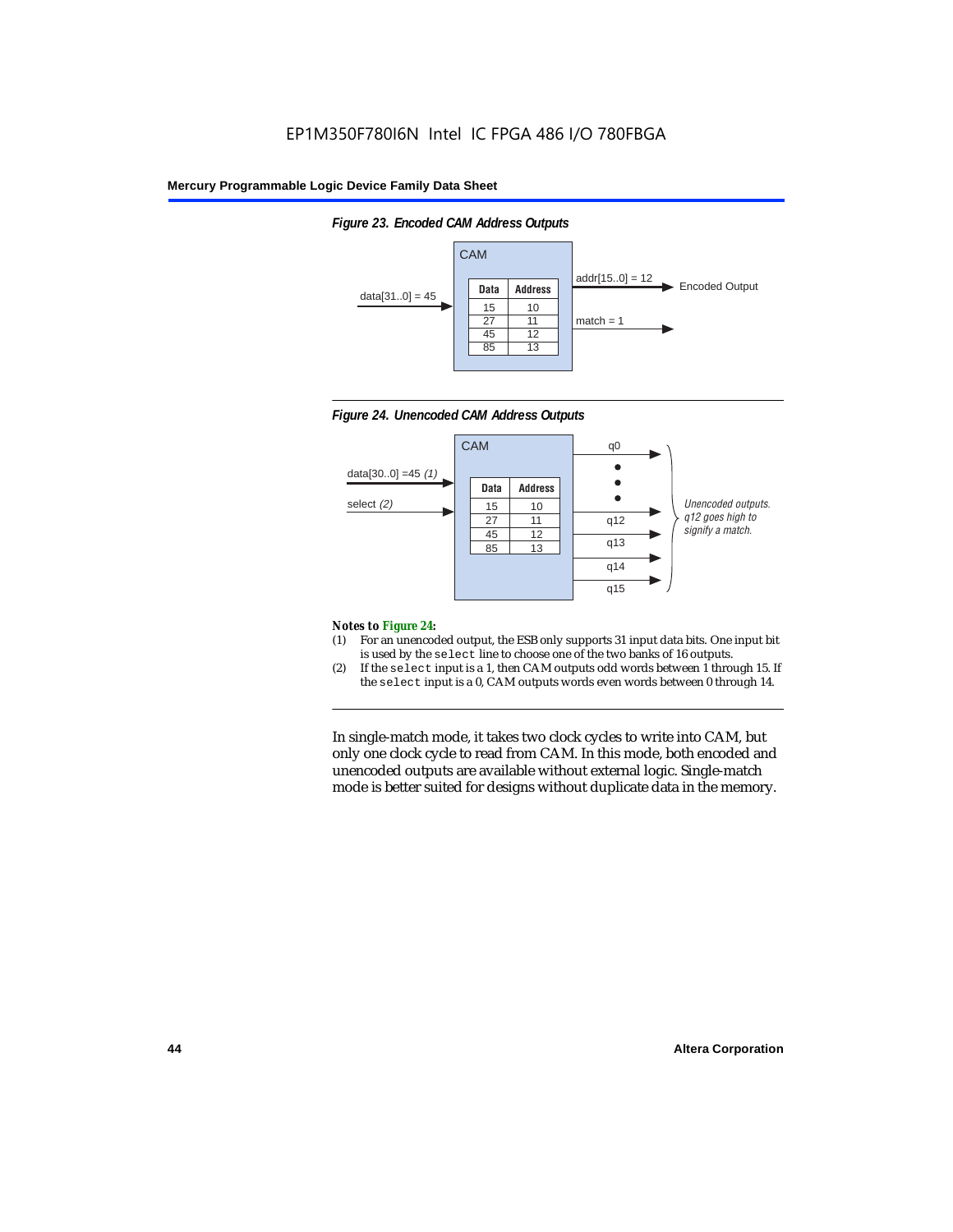*Figure 23. Encoded CAM Address Outputs*

| Data | Address |
| --- | --- |
| 15 | 10 |
| 27 | 11 |
| 45 | 12 |
| 85 | 13 |

CAM

data[31..0] = 45

addr[15..0] = 12 — Encoded Output

match = 1

*Figure 24. Unencoded CAM Address Outputs*

| Data | Address |
| --- | --- |
| 15 | 10 |
| 27 | 11 |
| 45 | 12 |
| 85 | 13 |

CAM

data[30..0] =45 *(1)*

select *(2)*

q0, q12, q13, q14, q15

*Unencoded outputs. q12 goes high to signify a match.*

**Notes to Figure 24:**

(1) For an unencoded output, the ESB only supports 31 input data bits. One input bit is used by the `select` line to choose one of the two banks of 16 outputs.

(2) If the `select` input is a 1, then CAM outputs odd words between 1 through 15. If the `select` input is a 0, CAM outputs words even words between 0 through 14.

In single-match mode, it takes two clock cycles to write into CAM, but only one clock cycle to read from CAM. In this mode, both encoded and unencoded outputs are available without external logic. Single-match mode is better suited for designs without duplicate data in the memory.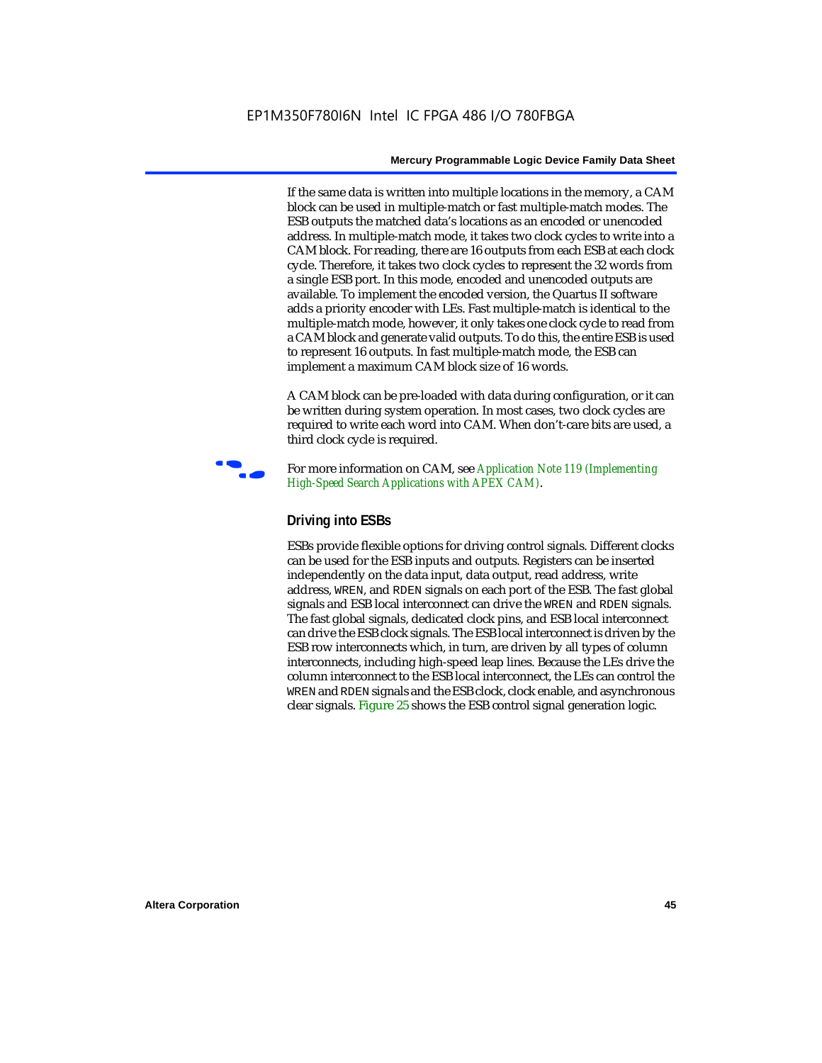If the same data is written into multiple locations in the memory, a CAM block can be used in multiple-match or fast multiple-match modes. The ESB outputs the matched data's locations as an encoded or unencoded address. In multiple-match mode, it takes two clock cycles to write into a CAM block. For reading, there are 16 outputs from each ESB at each clock cycle. Therefore, it takes two clock cycles to represent the 32 words from a single ESB port. In this mode, encoded and unencoded outputs are available. To implement the encoded version, the Quartus II software adds a priority encoder with LEs. Fast multiple-match is identical to the multiple-match mode, however, it only takes one clock cycle to read from a CAM block and generate valid outputs. To do this, the entire ESB is used to represent 16 outputs. In fast multiple-match mode, the ESB can implement a maximum CAM block size of 16 words.

A CAM block can be pre-loaded with data during configuration, or it can be written during system operation. In most cases, two clock cycles are required to write each word into CAM. When don't-care bits are used, a third clock cycle is required.

For more information on CAM, see *Application Note 119 (Implementing High-Speed Search Applications with APEX CAM)*.

### Driving into ESBs

ESBs provide flexible options for driving control signals. Different clocks can be used for the ESB inputs and outputs. Registers can be inserted independently on the data input, data output, read address, write address, `WREN`, and `RDEN` signals on each port of the ESB. The fast global signals and ESB local interconnect can drive the `WREN` and `RDEN` signals. The fast global signals, dedicated clock pins, and ESB local interconnect can drive the ESB clock signals. The ESB local interconnect is driven by the ESB row interconnects which, in turn, are driven by all types of column interconnects, including high-speed leap lines. Because the LEs drive the column interconnect to the ESB local interconnect, the LEs can control the `WREN` and `RDEN` signals and the ESB clock, clock enable, and asynchronous clear signals. Figure 25 shows the ESB control signal generation logic.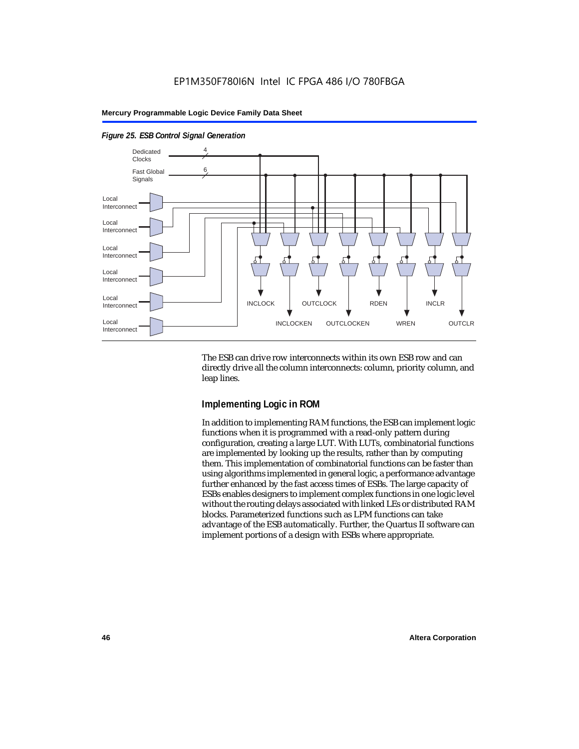*Figure 25. ESB Control Signal Generation*

The ESB can drive row interconnects within its own ESB row and can directly drive all the column interconnects: column, priority column, and leap lines.

## Implementing Logic in ROM

In addition to implementing RAM functions, the ESB can implement logic functions when it is programmed with a read-only pattern during configuration, creating a large LUT. With LUTs, combinatorial functions are implemented by looking up the results, rather than by computing them. This implementation of combinatorial functions can be faster than using algorithms implemented in general logic, a performance advantage further enhanced by the fast access times of ESBs. The large capacity of ESBs enables designers to implement complex functions in one logic level without the routing delays associated with linked LEs or distributed RAM blocks. Parameterized functions such as LPM functions can take advantage of the ESB automatically. Further, the Quartus II software can implement portions of a design with ESBs where appropriate.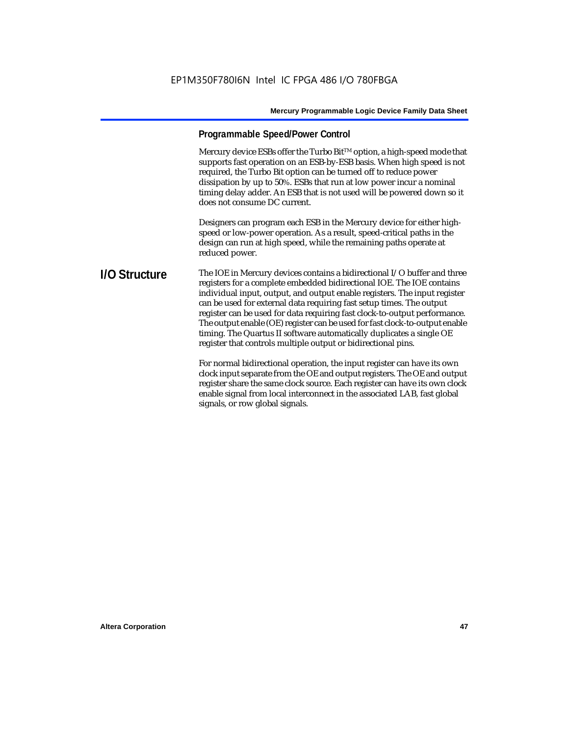### Programmable Speed/Power Control

Mercury device ESBs offer the Turbo Bit™ option, a high-speed mode that supports fast operation on an ESB-by-ESB basis. When high speed is not required, the Turbo Bit option can be turned off to reduce power dissipation by up to 50%. ESBs that run at low power incur a nominal timing delay adder. An ESB that is not used will be powered down so it does not consume DC current.

Designers can program each ESB in the Mercury device for either high-speed or low-power operation. As a result, speed-critical paths in the design can run at high speed, while the remaining paths operate at reduced power.

## I/O Structure

The IOE in Mercury devices contains a bidirectional I/O buffer and three registers for a complete embedded bidirectional IOE. The IOE contains individual input, output, and output enable registers. The input register can be used for external data requiring fast setup times. The output register can be used for data requiring fast clock-to-output performance. The output enable (OE) register can be used for fast clock-to-output enable timing. The Quartus II software automatically duplicates a single OE register that controls multiple output or bidirectional pins.

For normal bidirectional operation, the input register can have its own clock input separate from the OE and output registers. The OE and output register share the same clock source. Each register can have its own clock enable signal from local interconnect in the associated LAB, fast global signals, or row global signals.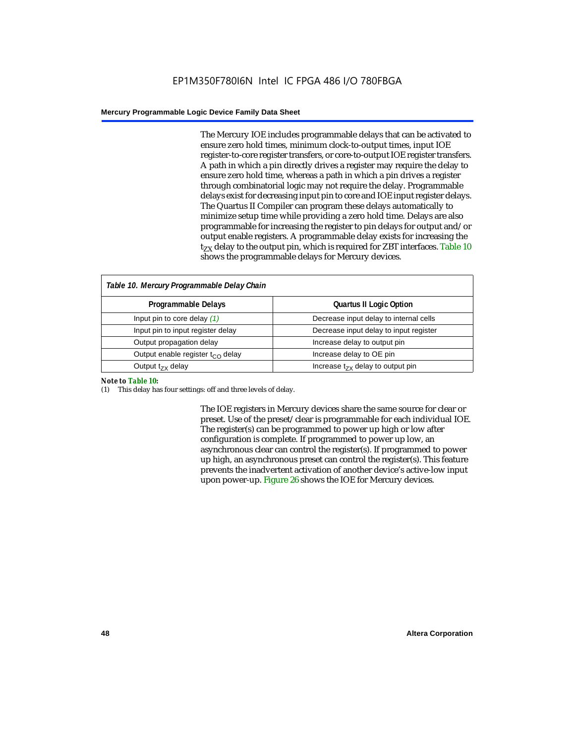The Mercury IOE includes programmable delays that can be activated to ensure zero hold times, minimum clock-to-output times, input IOE register-to-core register transfers, or core-to-output IOE register transfers. A path in which a pin directly drives a register may require the delay to ensure zero hold time, whereas a path in which a pin drives a register through combinatorial logic may not require the delay. Programmable delays exist for decreasing input pin to core and IOE input register delays. The Quartus II Compiler can program these delays automatically to minimize setup time while providing a zero hold time. Delays are also programmable for increasing the register to pin delays for output and/or output enable registers. A programmable delay exists for increasing the $t_{ZX}$ delay to the output pin, which is required for ZBT interfaces. Table 10 shows the programmable delays for Mercury devices.

*Table 10. Mercury Programmable Delay Chain*

| Programmable Delays | Quartus II Logic Option |
|---|---|
| Input pin to core delay *(1)* | Decrease input delay to internal cells |
| Input pin to input register delay | Decrease input delay to input register |
| Output propagation delay | Increase delay to output pin |
| Output enable register $t_{CO}$ delay | Increase delay to OE pin |
| Output $t_{ZX}$ delay | Increase $t_{ZX}$ delay to output pin |

***Note to Table 10:***

(1) This delay has four settings: off and three levels of delay.

The IOE registers in Mercury devices share the same source for clear or preset. Use of the preset/clear is programmable for each individual IOE. The register(s) can be programmed to power up high or low after configuration is complete. If programmed to power up low, an asynchronous clear can control the register(s). If programmed to power up high, an asynchronous preset can control the register(s). This feature prevents the inadvertent activation of another device's active-low input upon power-up. Figure 26 shows the IOE for Mercury devices.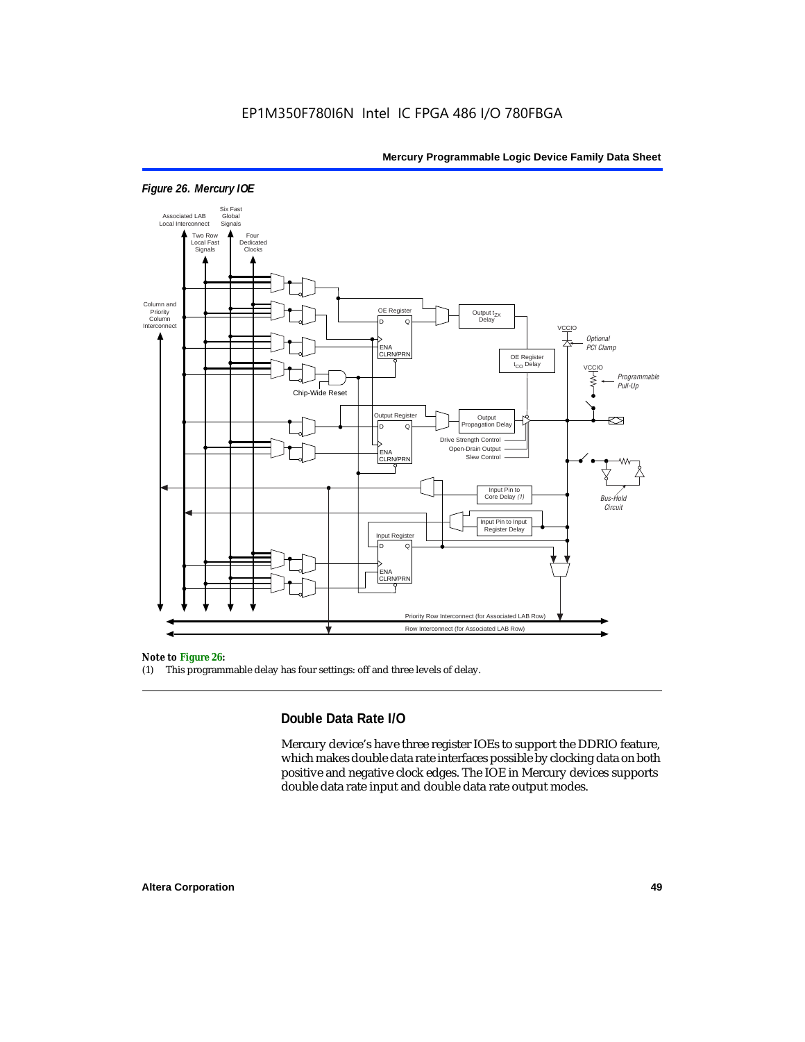*Figure 26. Mercury IOE*

**Note to Figure 26:**

(1) This programmable delay has four settings: off and three levels of delay.

## Double Data Rate I/O

Mercury device's have three register IOEs to support the DDRIO feature, which makes double data rate interfaces possible by clocking data on both positive and negative clock edges. The IOE in Mercury devices supports double data rate input and double data rate output modes.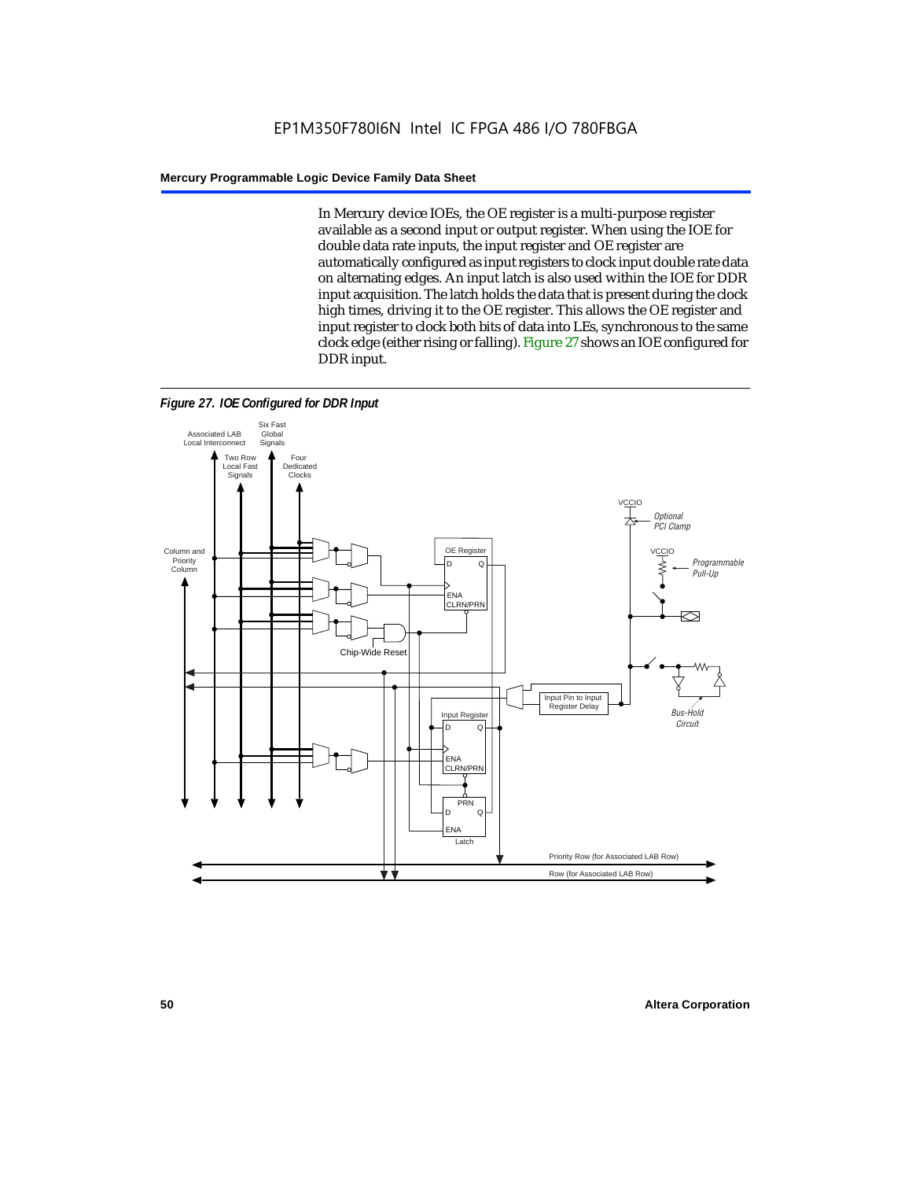In Mercury device IOEs, the OE register is a multi-purpose register available as a second input or output register. When using the IOE for double data rate inputs, the input register and OE register are automatically configured as input registers to clock input double rate data on alternating edges. An input latch is also used within the IOE for DDR input acquisition. The latch holds the data that is present during the clock high times, driving it to the OE register. This allows the OE register and input register to clock both bits of data into LEs, synchronous to the same clock edge (either rising or falling). Figure 27 shows an IOE configured for DDR input.

*Figure 27. IOE Configured for DDR Input*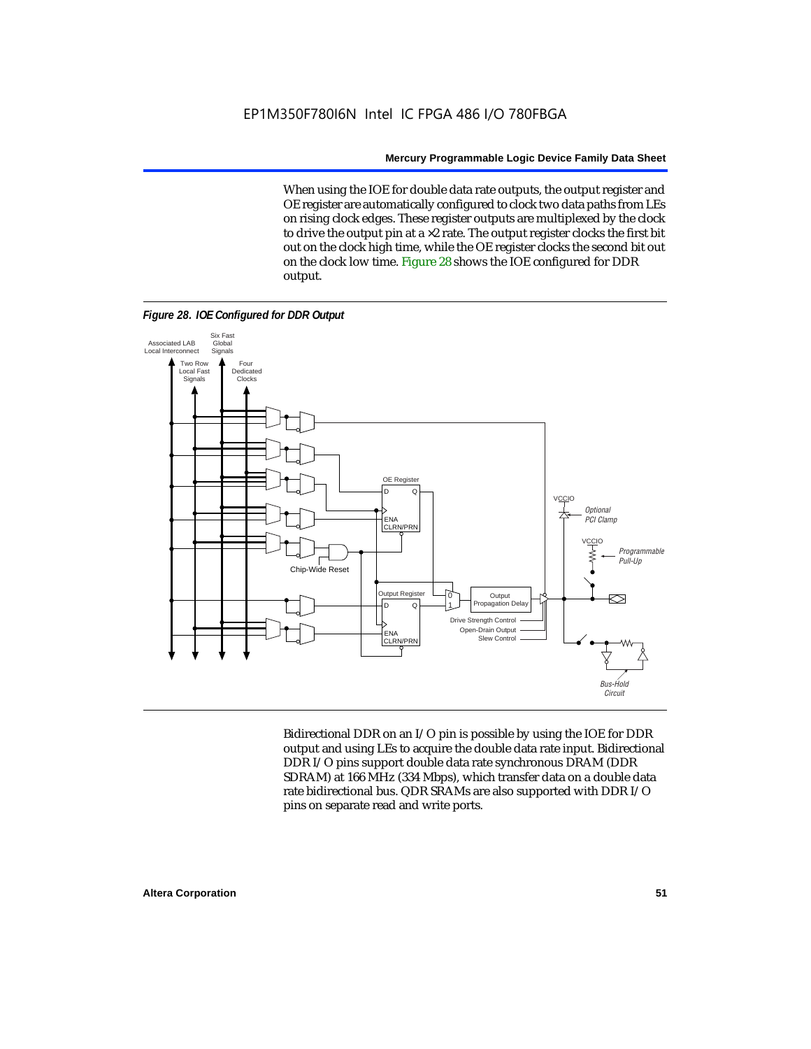When using the IOE for double data rate outputs, the output register and OE register are automatically configured to clock two data paths from LEs on rising clock edges. These register outputs are multiplexed by the clock to drive the output pin at a ×2 rate. The output register clocks the first bit out on the clock high time, while the OE register clocks the second bit out on the clock low time. Figure 28 shows the IOE configured for DDR output.

*Figure 28. IOE Configured for DDR Output*

Bidirectional DDR on an I/O pin is possible by using the IOE for DDR output and using LEs to acquire the double data rate input. Bidirectional DDR I/O pins support double data rate synchronous DRAM (DDR SDRAM) at 166 MHz (334 Mbps), which transfer data on a double data rate bidirectional bus. QDR SRAMs are also supported with DDR I/O pins on separate read and write ports.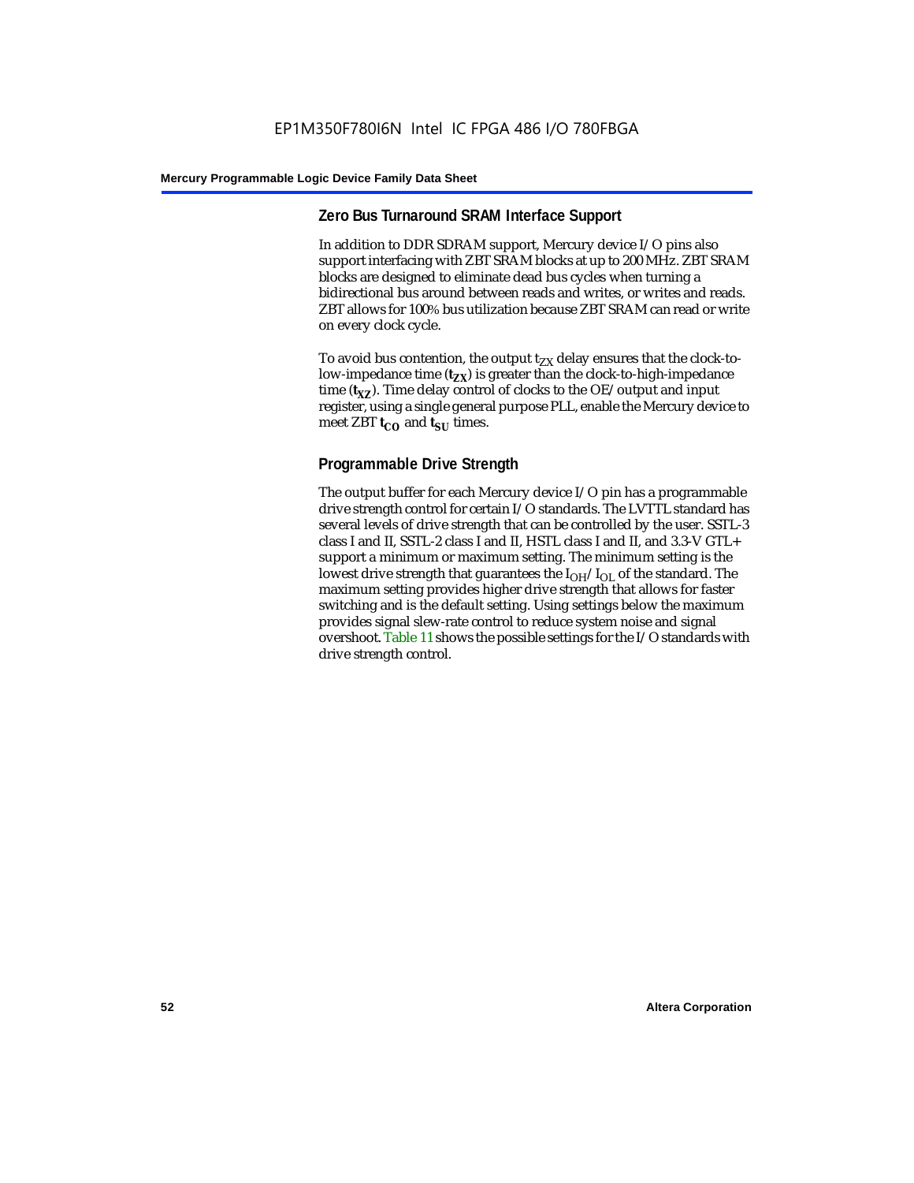## Zero Bus Turnaround SRAM Interface Support

In addition to DDR SDRAM support, Mercury device I/O pins also support interfacing with ZBT SRAM blocks at up to 200 MHz. ZBT SRAM blocks are designed to eliminate dead bus cycles when turning a bidirectional bus around between reads and writes, or writes and reads. ZBT allows for 100% bus utilization because ZBT SRAM can read or write on every clock cycle.

To avoid bus contention, the output $t_{ZX}$ delay ensures that the clock-to-low-impedance time ($\mathbf{t_{ZX}}$) is greater than the clock-to-high-impedance time ($\mathbf{t_{XZ}}$). Time delay control of clocks to the OE/output and input register, using a single general purpose PLL, enable the Mercury device to meet ZBT $\mathbf{t_{CO}}$ and $\mathbf{t_{SU}}$ times.

## Programmable Drive Strength

The output buffer for each Mercury device I/O pin has a programmable drive strength control for certain I/O standards. The LVTTL standard has several levels of drive strength that can be controlled by the user. SSTL-3 class I and II, SSTL-2 class I and II, HSTL class I and II, and 3.3-V GTL+ support a minimum or maximum setting. The minimum setting is the lowest drive strength that guarantees the $I_{OH}/I_{OL}$ of the standard. The maximum setting provides higher drive strength that allows for faster switching and is the default setting. Using settings below the maximum provides signal slew-rate control to reduce system noise and signal overshoot. Table 11 shows the possible settings for the I/O standards with drive strength control.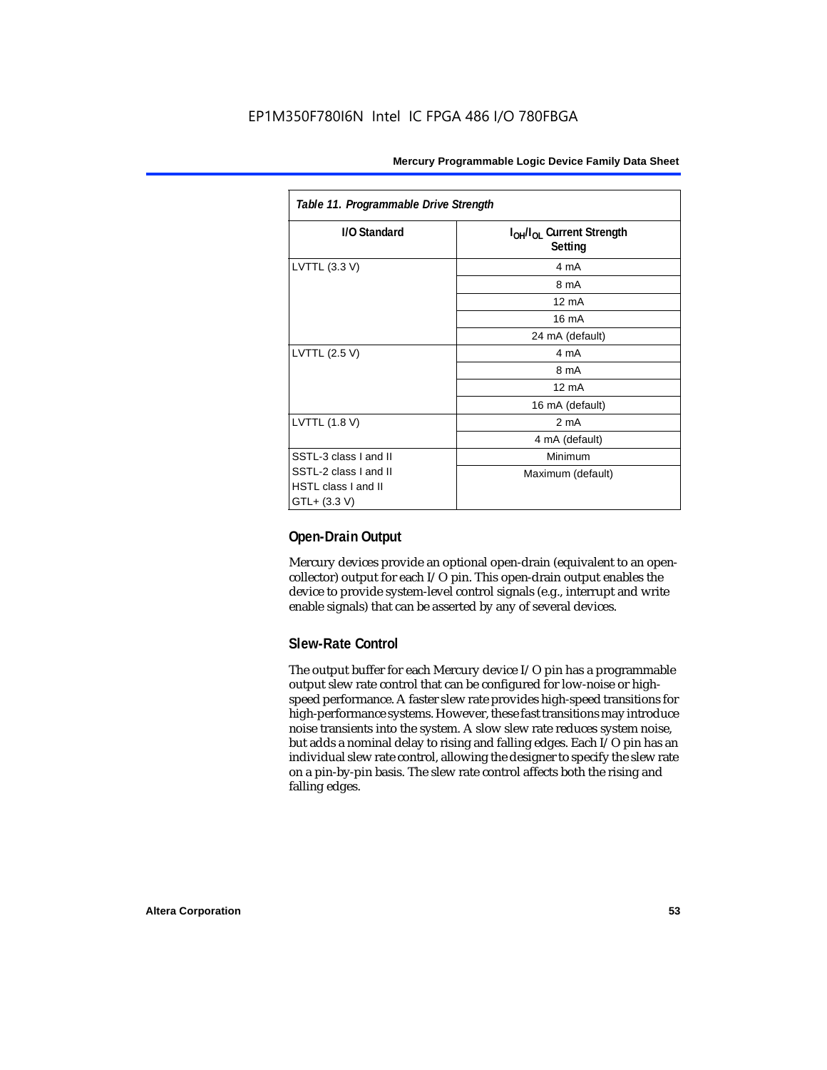*Table 11. Programmable Drive Strength*

| I/O Standard | $I_{OH}/I_{OL}$ Current Strength Setting |
|---|---|
| LVTTL (3.3 V) | 4 mA |
| | 8 mA |
| | 12 mA |
| | 16 mA |
| | 24 mA (default) |
| LVTTL (2.5 V) | 4 mA |
| | 8 mA |
| | 12 mA |
| | 16 mA (default) |
| LVTTL (1.8 V) | 2 mA |
| | 4 mA (default) |
| SSTL-3 class I and II<br>SSTL-2 class I and II<br>HSTL class I and II<br>GTL+ (3.3 V) | Minimum<br>Maximum (default) |

### Open-Drain Output

Mercury devices provide an optional open-drain (equivalent to an open-collector) output for each I/O pin. This open-drain output enables the device to provide system-level control signals (e.g., interrupt and write enable signals) that can be asserted by any of several devices.

### Slew-Rate Control

The output buffer for each Mercury device I/O pin has a programmable output slew rate control that can be configured for low-noise or high-speed performance. A faster slew rate provides high-speed transitions for high-performance systems. However, these fast transitions may introduce noise transients into the system. A slow slew rate reduces system noise, but adds a nominal delay to rising and falling edges. Each I/O pin has an individual slew rate control, allowing the designer to specify the slew rate on a pin-by-pin basis. The slew rate control affects both the rising and falling edges.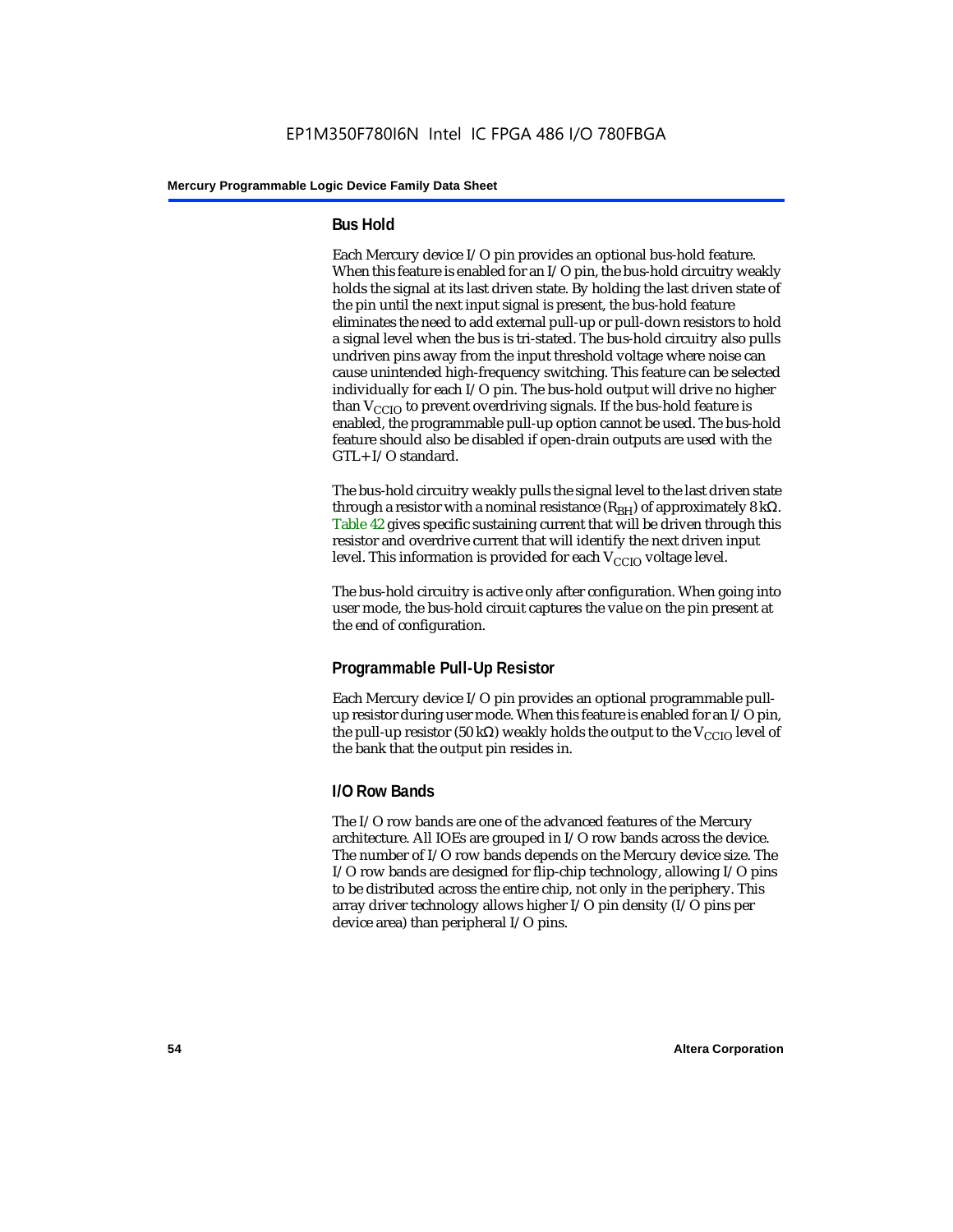### Bus Hold

Each Mercury device I/O pin provides an optional bus-hold feature. When this feature is enabled for an I/O pin, the bus-hold circuitry weakly holds the signal at its last driven state. By holding the last driven state of the pin until the next input signal is present, the bus-hold feature eliminates the need to add external pull-up or pull-down resistors to hold a signal level when the bus is tri-stated. The bus-hold circuitry also pulls undriven pins away from the input threshold voltage where noise can cause unintended high-frequency switching. This feature can be selected individually for each I/O pin. The bus-hold output will drive no higher than $V_{CCIO}$ to prevent overdriving signals. If the bus-hold feature is enabled, the programmable pull-up option cannot be used. The bus-hold feature should also be disabled if open-drain outputs are used with the GTL+ I/O standard.

The bus-hold circuitry weakly pulls the signal level to the last driven state through a resistor with a nominal resistance ($R_{BH}$) of approximately 8 kΩ. Table 42 gives specific sustaining current that will be driven through this resistor and overdrive current that will identify the next driven input level. This information is provided for each $V_{CCIO}$ voltage level.

The bus-hold circuitry is active only after configuration. When going into user mode, the bus-hold circuit captures the value on the pin present at the end of configuration.

### Programmable Pull-Up Resistor

Each Mercury device I/O pin provides an optional programmable pull-up resistor during user mode. When this feature is enabled for an I/O pin, the pull-up resistor (50 kΩ) weakly holds the output to the $V_{CCIO}$ level of the bank that the output pin resides in.

### I/O Row Bands

The I/O row bands are one of the advanced features of the Mercury architecture. All IOEs are grouped in I/O row bands across the device. The number of I/O row bands depends on the Mercury device size. The I/O row bands are designed for flip-chip technology, allowing I/O pins to be distributed across the entire chip, not only in the periphery. This array driver technology allows higher I/O pin density (I/O pins per device area) than peripheral I/O pins.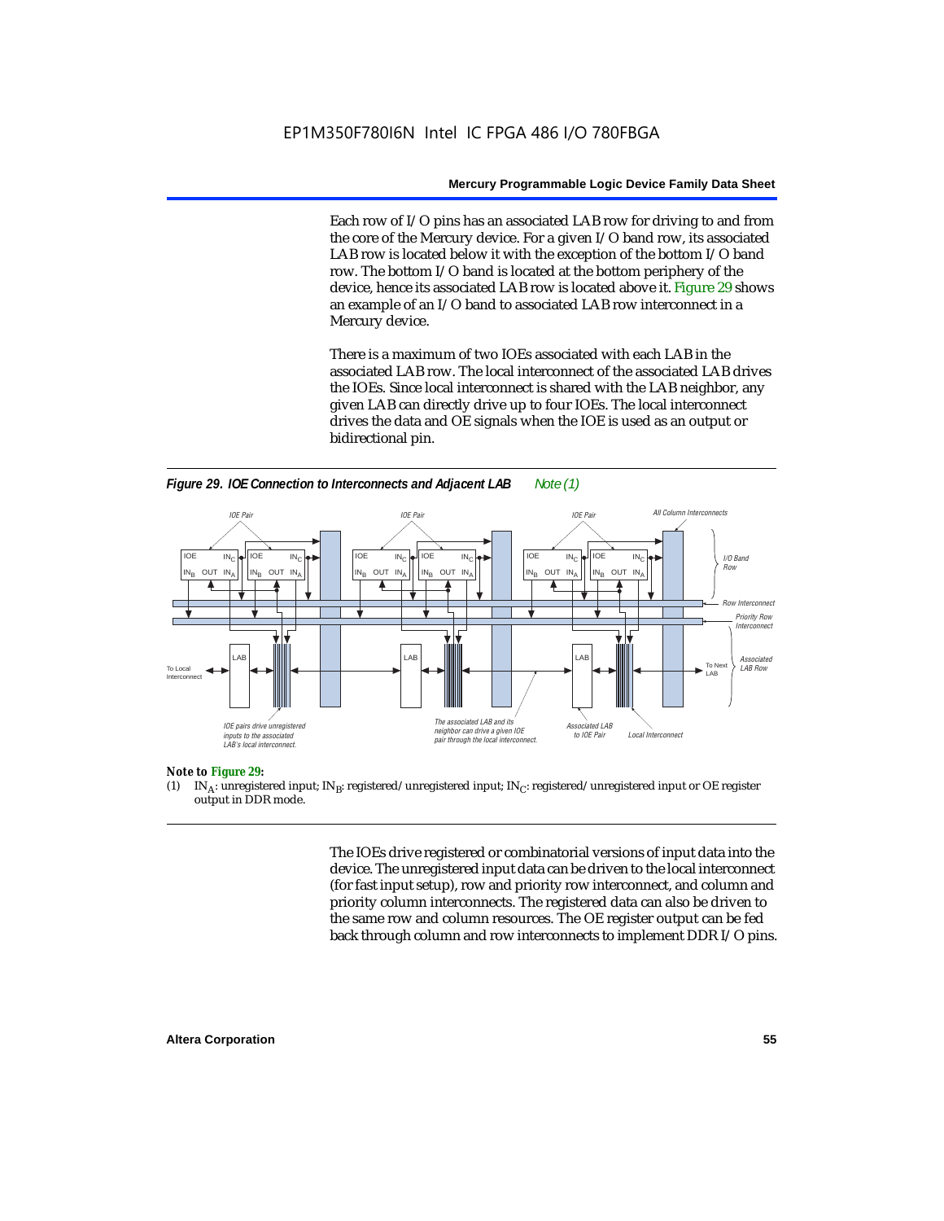Each row of I/O pins has an associated LAB row for driving to and from the core of the Mercury device. For a given I/O band row, its associated LAB row is located below it with the exception of the bottom I/O band row. The bottom I/O band is located at the bottom periphery of the device, hence its associated LAB row is located above it. Figure 29 shows an example of an I/O band to associated LAB row interconnect in a Mercury device.

There is a maximum of two IOEs associated with each LAB in the associated LAB row. The local interconnect of the associated LAB drives the IOEs. Since local interconnect is shared with the LAB neighbor, any given LAB can directly drive up to four IOEs. The local interconnect drives the data and OE signals when the IOE is used as an output or bidirectional pin.

***Figure 29. IOE Connection to Interconnects and Adjacent LAB*** *Note (1)*

**Note to Figure 29:**

(1) $IN_A$: unregistered input; $IN_B$: registered/unregistered input; $IN_C$: registered/unregistered input or OE register output in DDR mode.

The IOEs drive registered or combinatorial versions of input data into the device. The unregistered input data can be driven to the local interconnect (for fast input setup), row and priority row interconnect, and column and priority column interconnects. The registered data can also be driven to the same row and column resources. The OE register output can be fed back through column and row interconnects to implement DDR I/O pins.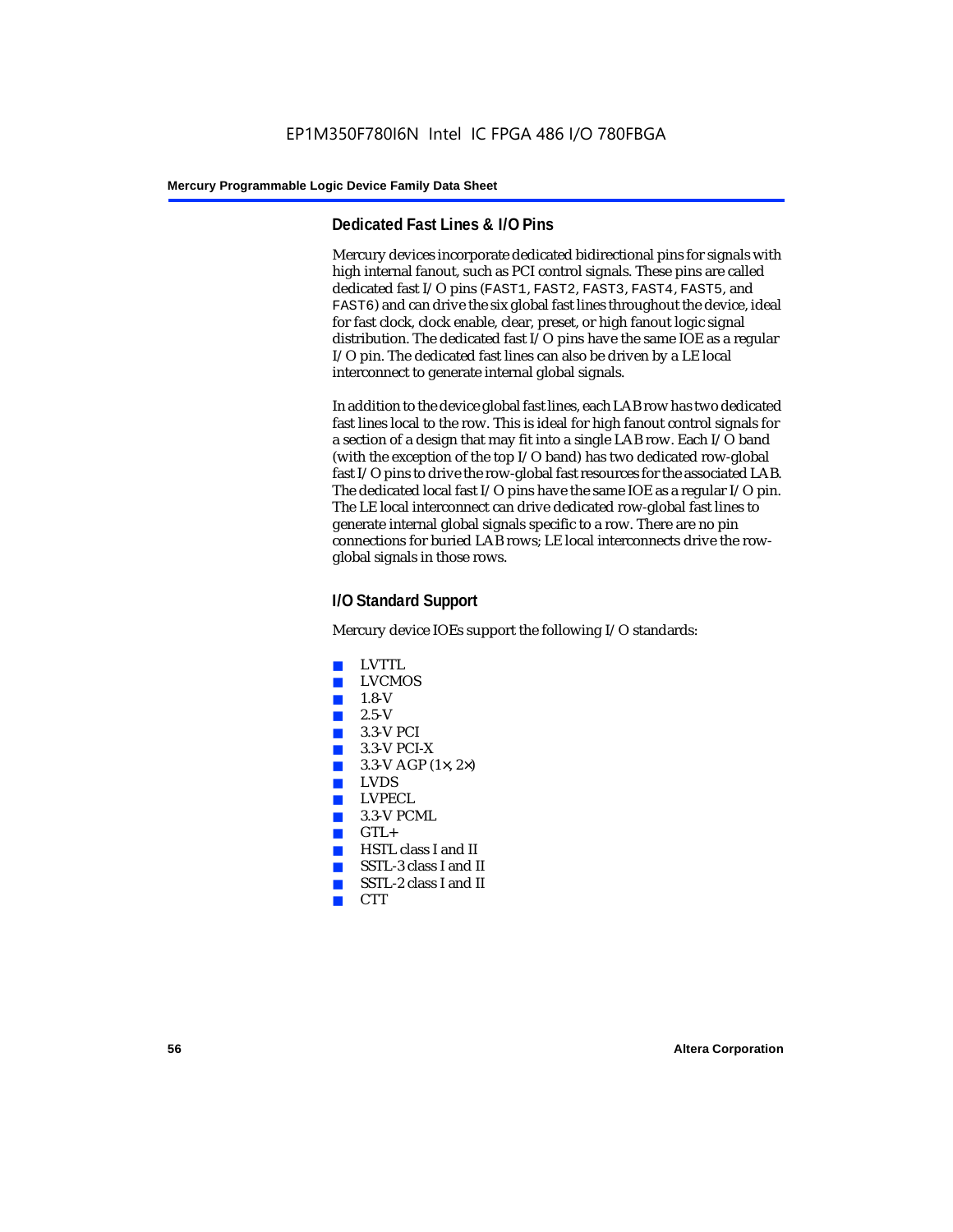## Dedicated Fast Lines & I/O Pins

Mercury devices incorporate dedicated bidirectional pins for signals with high internal fanout, such as PCI control signals. These pins are called dedicated fast I/O pins (FAST1, FAST2, FAST3, FAST4, FAST5, and FAST6) and can drive the six global fast lines throughout the device, ideal for fast clock, clock enable, clear, preset, or high fanout logic signal distribution. The dedicated fast I/O pins have the same IOE as a regular I/O pin. The dedicated fast lines can also be driven by a LE local interconnect to generate internal global signals.

In addition to the device global fast lines, each LAB row has two dedicated fast lines local to the row. This is ideal for high fanout control signals for a section of a design that may fit into a single LAB row. Each I/O band (with the exception of the top I/O band) has two dedicated row-global fast I/O pins to drive the row-global fast resources for the associated LAB. The dedicated local fast I/O pins have the same IOE as a regular I/O pin. The LE local interconnect can drive dedicated row-global fast lines to generate internal global signals specific to a row. There are no pin connections for buried LAB rows; LE local interconnects drive the row-global signals in those rows.

## I/O Standard Support

Mercury device IOEs support the following I/O standards:

- LVTTL
- LVCMOS
- 1.8-V
- 2.5-V
- 3.3-V PCI
- 3.3-V PCI-X
- 3.3-V AGP (1×, 2×)
- LVDS
- LVPECL
- 3.3-V PCML
- GTL+
- HSTL class I and II
- SSTL-3 class I and II
- SSTL-2 class I and II
- CTT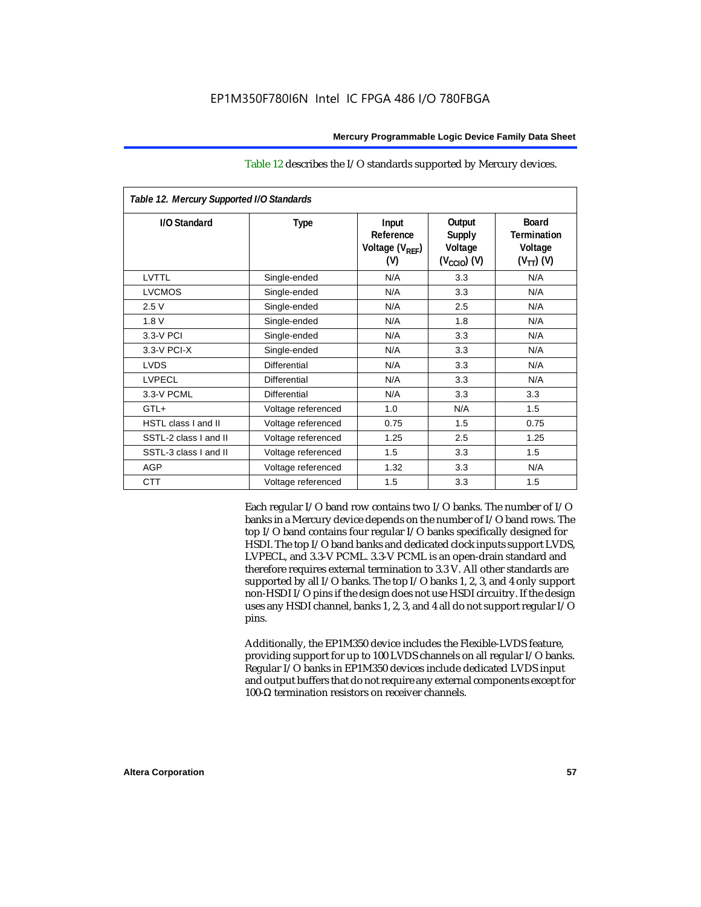Table 12 describes the I/O standards supported by Mercury devices.

*Table 12. Mercury Supported I/O Standards*

| I/O Standard | Type | Input Reference Voltage ($V_{REF}$) (V) | Output Supply Voltage ($V_{CCIO}$) (V) | Board Termination Voltage ($V_{TT}$) (V) |
|---|---|---|---|---|
| LVTTL | Single-ended | N/A | 3.3 | N/A |
| LVCMOS | Single-ended | N/A | 3.3 | N/A |
| 2.5 V | Single-ended | N/A | 2.5 | N/A |
| 1.8 V | Single-ended | N/A | 1.8 | N/A |
| 3.3-V PCI | Single-ended | N/A | 3.3 | N/A |
| 3.3-V PCI-X | Single-ended | N/A | 3.3 | N/A |
| LVDS | Differential | N/A | 3.3 | N/A |
| LVPECL | Differential | N/A | 3.3 | N/A |
| 3.3-V PCML | Differential | N/A | 3.3 | 3.3 |
| GTL+ | Voltage referenced | 1.0 | N/A | 1.5 |
| HSTL class I and II | Voltage referenced | 0.75 | 1.5 | 0.75 |
| SSTL-2 class I and II | Voltage referenced | 1.25 | 2.5 | 1.25 |
| SSTL-3 class I and II | Voltage referenced | 1.5 | 3.3 | 1.5 |
| AGP | Voltage referenced | 1.32 | 3.3 | N/A |
| CTT | Voltage referenced | 1.5 | 3.3 | 1.5 |

Each regular I/O band row contains two I/O banks. The number of I/O banks in a Mercury device depends on the number of I/O band rows. The top I/O band contains four regular I/O banks specifically designed for HSDI. The top I/O band banks and dedicated clock inputs support LVDS, LVPECL, and 3.3-V PCML. 3.3-V PCML is an open-drain standard and therefore requires external termination to 3.3 V. All other standards are supported by all I/O banks. The top I/O banks 1, 2, 3, and 4 only support non-HSDI I/O pins if the design does not use HSDI circuitry. If the design uses any HSDI channel, banks 1, 2, 3, and 4 all do not support regular I/O pins.

Additionally, the EP1M350 device includes the Flexible-LVDS feature, providing support for up to 100 LVDS channels on all regular I/O banks. Regular I/O banks in EP1M350 devices include dedicated LVDS input and output buffers that do not require any external components except for 100-Ω termination resistors on receiver channels.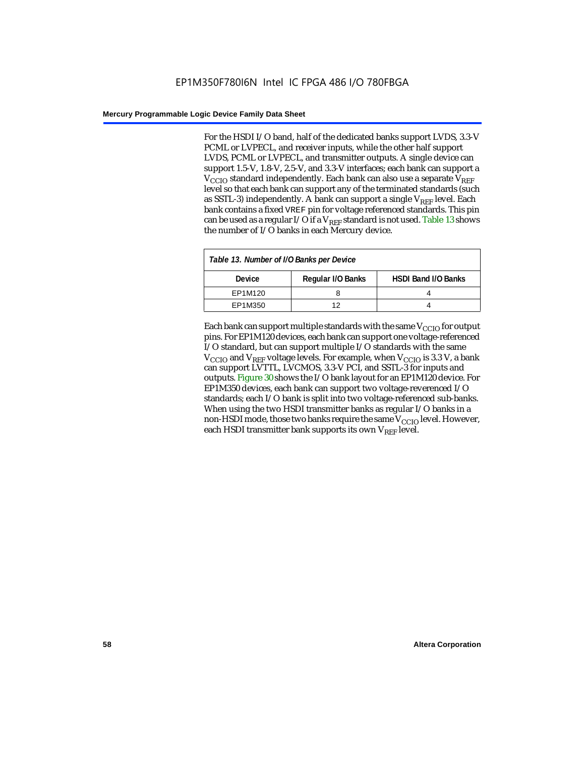For the HSDI I/O band, half of the dedicated banks support LVDS, 3.3-V PCML or LVPECL, and receiver inputs, while the other half support LVDS, PCML or LVPECL, and transmitter outputs. A single device can support 1.5-V, 1.8-V, 2.5-V, and 3.3-V interfaces; each bank can support a $V_{CCIO}$ standard independently. Each bank can also use a separate $V_{REF}$ level so that each bank can support any of the terminated standards (such as SSTL-3) independently. A bank can support a single $V_{REF}$ level. Each bank contains a fixed VREF pin for voltage referenced standards. This pin can be used as a regular I/O if a $V_{REF}$ standard is not used. Table 13 shows the number of I/O banks in each Mercury device.

*Table 13. Number of I/O Banks per Device*

| Device | Regular I/O Banks | HSDI Band I/O Banks |
|---|---|---|
| EP1M120 | 8 | 4 |
| EP1M350 | 12 | 4 |

Each bank can support multiple standards with the same $V_{CCIO}$ for output pins. For EP1M120 devices, each bank can support one voltage-referenced I/O standard, but can support multiple I/O standards with the same $V_{CCIO}$ and $V_{REF}$ voltage levels. For example, when $V_{CCIO}$ is 3.3 V, a bank can support LVTTL, LVCMOS, 3.3-V PCI, and SSTL-3 for inputs and outputs. Figure 30 shows the I/O bank layout for an EP1M120 device. For EP1M350 devices, each bank can support two voltage-reverenced I/O standards; each I/O bank is split into two voltage-referenced sub-banks. When using the two HSDI transmitter banks as regular I/O banks in a non-HSDI mode, those two banks require the same $V_{CCIO}$ level. However, each HSDI transmitter bank supports its own $V_{REF}$ level.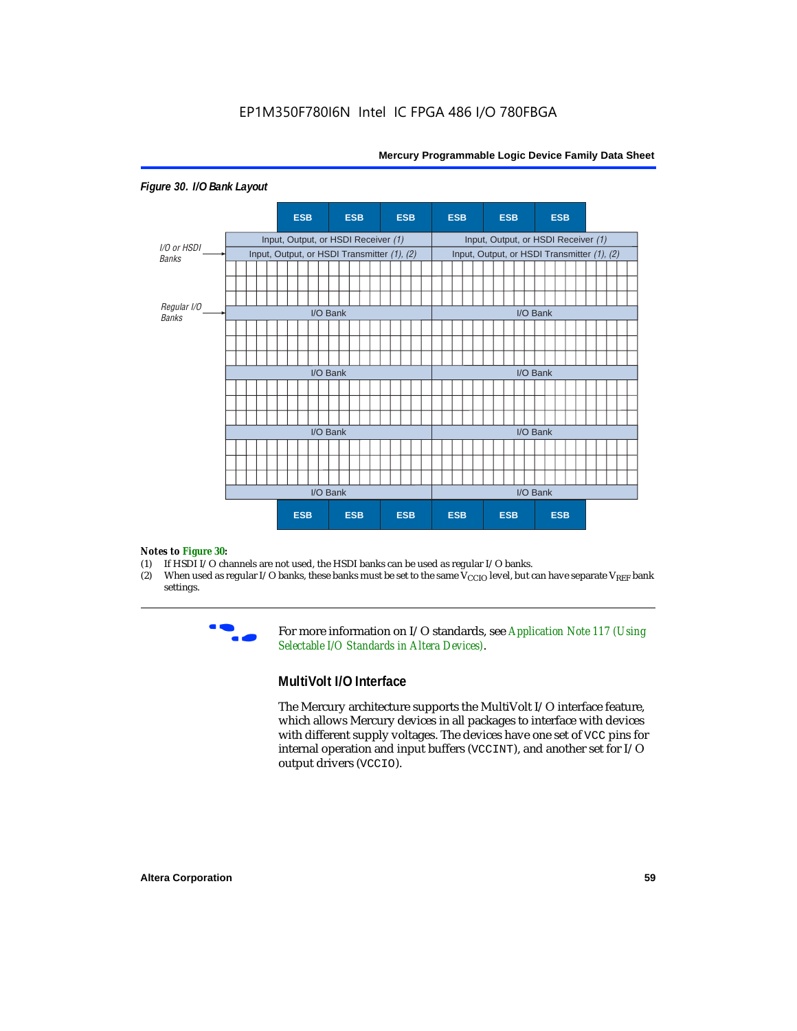*Figure 30. I/O Bank Layout*

| | ESB | ESB | ESB | ESB | ESB | ESB | |
|---|---|---|---|---|---|---|---|
| I/O or HSDI Banks | Input, Output, or HSDI Receiver *(1)* | | | Input, Output, or HSDI Receiver *(1)* | | | |
| | Input, Output, or HSDI Transmitter *(1), (2)* | | | Input, Output, or HSDI Transmitter *(1), (2)* | | | |
| Regular I/O Banks | I/O Bank | | | I/O Bank | | | |
| | I/O Bank | | | I/O Bank | | | |
| | I/O Bank | | | I/O Bank | | | |
| | I/O Bank | | | I/O Bank | | | |
| | ESB | ESB | ESB | ESB | ESB | ESB | |

***Notes to Figure 30:***

(1) If HSDI I/O channels are not used, the HSDI banks can be used as regular I/O banks.

(2) When used as regular I/O banks, these banks must be set to the same $V_{CCIO}$ level, but can have separate $V_{REF}$ bank settings.

---

For more information on I/O standards, see *Application Note 117 (Using Selectable I/O Standards in Altera Devices)*.

## MultiVolt I/O Interface

The Mercury architecture supports the MultiVolt I/O interface feature, which allows Mercury devices in all packages to interface with devices with different supply voltages. The devices have one set of `VCC` pins for internal operation and input buffers (`VCCINT`), and another set for I/O output drivers (`VCCIO`).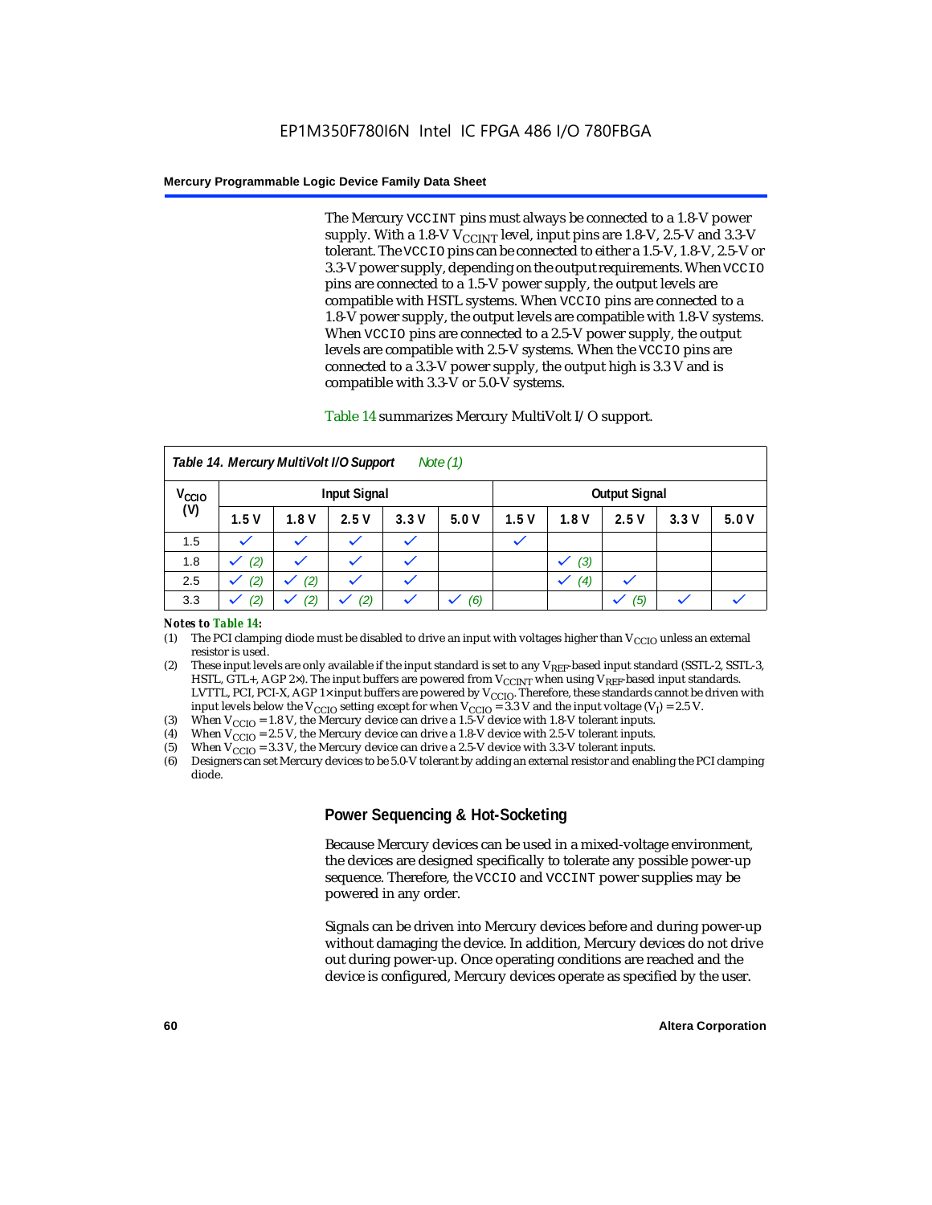The Mercury VCCINT pins must always be connected to a 1.8-V power supply. With a 1.8-V $V_{CCINT}$ level, input pins are 1.8-V, 2.5-V and 3.3-V tolerant. The VCCIO pins can be connected to either a 1.5-V, 1.8-V, 2.5-V or 3.3-V power supply, depending on the output requirements. When VCCIO pins are connected to a 1.5-V power supply, the output levels are compatible with HSTL systems. When VCCIO pins are connected to a 1.8-V power supply, the output levels are compatible with 1.8-V systems. When VCCIO pins are connected to a 2.5-V power supply, the output levels are compatible with 2.5-V systems. When the VCCIO pins are connected to a 3.3-V power supply, the output high is 3.3 V and is compatible with 3.3-V or 5.0-V systems.

Table 14 summarizes Mercury MultiVolt I/O support.

*Table 14. Mercury MultiVolt I/O Support Note (1)*

| $V_{CCIO}$ (V) | Input Signal | | | | | Output Signal | | | | |
|---|---|---|---|---|---|---|---|---|---|---|
| | 1.5 V | 1.8 V | 2.5 V | 3.3 V | 5.0 V | 1.5 V | 1.8 V | 2.5 V | 3.3 V | 5.0 V |
| 1.5 | ✓ | ✓ | ✓ | ✓ | | ✓ | | | | |
| 1.8 | ✓ (2) | ✓ | ✓ | ✓ | | | ✓ (3) | | | |
| 2.5 | ✓ (2) | ✓ (2) | ✓ | ✓ | | | ✓ (4) | ✓ | | |
| 3.3 | ✓ (2) | ✓ (2) | ✓ (2) | ✓ | ✓ (6) | | | ✓ (5) | ✓ | ✓ |

***Notes to Table 14:***

(1) The PCI clamping diode must be disabled to drive an input with voltages higher than $V_{CCIO}$ unless an external resistor is used.

(2) These input levels are only available if the input standard is set to any $V_{REF}$-based input standard (SSTL-2, SSTL-3, HSTL, GTL+, AGP 2×). The input buffers are powered from $V_{CCINT}$ when using $V_{REF}$-based input standards. LVTTL, PCI, PCI-X, AGP 1× input buffers are powered by $V_{CCIO}$. Therefore, these standards cannot be driven with input levels below the $V_{CCIO}$ setting except for when $V_{CCIO}$ = 3.3 V and the input voltage ($V_I$) = 2.5 V.

(3) When $V_{CCIO}$ = 1.8 V, the Mercury device can drive a 1.5-V device with 1.8-V tolerant inputs.

(4) When $V_{CCIO}$ = 2.5 V, the Mercury device can drive a 1.8-V device with 2.5-V tolerant inputs.

(5) When $V_{CCIO}$ = 3.3 V, the Mercury device can drive a 2.5-V device with 3.3-V tolerant inputs.

(6) Designers can set Mercury devices to be 5.0-V tolerant by adding an external resistor and enabling the PCI clamping diode.

## Power Sequencing & Hot-Socketing

Because Mercury devices can be used in a mixed-voltage environment, the devices are designed specifically to tolerate any possible power-up sequence. Therefore, the VCCIO and VCCINT power supplies may be powered in any order.

Signals can be driven into Mercury devices before and during power-up without damaging the device. In addition, Mercury devices do not drive out during power-up. Once operating conditions are reached and the device is configured, Mercury devices operate as specified by the user.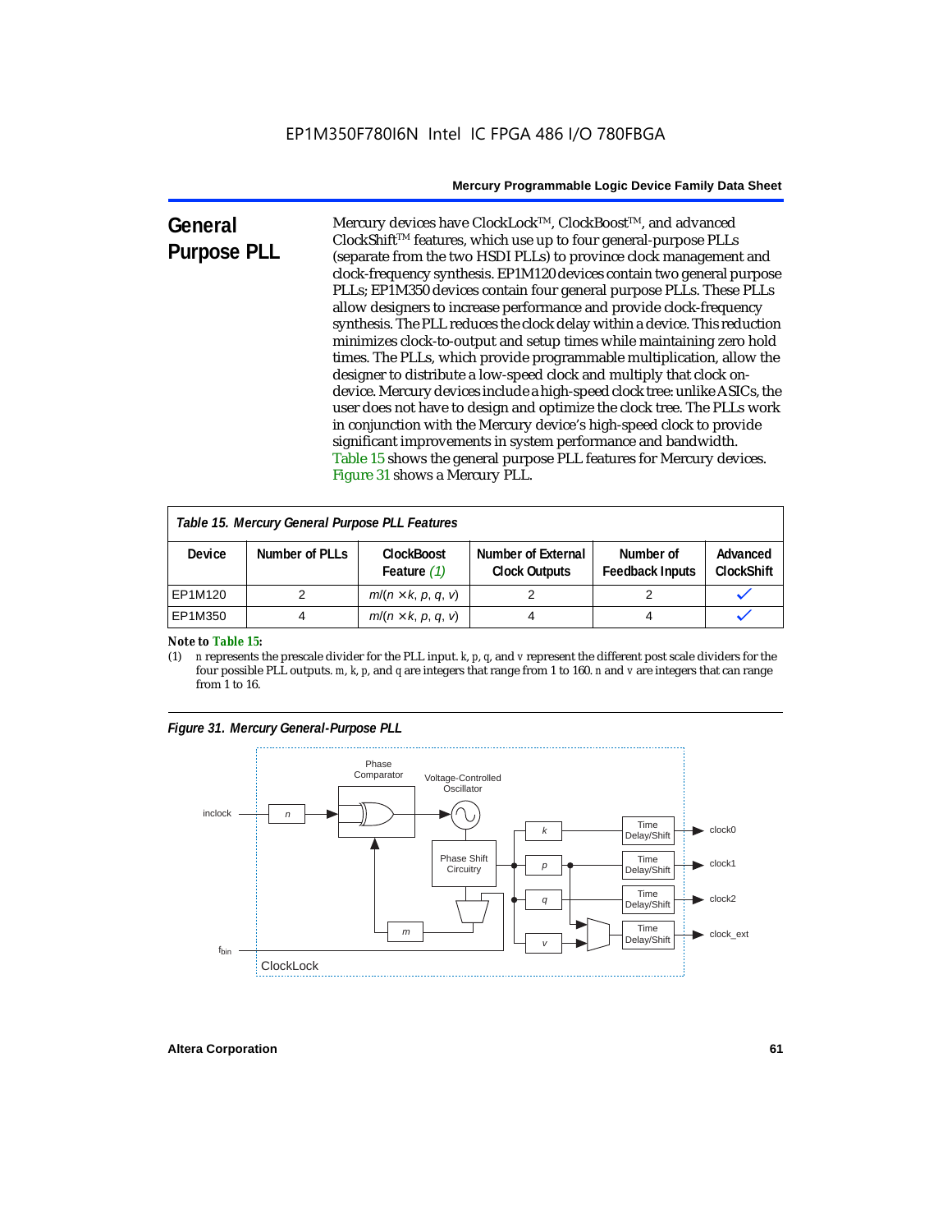## General Purpose PLL

Mercury devices have ClockLock™, ClockBoost™, and advanced ClockShift™ features, which use up to four general-purpose PLLs (separate from the two HSDI PLLs) to province clock management and clock-frequency synthesis. EP1M120 devices contain two general purpose PLLs; EP1M350 devices contain four general purpose PLLs. These PLLs allow designers to increase performance and provide clock-frequency synthesis. The PLL reduces the clock delay within a device. This reduction minimizes clock-to-output and setup times while maintaining zero hold times. The PLLs, which provide programmable multiplication, allow the designer to distribute a low-speed clock and multiply that clock on-device. Mercury devices include a high-speed clock tree: unlike ASICs, the user does not have to design and optimize the clock tree. The PLLs work in conjunction with the Mercury device's high-speed clock to provide significant improvements in system performance and bandwidth. Table 15 shows the general purpose PLL features for Mercury devices. Figure 31 shows a Mercury PLL.

*Table 15. Mercury General Purpose PLL Features*

| Device | Number of PLLs | ClockBoost Feature (1) | Number of External Clock Outputs | Number of Feedback Inputs | Advanced ClockShift |
|---|---|---|---|---|---|
| EP1M120 | 2 | $m/(n \times k, p, q, v)$ | 2 | 2 | ✓ |
| EP1M350 | 4 | $m/(n \times k, p, q, v)$ | 4 | 4 | ✓ |

**Note to Table 15:**

(1) $n$ represents the prescale divider for the PLL input. $k$, $p$, $q$, and $v$ represent the different post scale dividers for the four possible PLL outputs. $m$, $k$, $p$, and $q$ are integers that range from 1 to 160. $n$ and $v$ are integers that can range from 1 to 16.

*Figure 31. Mercury General-Purpose PLL*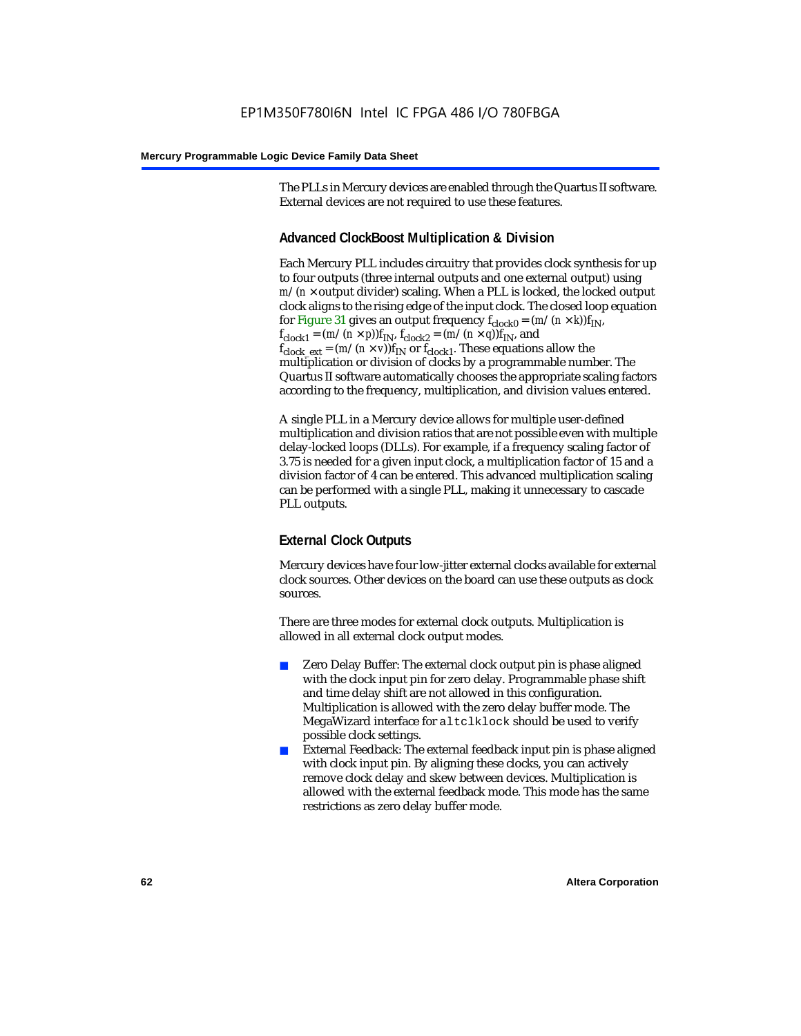The PLLs in Mercury devices are enabled through the Quartus II software. External devices are not required to use these features.

### Advanced ClockBoost Multiplication & Division

Each Mercury PLL includes circuitry that provides clock synthesis for up to four outputs (three internal outputs and one external output) using $m/(n \times \text{output divider})$ scaling. When a PLL is locked, the locked output clock aligns to the rising edge of the input clock. The closed loop equation for Figure 31 gives an output frequency $f_{clock0} = (m/(n \times k))f_{IN}$, $f_{clock1} = (m/(n \times p))f_{IN}$, $f_{clock2} = (m/(n \times q))f_{IN}$, and $f_{clock\_ext} = (m/(n \times v))f_{IN}$ or $f_{clock1}$. These equations allow the multiplication or division of clocks by a programmable number. The Quartus II software automatically chooses the appropriate scaling factors according to the frequency, multiplication, and division values entered.

A single PLL in a Mercury device allows for multiple user-defined multiplication and division ratios that are not possible even with multiple delay-locked loops (DLLs). For example, if a frequency scaling factor of 3.75 is needed for a given input clock, a multiplication factor of 15 and a division factor of 4 can be entered. This advanced multiplication scaling can be performed with a single PLL, making it unnecessary to cascade PLL outputs.

### External Clock Outputs

Mercury devices have four low-jitter external clocks available for external clock sources. Other devices on the board can use these outputs as clock sources.

There are three modes for external clock outputs. Multiplication is allowed in all external clock output modes.

- Zero Delay Buffer: The external clock output pin is phase aligned with the clock input pin for zero delay. Programmable phase shift and time delay shift are not allowed in this configuration. Multiplication is allowed with the zero delay buffer mode. The MegaWizard interface for `altclklock` should be used to verify possible clock settings.
- External Feedback: The external feedback input pin is phase aligned with clock input pin. By aligning these clocks, you can actively remove clock delay and skew between devices. Multiplication is allowed with the external feedback mode. This mode has the same restrictions as zero delay buffer mode.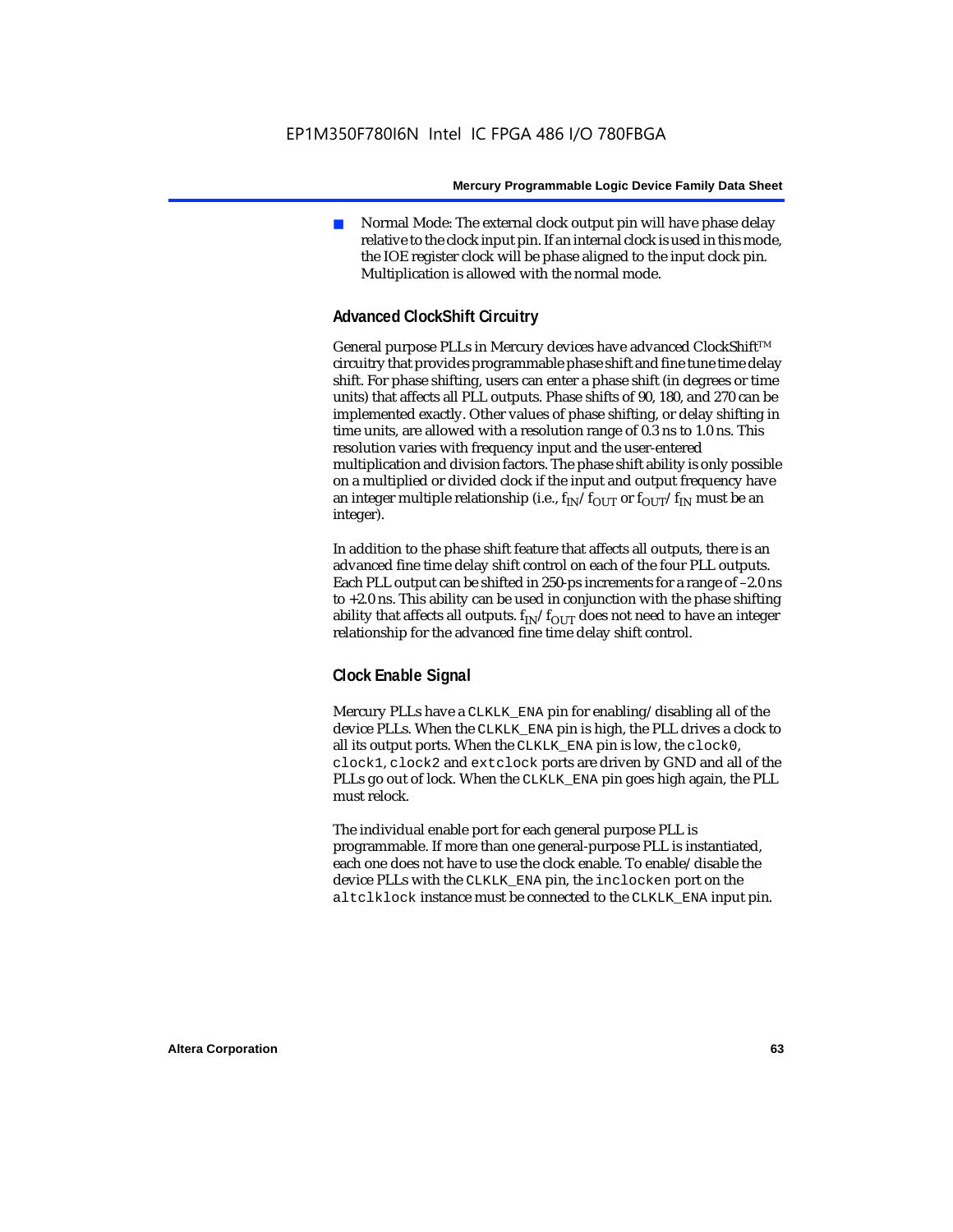- Normal Mode: The external clock output pin will have phase delay relative to the clock input pin. If an internal clock is used in this mode, the IOE register clock will be phase aligned to the input clock pin. Multiplication is allowed with the normal mode.

### Advanced ClockShift Circuitry

General purpose PLLs in Mercury devices have advanced ClockShift™ circuitry that provides programmable phase shift and fine tune time delay shift. For phase shifting, users can enter a phase shift (in degrees or time units) that affects all PLL outputs. Phase shifts of 90, 180, and 270 can be implemented exactly. Other values of phase shifting, or delay shifting in time units, are allowed with a resolution range of 0.3 ns to 1.0 ns. This resolution varies with frequency input and the user-entered multiplication and division factors. The phase shift ability is only possible on a multiplied or divided clock if the input and output frequency have an integer multiple relationship (i.e., $f_{IN}/f_{OUT}$ or $f_{OUT}/f_{IN}$ must be an integer).

In addition to the phase shift feature that affects all outputs, there is an advanced fine time delay shift control on each of the four PLL outputs. Each PLL output can be shifted in 250-ps increments for a range of –2.0 ns to +2.0 ns. This ability can be used in conjunction with the phase shifting ability that affects all outputs. $f_{IN}/f_{OUT}$ does not need to have an integer relationship for the advanced fine time delay shift control.

### Clock Enable Signal

Mercury PLLs have a `CLKLK_ENA` pin for enabling/disabling all of the device PLLs. When the `CLKLK_ENA` pin is high, the PLL drives a clock to all its output ports. When the `CLKLK_ENA` pin is low, the `clock0`, `clock1`, `clock2` and `extclock` ports are driven by GND and all of the PLLs go out of lock. When the `CLKLK_ENA` pin goes high again, the PLL must relock.

The individual enable port for each general purpose PLL is programmable. If more than one general-purpose PLL is instantiated, each one does not have to use the clock enable. To enable/disable the device PLLs with the `CLKLK_ENA` pin, the `inclocken` port on the `altclklock` instance must be connected to the `CLKLK_ENA` input pin.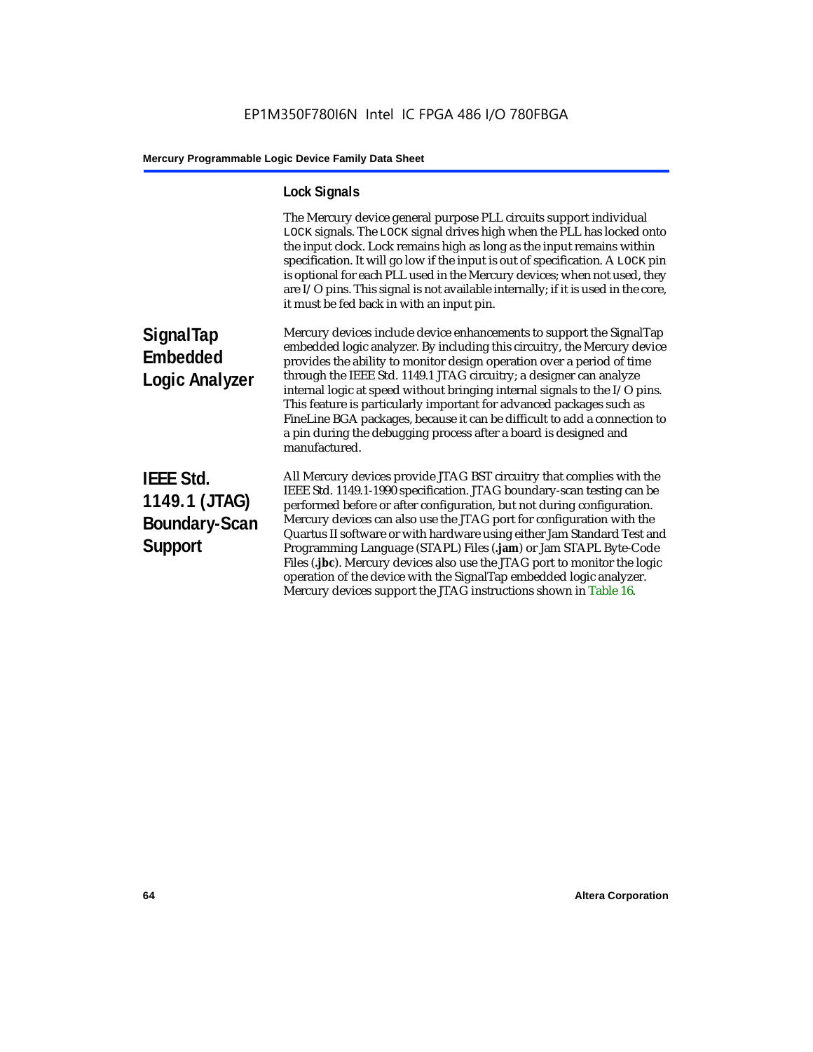### Lock Signals

The Mercury device general purpose PLL circuits support individual LOCK signals. The LOCK signal drives high when the PLL has locked onto the input clock. Lock remains high as long as the input remains within specification. It will go low if the input is out of specification. A LOCK pin is optional for each PLL used in the Mercury devices; when not used, they are I/O pins. This signal is not available internally; if it is used in the core, it must be fed back in with an input pin.

## SignalTap Embedded Logic Analyzer

Mercury devices include device enhancements to support the SignalTap embedded logic analyzer. By including this circuitry, the Mercury device provides the ability to monitor design operation over a period of time through the IEEE Std. 1149.1 JTAG circuitry; a designer can analyze internal logic at speed without bringing internal signals to the I/O pins. This feature is particularly important for advanced packages such as FineLine BGA packages, because it can be difficult to add a connection to a pin during the debugging process after a board is designed and manufactured.

## IEEE Std. 1149.1 (JTAG) Boundary-Scan Support

All Mercury devices provide JTAG BST circuitry that complies with the IEEE Std. 1149.1-1990 specification. JTAG boundary-scan testing can be performed before or after configuration, but not during configuration. Mercury devices can also use the JTAG port for configuration with the Quartus II software or with hardware using either Jam Standard Test and Programming Language (STAPL) Files (**.jam**) or Jam STAPL Byte-Code Files (**.jbc**). Mercury devices also use the JTAG port to monitor the logic operation of the device with the SignalTap embedded logic analyzer. Mercury devices support the JTAG instructions shown in Table 16.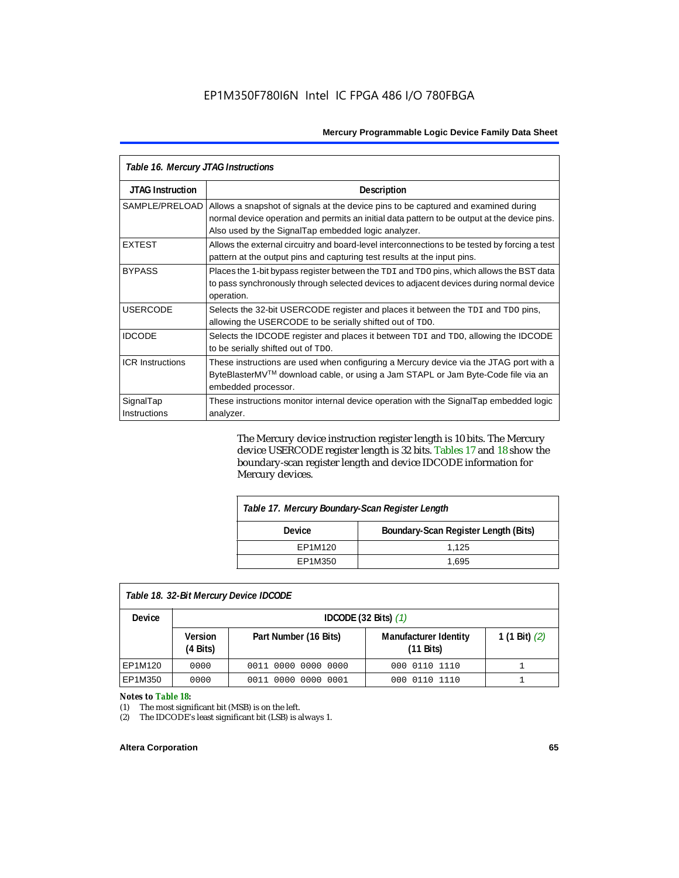Table 16. Mercury JTAG Instructions

| JTAG Instruction | Description |
|---|---|
| SAMPLE/PRELOAD | Allows a snapshot of signals at the device pins to be captured and examined during normal device operation and permits an initial data pattern to be output at the device pins. Also used by the SignalTap embedded logic analyzer. |
| EXTEST | Allows the external circuitry and board-level interconnections to be tested by forcing a test pattern at the output pins and capturing test results at the input pins. |
| BYPASS | Places the 1-bit bypass register between the TDI and TDO pins, which allows the BST data to pass synchronously through selected devices to adjacent devices during normal device operation. |
| USERCODE | Selects the 32-bit USERCODE register and places it between the TDI and TDO pins, allowing the USERCODE to be serially shifted out of TDO. |
| IDCODE | Selects the IDCODE register and places it between TDI and TDO, allowing the IDCODE to be serially shifted out of TDO. |
| ICR Instructions | These instructions are used when configuring a Mercury device via the JTAG port with a ByteBlasterMV™ download cable, or using a Jam STAPL or Jam Byte-Code file via an embedded processor. |
| SignalTap Instructions | These instructions monitor internal device operation with the SignalTap embedded logic analyzer. |

The Mercury device instruction register length is 10 bits. The Mercury device USERCODE register length is 32 bits. Tables 17 and 18 show the boundary-scan register length and device IDCODE information for Mercury devices.

Table 17. Mercury Boundary-Scan Register Length

| Device | Boundary-Scan Register Length (Bits) |
|---|---|
| EP1M120 | 1,125 |
| EP1M350 | 1,695 |

Table 18. 32-Bit Mercury Device IDCODE

| Device | IDCODE (32 Bits) *(1)* | | | |
|---|---|---|---|---|
| | Version (4 Bits) | Part Number (16 Bits) | Manufacturer Identity (11 Bits) | 1 (1 Bit) *(2)* |
| EP1M120 | 0000 | 0011 0000 0000 0000 | 000 0110 1110 | 1 |
| EP1M350 | 0000 | 0011 0000 0000 0001 | 000 0110 1110 | 1 |

*Notes to Table 18:*

(1) The most significant bit (MSB) is on the left.

(2) The IDCODE's least significant bit (LSB) is always 1.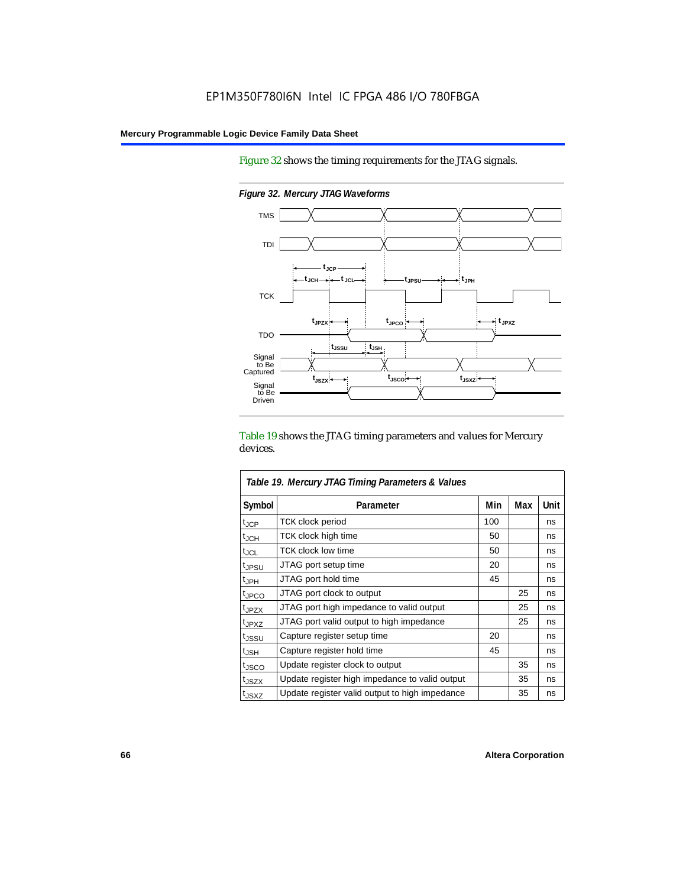Figure 32 shows the timing requirements for the JTAG signals.

*Figure 32. Mercury JTAG Waveforms*

Table 19 shows the JTAG timing parameters and values for Mercury devices.

| *Table 19. Mercury JTAG Timing Parameters & Values* | | | | |
|---|---|---|---|---|
| **Symbol** | **Parameter** | **Min** | **Max** | **Unit** |
| $t_{JCP}$ | TCK clock period | 100 | | ns |
| $t_{JCH}$ | TCK clock high time | 50 | | ns |
| $t_{JCL}$ | TCK clock low time | 50 | | ns |
| $t_{JPSU}$ | JTAG port setup time | 20 | | ns |
| $t_{JPH}$ | JTAG port hold time | 45 | | ns |
| $t_{JPCO}$ | JTAG port clock to output | | 25 | ns |
| $t_{JPZX}$ | JTAG port high impedance to valid output | | 25 | ns |
| $t_{JPXZ}$ | JTAG port valid output to high impedance | | 25 | ns |
| $t_{JSSU}$ | Capture register setup time | 20 | | ns |
| $t_{JSH}$ | Capture register hold time | 45 | | ns |
| $t_{JSCO}$ | Update register clock to output | | 35 | ns |
| $t_{JSZX}$ | Update register high impedance to valid output | | 35 | ns |
| $t_{JSXZ}$ | Update register valid output to high impedance | | 35 | ns |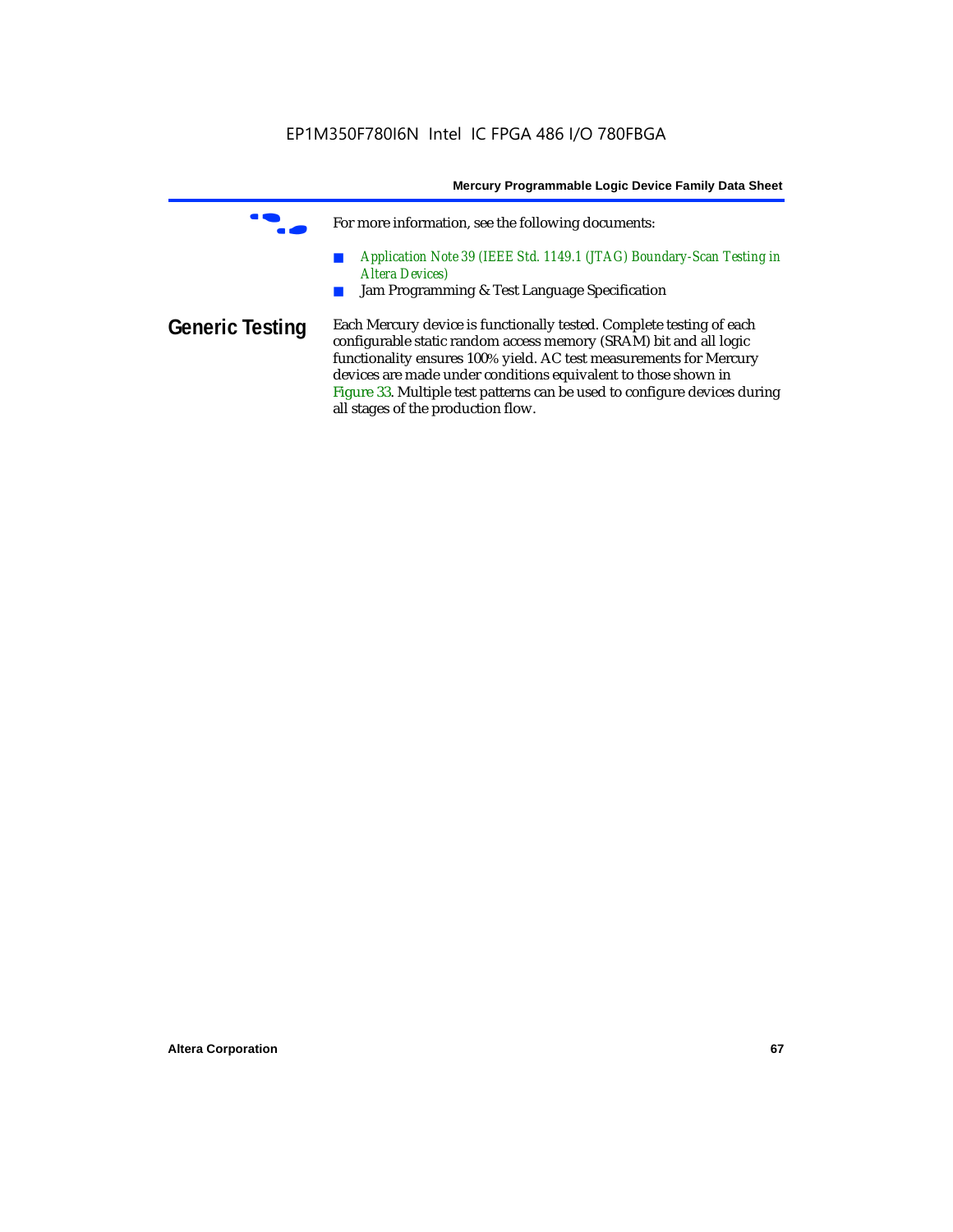For more information, see the following documents:

- *Application Note 39 (IEEE Std. 1149.1 (JTAG) Boundary-Scan Testing in Altera Devices)*
- Jam Programming & Test Language Specification

## Generic Testing

Each Mercury device is functionally tested. Complete testing of each configurable static random access memory (SRAM) bit and all logic functionality ensures 100% yield. AC test measurements for Mercury devices are made under conditions equivalent to those shown in Figure 33. Multiple test patterns can be used to configure devices during all stages of the production flow.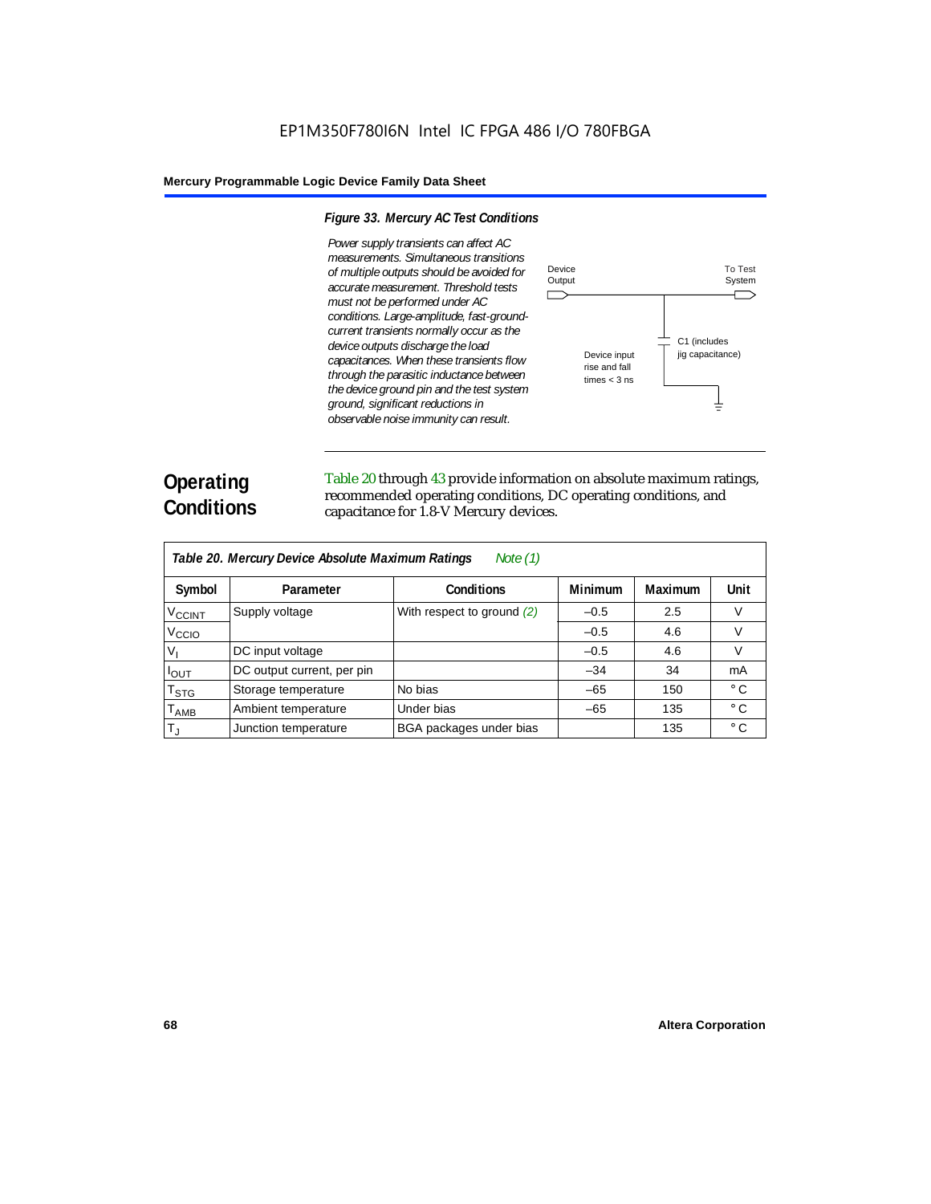*Figure 33. Mercury AC Test Conditions*

*Power supply transients can affect AC measurements. Simultaneous transitions of multiple outputs should be avoided for accurate measurement. Threshold tests must not be performed under AC conditions. Large-amplitude, fast-ground-current transients normally occur as the device outputs discharge the load capacitances. When these transients flow through the parasitic inductance between the device ground pin and the test system ground, significant reductions in observable noise immunity can result.*

Device Output

To Test System

C1 (includes jig capacitance)

Device input rise and fall times < 3 ns

## Operating Conditions

Table 20 through 43 provide information on absolute maximum ratings, recommended operating conditions, DC operating conditions, and capacitance for 1.8-V Mercury devices.

*Table 20. Mercury Device Absolute Maximum Ratings* *Note (1)*

| Symbol | Parameter | Conditions | Minimum | Maximum | Unit |
|---|---|---|---|---|---|
| $V_{CCINT}$ | Supply voltage | With respect to ground *(2)* | –0.5 | 2.5 | V |
| $V_{CCIO}$ | | | –0.5 | 4.6 | V |
| $V_I$ | DC input voltage | | –0.5 | 4.6 | V |
| $I_{OUT}$ | DC output current, per pin | | –34 | 34 | mA |
| $T_{STG}$ | Storage temperature | No bias | –65 | 150 | ° C |
| $T_{AMB}$ | Ambient temperature | Under bias | –65 | 135 | ° C |
| $T_J$ | Junction temperature | BGA packages under bias | | 135 | ° C |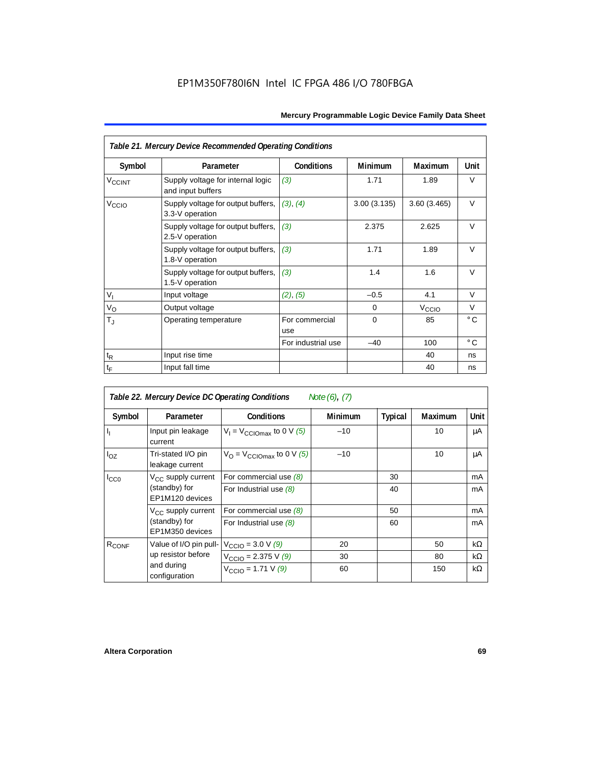EP1M350F780I6N Intel IC FPGA 486 I/O 780FBGA

| *Table 21. Mercury Device Recommended Operating Conditions* | | | | | |
|---|---|---|---|---|---|
| **Symbol** | **Parameter** | **Conditions** | **Minimum** | **Maximum** | **Unit** |
| $V_{CCINT}$ | Supply voltage for internal logic and input buffers | *(3)* | 1.71 | 1.89 | V |
| $V_{CCIO}$ | Supply voltage for output buffers, 3.3-V operation | *(3)*, *(4)* | 3.00 (3.135) | 3.60 (3.465) | V |
| | Supply voltage for output buffers, 2.5-V operation | *(3)* | 2.375 | 2.625 | V |
| | Supply voltage for output buffers, 1.8-V operation | *(3)* | 1.71 | 1.89 | V |
| | Supply voltage for output buffers, 1.5-V operation | *(3)* | 1.4 | 1.6 | V |
| $V_I$ | Input voltage | *(2)*, *(5)* | –0.5 | 4.1 | V |
| $V_O$ | Output voltage | | 0 | $V_{CCIO}$ | V |
| $T_J$ | Operating temperature | For commercial use | 0 | 85 | ° C |
| | | For industrial use | –40 | 100 | ° C |
| $t_R$ | Input rise time | | | 40 | ns |
| $t_F$ | Input fall time | | | 40 | ns |

| *Table 22. Mercury Device DC Operating Conditions* *Note (6), (7)* | | | | | | |
|---|---|---|---|---|---|---|
| **Symbol** | **Parameter** | **Conditions** | **Minimum** | **Typical** | **Maximum** | **Unit** |
| $I_I$ | Input pin leakage current | $V_I = V_{CCIOmax}$ to 0 V *(5)* | –10 | | 10 | μA |
| $I_{OZ}$ | Tri-stated I/O pin leakage current | $V_O = V_{CCIOmax}$ to 0 V *(5)* | –10 | | 10 | μA |
| $I_{CC0}$ | $V_{CC}$ supply current (standby) for EP1M120 devices | For commercial use *(8)* | | 30 | | mA |
| | | For Industrial use *(8)* | | 40 | | mA |
| | $V_{CC}$ supply current (standby) for EP1M350 devices | For commercial use *(8)* | | 50 | | mA |
| | | For Industrial use *(8)* | | 60 | | mA |
| $R_{CONF}$ | Value of I/O pin pull-up resistor before and during configuration | $V_{CCIO}$ = 3.0 V *(9)* | 20 | | 50 | kΩ |
| | | $V_{CCIO}$ = 2.375 V *(9)* | 30 | | 80 | kΩ |
| | | $V_{CCIO}$ = 1.71 V *(9)* | 60 | | 150 | kΩ |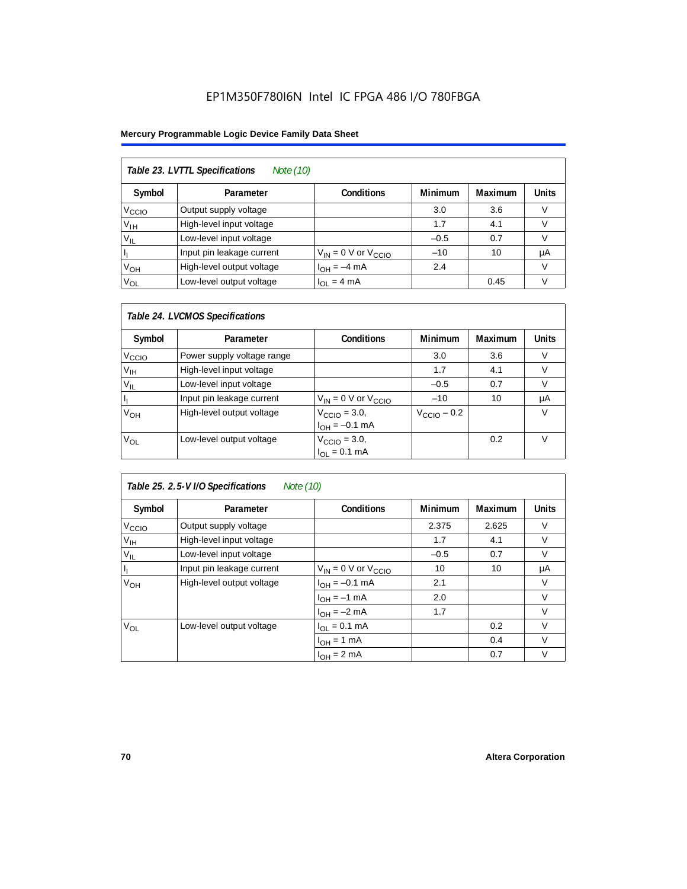EP1M350F780I6N Intel IC FPGA 486 I/O 780FBGA

**Mercury Programmable Logic Device Family Data Sheet**

**Table 23. LVTTL Specifications** *Note (10)*

| Symbol | Parameter | Conditions | Minimum | Maximum | Units |
|---|---|---|---|---|---|
| $V_{CCIO}$ | Output supply voltage | | 3.0 | 3.6 | V |
| $V_{IH}$ | High-level input voltage | | 1.7 | 4.1 | V |
| $V_{IL}$ | Low-level input voltage | | –0.5 | 0.7 | V |
| $I_I$ | Input pin leakage current | $V_{IN}$ = 0 V or $V_{CCIO}$ | –10 | 10 | μA |
| $V_{OH}$ | High-level output voltage | $I_{OH}$ = –4 mA | 2.4 | | V |
| $V_{OL}$ | Low-level output voltage | $I_{OL}$ = 4 mA | | 0.45 | V |

**Table 24. LVCMOS Specifications**

| Symbol | Parameter | Conditions | Minimum | Maximum | Units |
|---|---|---|---|---|---|
| $V_{CCIO}$ | Power supply voltage range | | 3.0 | 3.6 | V |
| $V_{IH}$ | High-level input voltage | | 1.7 | 4.1 | V |
| $V_{IL}$ | Low-level input voltage | | –0.5 | 0.7 | V |
| $I_I$ | Input pin leakage current | $V_{IN}$ = 0 V or $V_{CCIO}$ | –10 | 10 | μA |
| $V_{OH}$ | High-level output voltage | $V_{CCIO}$ = 3.0, $I_{OH}$ = –0.1 mA | $V_{CCIO}$ – 0.2 | | V |
| $V_{OL}$ | Low-level output voltage | $V_{CCIO}$ = 3.0, $I_{OL}$ = 0.1 mA | | 0.2 | V |

**Table 25. 2.5-V I/O Specifications** *Note (10)*

| Symbol | Parameter | Conditions | Minimum | Maximum | Units |
|---|---|---|---|---|---|
| $V_{CCIO}$ | Output supply voltage | | 2.375 | 2.625 | V |
| $V_{IH}$ | High-level input voltage | | 1.7 | 4.1 | V |
| $V_{IL}$ | Low-level input voltage | | –0.5 | 0.7 | V |
| $I_I$ | Input pin leakage current | $V_{IN}$ = 0 V or $V_{CCIO}$ | 10 | 10 | μA |
| $V_{OH}$ | High-level output voltage | $I_{OH}$ = –0.1 mA | 2.1 | | V |
| | | $I_{OH}$ = –1 mA | 2.0 | | V |
| | | $I_{OH}$ = –2 mA | 1.7 | | V |
| $V_{OL}$ | Low-level output voltage | $I_{OL}$ = 0.1 mA | | 0.2 | V |
| | | $I_{OH}$ = 1 mA | | 0.4 | V |
| | | $I_{OH}$ = 2 mA | | 0.7 | V |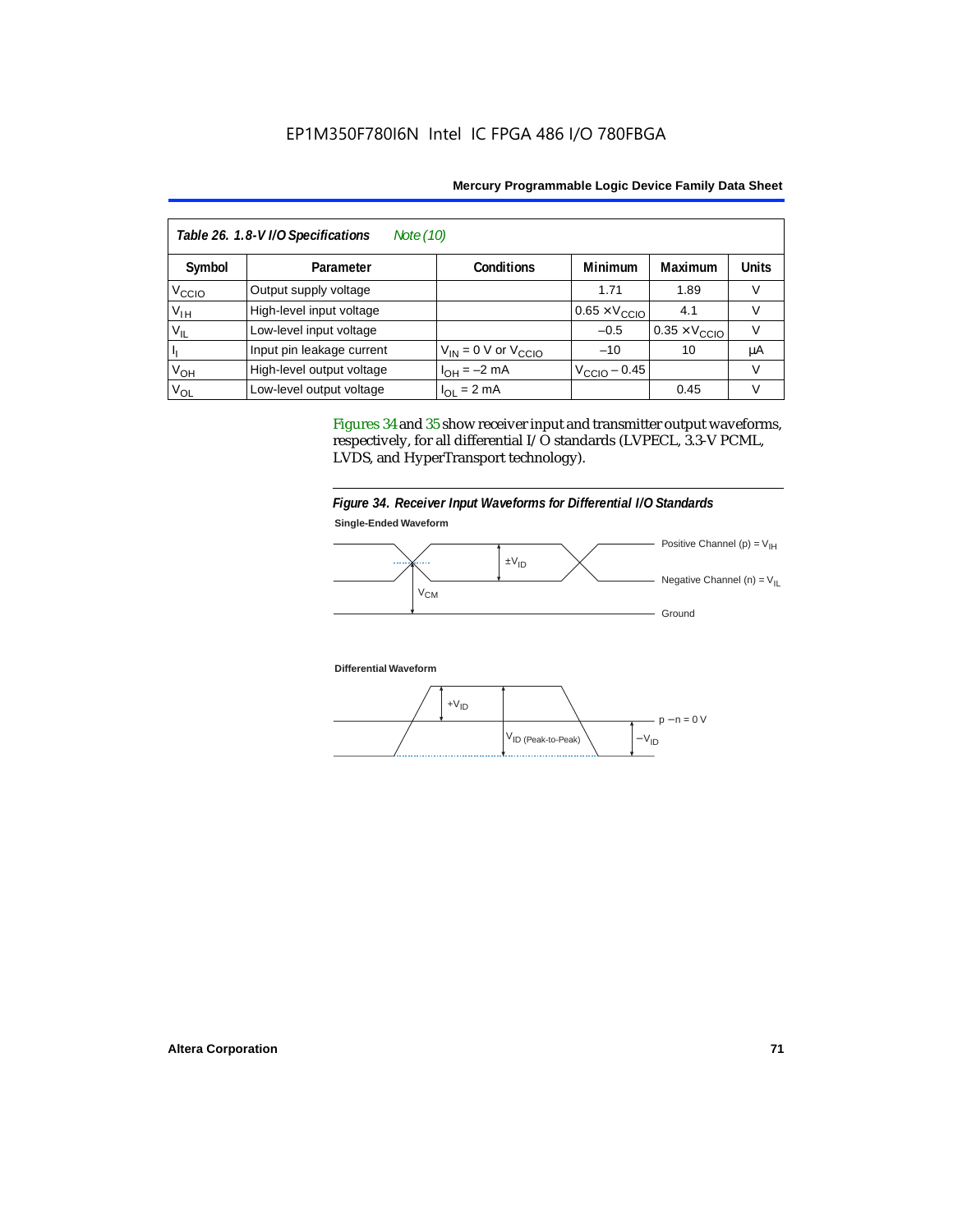EP1M350F780I6N Intel IC FPGA 486 I/O 780FBGA

| *Table 26. 1.8-V I/O Specifications* *Note (10)* | | | | | |
|---|---|---|---|---|---|
| **Symbol** | **Parameter** | **Conditions** | **Minimum** | **Maximum** | **Units** |
| $V_{CCIO}$ | Output supply voltage | | 1.71 | 1.89 | V |
| $V_{IH}$ | High-level input voltage | | $0.65 \times V_{CCIO}$ | 4.1 | V |
| $V_{IL}$ | Low-level input voltage | | –0.5 | $0.35 \times V_{CCIO}$ | V |
| $I_I$ | Input pin leakage current | $V_{IN}$ = 0 V or $V_{CCIO}$ | –10 | 10 | µA |
| $V_{OH}$ | High-level output voltage | $I_{OH}$ = –2 mA | $V_{CCIO}$ – 0.45 | | V |
| $V_{OL}$ | Low-level output voltage | $I_{OL}$ = 2 mA | | 0.45 | V |

Figures 34 and 35 show receiver input and transmitter output waveforms, respectively, for all differential I/O standards (LVPECL, 3.3-V PCML, LVDS, and HyperTransport technology).

*Figure 34. Receiver Input Waveforms for Differential I/O Standards*

**Single-Ended Waveform**

Positive Channel (p) = $V_{IH}$

$\pm V_{ID}$

Negative Channel (n) = $V_{IL}$

$V_{CM}$

Ground

**Differential Waveform**

$+V_{ID}$

p – n = 0 V

$V_{ID}$ (Peak-to-Peak)

$-V_{ID}$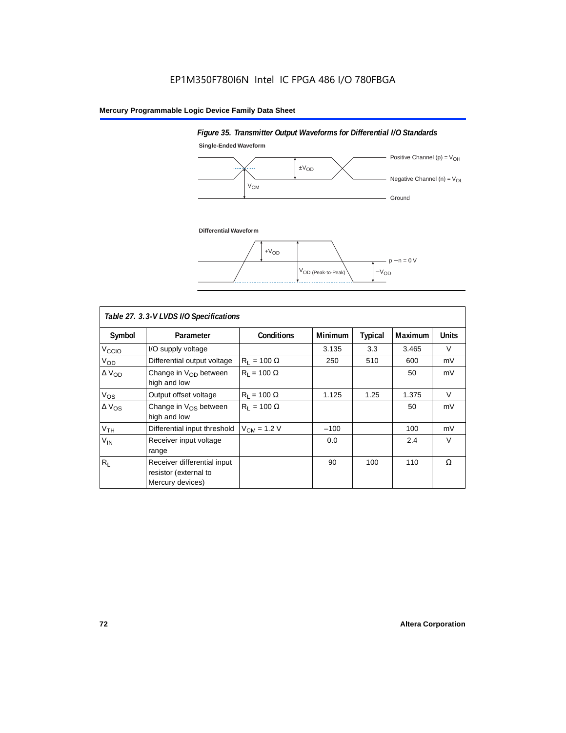EP1M350F780I6N Intel IC FPGA 486 I/O 780FBGA

*Figure 35. Transmitter Output Waveforms for Differential I/O Standards*

**Single-Ended Waveform**

Positive Channel (p) = $V_{OH}$

$\pm V_{OD}$

Negative Channel (n) = $V_{OL}$

$V_{CM}$

Ground

**Differential Waveform**

$+V_{OD}$

p − n = 0 V

$V_{OD\ (Peak\text{-}to\text{-}Peak)}$

$-V_{OD}$

*Table 27. 3.3-V LVDS I/O Specifications*

| Symbol | Parameter | Conditions | Minimum | Typical | Maximum | Units |
|---|---|---|---|---|---|---|
| $V_{CCIO}$ | I/O supply voltage | | 3.135 | 3.3 | 3.465 | V |
| $V_{OD}$ | Differential output voltage | $R_L$ = 100 Ω | 250 | 510 | 600 | mV |
| $\Delta V_{OD}$ | Change in $V_{OD}$ between high and low | $R_L$ = 100 Ω | | | 50 | mV |
| $V_{OS}$ | Output offset voltage | $R_L$ = 100 Ω | 1.125 | 1.25 | 1.375 | V |
| $\Delta V_{OS}$ | Change in $V_{OS}$ between high and low | $R_L$ = 100 Ω | | | 50 | mV |
| $V_{TH}$ | Differential input threshold | $V_{CM}$ = 1.2 V | −100 | | 100 | mV |
| $V_{IN}$ | Receiver input voltage range | | 0.0 | | 2.4 | V |
| $R_L$ | Receiver differential input resistor (external to Mercury devices) | | 90 | 100 | 110 | Ω |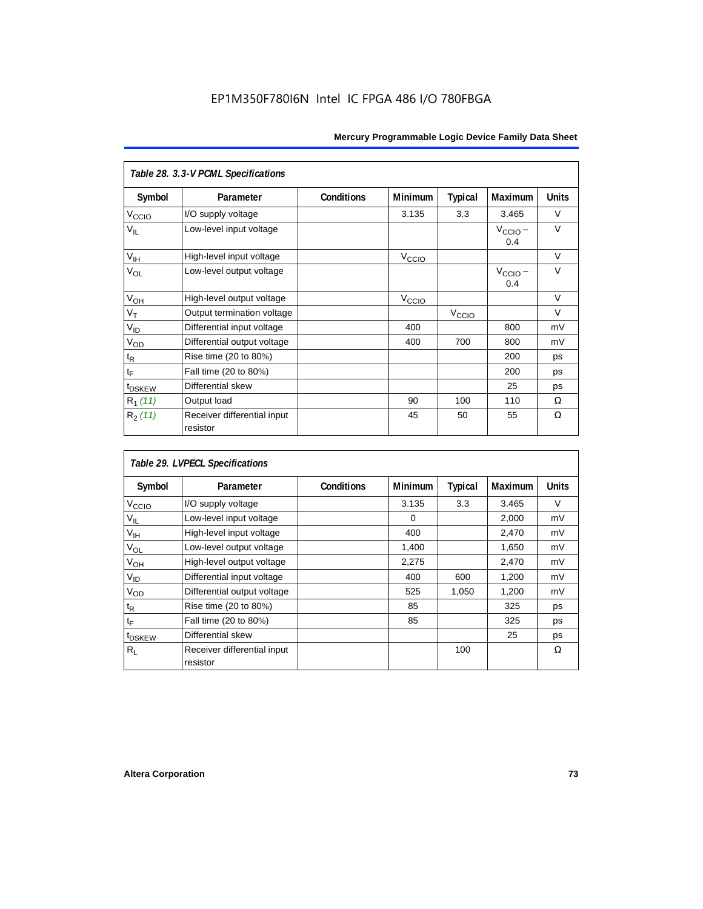*Table 28. 3.3-V PCML Specifications*

| Symbol | Parameter | Conditions | Minimum | Typical | Maximum | Units |
|---|---|---|---|---|---|---|
| $V_{CCIO}$ | I/O supply voltage | | 3.135 | 3.3 | 3.465 | V |
| $V_{IL}$ | Low-level input voltage | | | | $V_{CCIO}$ – 0.4 | V |
| $V_{IH}$ | High-level input voltage | | $V_{CCIO}$ | | | V |
| $V_{OL}$ | Low-level output voltage | | | | $V_{CCIO}$ – 0.4 | V |
| $V_{OH}$ | High-level output voltage | | $V_{CCIO}$ | | | V |
| $V_T$ | Output termination voltage | | | $V_{CCIO}$ | | V |
| $V_{ID}$ | Differential input voltage | | 400 | | 800 | mV |
| $V_{OD}$ | Differential output voltage | | 400 | 700 | 800 | mV |
| $t_R$ | Rise time (20 to 80%) | | | | 200 | ps |
| $t_F$ | Fall time (20 to 80%) | | | | 200 | ps |
| $t_{DSKEW}$ | Differential skew | | | | 25 | ps |
| $R_1$ *(11)* | Output load | | 90 | 100 | 110 | Ω |
| $R_2$ *(11)* | Receiver differential input resistor | | 45 | 50 | 55 | Ω |

*Table 29. LVPECL Specifications*

| Symbol | Parameter | Conditions | Minimum | Typical | Maximum | Units |
|---|---|---|---|---|---|---|
| $V_{CCIO}$ | I/O supply voltage | | 3.135 | 3.3 | 3.465 | V |
| $V_{IL}$ | Low-level input voltage | | 0 | | 2,000 | mV |
| $V_{IH}$ | High-level input voltage | | 400 | | 2,470 | mV |
| $V_{OL}$ | Low-level output voltage | | 1,400 | | 1,650 | mV |
| $V_{OH}$ | High-level output voltage | | 2,275 | | 2,470 | mV |
| $V_{ID}$ | Differential input voltage | | 400 | 600 | 1,200 | mV |
| $V_{OD}$ | Differential output voltage | | 525 | 1,050 | 1,200 | mV |
| $t_R$ | Rise time (20 to 80%) | | 85 | | 325 | ps |
| $t_F$ | Fall time (20 to 80%) | | 85 | | 325 | ps |
| $t_{DSKEW}$ | Differential skew | | | | 25 | ps |
| $R_L$ | Receiver differential input resistor | | | 100 | | Ω |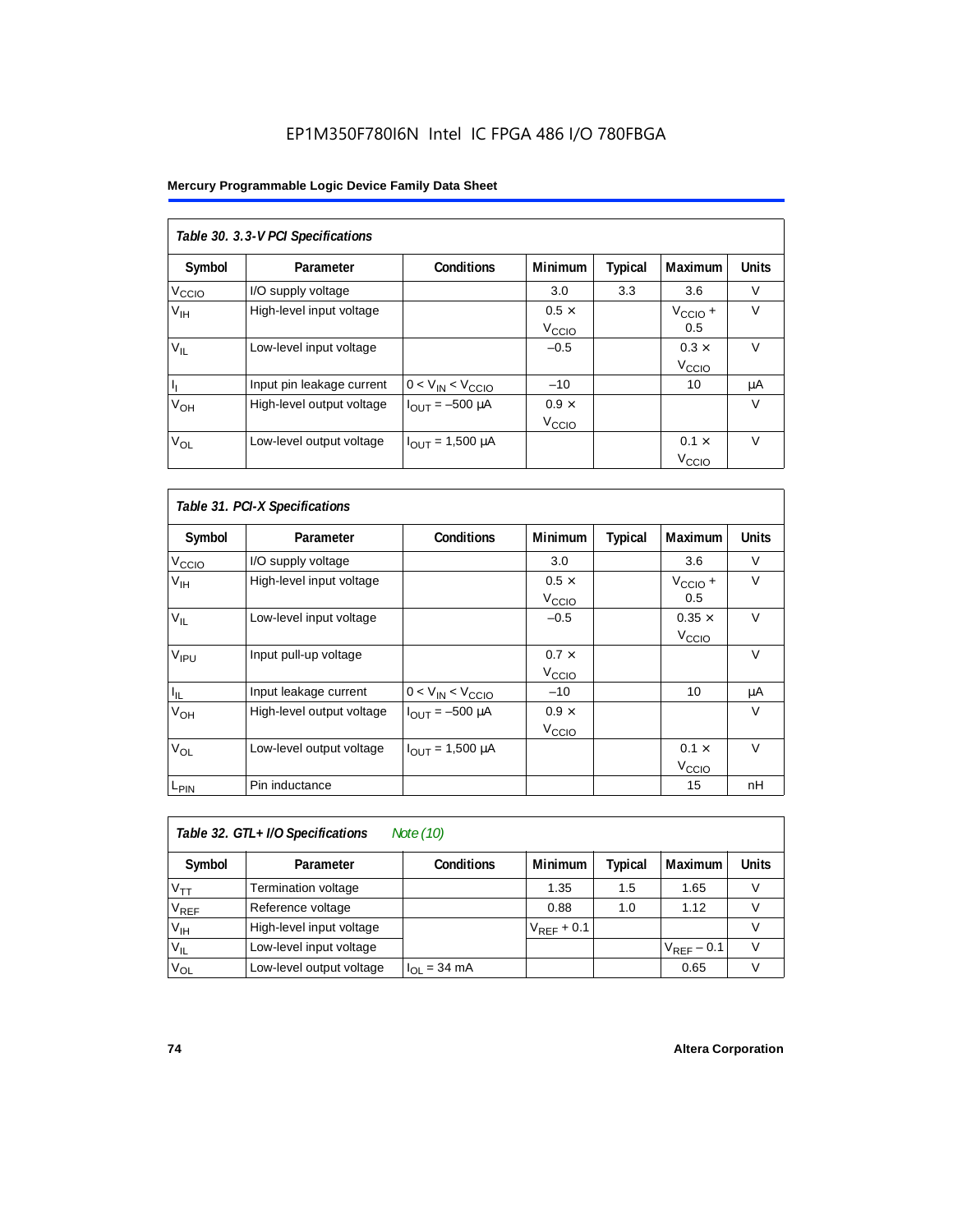Table 30. 3.3-V PCI Specifications

| Symbol | Parameter | Conditions | Minimum | Typical | Maximum | Units |
|---|---|---|---|---|---|---|
| $V_{CCIO}$ | I/O supply voltage | | 3.0 | 3.3 | 3.6 | V |
| $V_{IH}$ | High-level input voltage | | $0.5 \times V_{CCIO}$ | | $V_{CCIO} + 0.5$ | V |
| $V_{IL}$ | Low-level input voltage | | –0.5 | | $0.3 \times V_{CCIO}$ | V |
| $I_I$ | Input pin leakage current | $0 < V_{IN} < V_{CCIO}$ | –10 | | 10 | µA |
| $V_{OH}$ | High-level output voltage | $I_{OUT}$ = –500 µA | $0.9 \times V_{CCIO}$ | | | V |
| $V_{OL}$ | Low-level output voltage | $I_{OUT}$ = 1,500 µA | | | $0.1 \times V_{CCIO}$ | V |

Table 31. PCI-X Specifications

| Symbol | Parameter | Conditions | Minimum | Typical | Maximum | Units |
|---|---|---|---|---|---|---|
| $V_{CCIO}$ | I/O supply voltage | | 3.0 | | 3.6 | V |
| $V_{IH}$ | High-level input voltage | | $0.5 \times V_{CCIO}$ | | $V_{CCIO} + 0.5$ | V |
| $V_{IL}$ | Low-level input voltage | | –0.5 | | $0.35 \times V_{CCIO}$ | V |
| $V_{IPU}$ | Input pull-up voltage | | $0.7 \times V_{CCIO}$ | | | V |
| $I_{IL}$ | Input leakage current | $0 < V_{IN} < V_{CCIO}$ | –10 | | 10 | µA |
| $V_{OH}$ | High-level output voltage | $I_{OUT}$ = –500 µA | $0.9 \times V_{CCIO}$ | | | V |
| $V_{OL}$ | Low-level output voltage | $I_{OUT}$ = 1,500 µA | | | $0.1 \times V_{CCIO}$ | V |
| $L_{PIN}$ | Pin inductance | | | | 15 | nH |

Table 32. GTL+ I/O Specifications *Note (10)*

| Symbol | Parameter | Conditions | Minimum | Typical | Maximum | Units |
|---|---|---|---|---|---|---|
| $V_{TT}$ | Termination voltage | | 1.35 | 1.5 | 1.65 | V |
| $V_{REF}$ | Reference voltage | | 0.88 | 1.0 | 1.12 | V |
| $V_{IH}$ | High-level input voltage | | $V_{REF} + 0.1$ | | | V |
| $V_{IL}$ | Low-level input voltage | | | | $V_{REF} - 0.1$ | V |
| $V_{OL}$ | Low-level output voltage | $I_{OL}$ = 34 mA | | | 0.65 | V |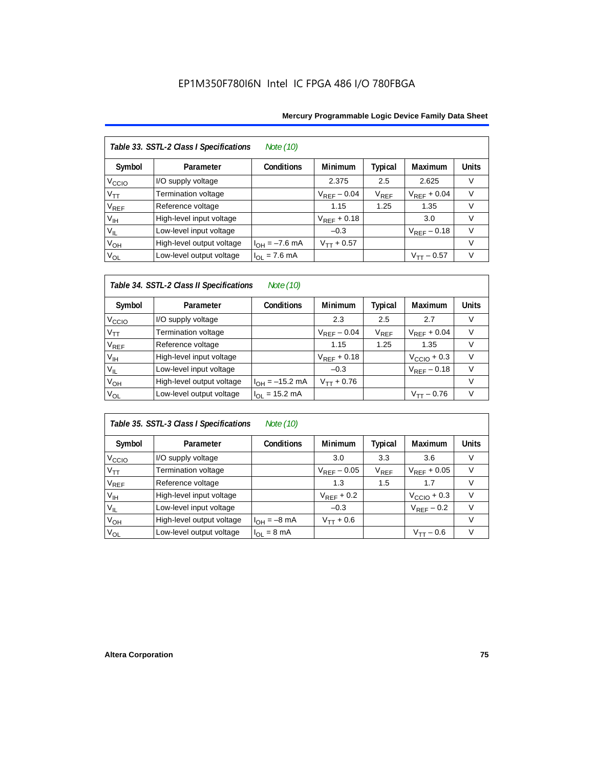| *Table 33. SSTL-2 Class I Specifications* *Note (10)* | | | | | | |
|---|---|---|---|---|---|---|
| **Symbol** | **Parameter** | **Conditions** | **Minimum** | **Typical** | **Maximum** | **Units** |
| $V_{CCIO}$ | I/O supply voltage | | 2.375 | 2.5 | 2.625 | V |
| $V_{TT}$ | Termination voltage | | $V_{REF} - 0.04$ | $V_{REF}$ | $V_{REF} + 0.04$ | V |
| $V_{REF}$ | Reference voltage | | 1.15 | 1.25 | 1.35 | V |
| $V_{IH}$ | High-level input voltage | | $V_{REF} + 0.18$ | | 3.0 | V |
| $V_{IL}$ | Low-level input voltage | | –0.3 | | $V_{REF} - 0.18$ | V |
| $V_{OH}$ | High-level output voltage | $I_{OH} = -7.6$ mA | $V_{TT} + 0.57$ | | | V |
| $V_{OL}$ | Low-level output voltage | $I_{OL} = 7.6$ mA | | | $V_{TT} - 0.57$ | V |

| *Table 34. SSTL-2 Class II Specifications* *Note (10)* | | | | | | |
|---|---|---|---|---|---|---|
| **Symbol** | **Parameter** | **Conditions** | **Minimum** | **Typical** | **Maximum** | **Units** |
| $V_{CCIO}$ | I/O supply voltage | | 2.3 | 2.5 | 2.7 | V |
| $V_{TT}$ | Termination voltage | | $V_{REF} - 0.04$ | $V_{REF}$ | $V_{REF} + 0.04$ | V |
| $V_{REF}$ | Reference voltage | | 1.15 | 1.25 | 1.35 | V |
| $V_{IH}$ | High-level input voltage | | $V_{REF} + 0.18$ | | $V_{CCIO} + 0.3$ | V |
| $V_{IL}$ | Low-level input voltage | | –0.3 | | $V_{REF} - 0.18$ | V |
| $V_{OH}$ | High-level output voltage | $I_{OH} = -15.2$ mA | $V_{TT} + 0.76$ | | | V |
| $V_{OL}$ | Low-level output voltage | $I_{OL} = 15.2$ mA | | | $V_{TT} - 0.76$ | V |

| *Table 35. SSTL-3 Class I Specifications* *Note (10)* | | | | | | |
|---|---|---|---|---|---|---|
| **Symbol** | **Parameter** | **Conditions** | **Minimum** | **Typical** | **Maximum** | **Units** |
| $V_{CCIO}$ | I/O supply voltage | | 3.0 | 3.3 | 3.6 | V |
| $V_{TT}$ | Termination voltage | | $V_{REF} - 0.05$ | $V_{REF}$ | $V_{REF} + 0.05$ | V |
| $V_{REF}$ | Reference voltage | | 1.3 | 1.5 | 1.7 | V |
| $V_{IH}$ | High-level input voltage | | $V_{REF} + 0.2$ | | $V_{CCIO} + 0.3$ | V |
| $V_{IL}$ | Low-level input voltage | | –0.3 | | $V_{REF} - 0.2$ | V |
| $V_{OH}$ | High-level output voltage | $I_{OH} = -8$ mA | $V_{TT} + 0.6$ | | | V |
| $V_{OL}$ | Low-level output voltage | $I_{OL} = 8$ mA | | | $V_{TT} - 0.6$ | V |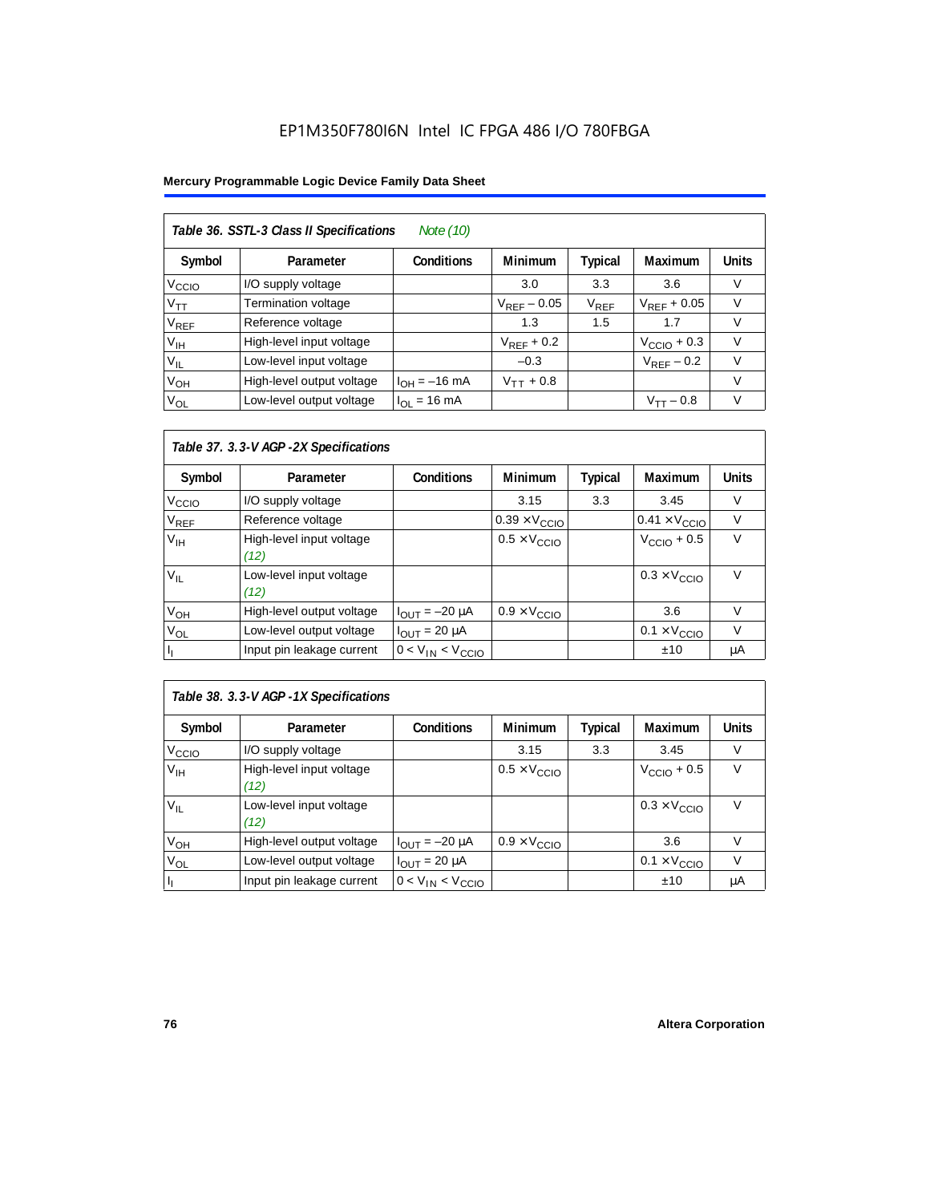EP1M350F780I6N Intel IC FPGA 486 I/O 780FBGA

| Table 36. SSTL-3 Class II Specifications *Note (10)* | | | | | | |
|---|---|---|---|---|---|---|
| Symbol | Parameter | Conditions | Minimum | Typical | Maximum | Units |
| $V_{CCIO}$ | I/O supply voltage | | 3.0 | 3.3 | 3.6 | V |
| $V_{TT}$ | Termination voltage | | $V_{REF} - 0.05$ | $V_{REF}$ | $V_{REF} + 0.05$ | V |
| $V_{REF}$ | Reference voltage | | 1.3 | 1.5 | 1.7 | V |
| $V_{IH}$ | High-level input voltage | | $V_{REF} + 0.2$ | | $V_{CCIO} + 0.3$ | V |
| $V_{IL}$ | Low-level input voltage | | –0.3 | | $V_{REF} - 0.2$ | V |
| $V_{OH}$ | High-level output voltage | $I_{OH} = -16$ mA | $V_{TT} + 0.8$ | | | V |
| $V_{OL}$ | Low-level output voltage | $I_{OL} = 16$ mA | | | $V_{TT} - 0.8$ | V |

| Table 37. 3.3-V AGP -2X Specifications | | | | | | |
|---|---|---|---|---|---|---|
| Symbol | Parameter | Conditions | Minimum | Typical | Maximum | Units |
| $V_{CCIO}$ | I/O supply voltage | | 3.15 | 3.3 | 3.45 | V |
| $V_{REF}$ | Reference voltage | | $0.39 \times V_{CCIO}$ | | $0.41 \times V_{CCIO}$ | V |
| $V_{IH}$ | High-level input voltage *(12)* | | $0.5 \times V_{CCIO}$ | | $V_{CCIO} + 0.5$ | V |
| $V_{IL}$ | Low-level input voltage *(12)* | | | | $0.3 \times V_{CCIO}$ | V |
| $V_{OH}$ | High-level output voltage | $I_{OUT} = -20$ µA | $0.9 \times V_{CCIO}$ | | 3.6 | V |
| $V_{OL}$ | Low-level output voltage | $I_{OUT} = 20$ µA | | | $0.1 \times V_{CCIO}$ | V |
| $I_I$ | Input pin leakage current | $0 < V_{IN} < V_{CCIO}$ | | | ±10 | µA |

| Table 38. 3.3-V AGP -1X Specifications | | | | | | |
|---|---|---|---|---|---|---|
| Symbol | Parameter | Conditions | Minimum | Typical | Maximum | Units |
| $V_{CCIO}$ | I/O supply voltage | | 3.15 | 3.3 | 3.45 | V |
| $V_{IH}$ | High-level input voltage *(12)* | | $0.5 \times V_{CCIO}$ | | $V_{CCIO} + 0.5$ | V |
| $V_{IL}$ | Low-level input voltage *(12)* | | | | $0.3 \times V_{CCIO}$ | V |
| $V_{OH}$ | High-level output voltage | $I_{OUT} = -20$ µA | $0.9 \times V_{CCIO}$ | | 3.6 | V |
| $V_{OL}$ | Low-level output voltage | $I_{OUT} = 20$ µA | | | $0.1 \times V_{CCIO}$ | V |
| $I_I$ | Input pin leakage current | $0 < V_{IN} < V_{CCIO}$ | | | ±10 | µA |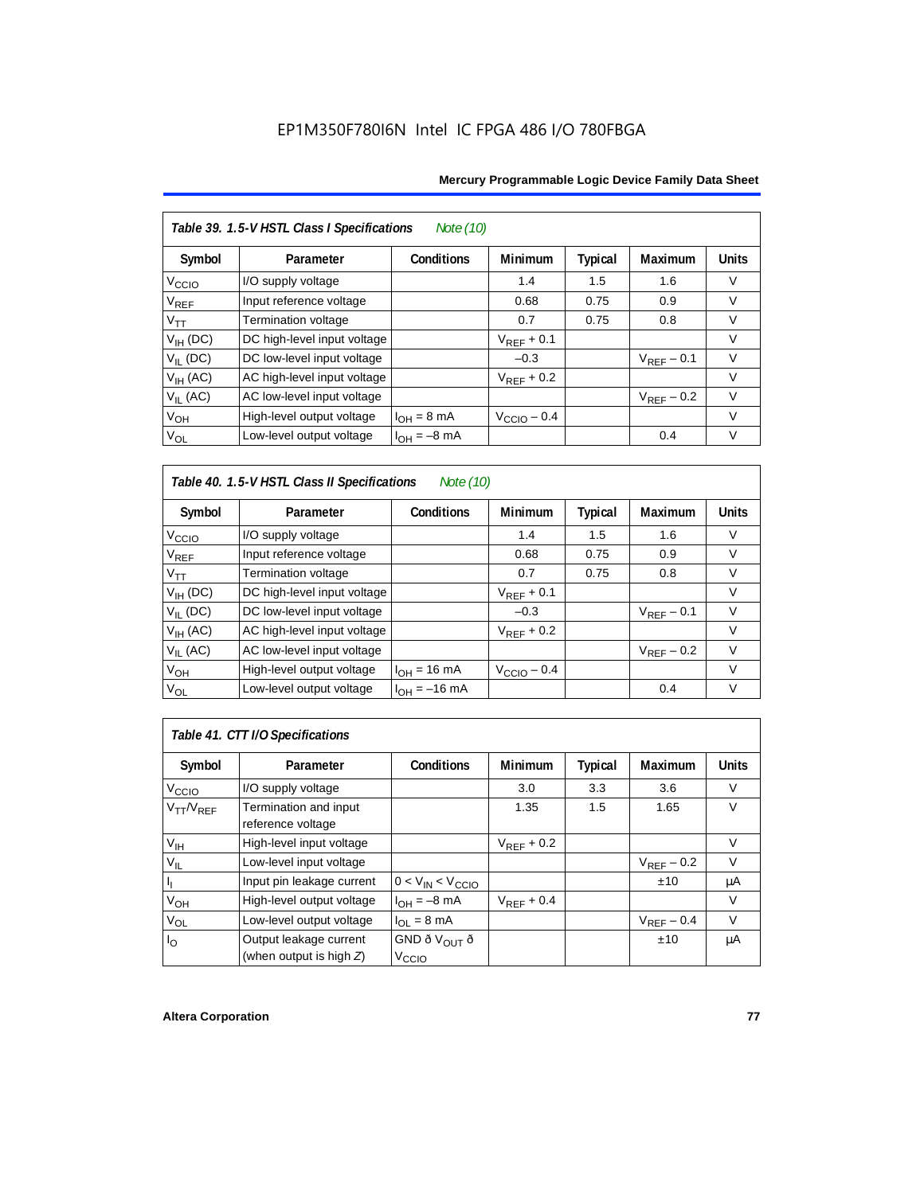## Table 39. 1.5-V HSTL Class I Specifications *Note (10)*

| Symbol | Parameter | Conditions | Minimum | Typical | Maximum | Units |
|---|---|---|---|---|---|---|
| $V_{CCIO}$ | I/O supply voltage | | 1.4 | 1.5 | 1.6 | V |
| $V_{REF}$ | Input reference voltage | | 0.68 | 0.75 | 0.9 | V |
| $V_{TT}$ | Termination voltage | | 0.7 | 0.75 | 0.8 | V |
| $V_{IH}$ (DC) | DC high-level input voltage | | $V_{REF} + 0.1$ | | | V |
| $V_{IL}$ (DC) | DC low-level input voltage | | –0.3 | | $V_{REF} – 0.1$ | V |
| $V_{IH}$ (AC) | AC high-level input voltage | | $V_{REF} + 0.2$ | | | V |
| $V_{IL}$ (AC) | AC low-level input voltage | | | | $V_{REF} – 0.2$ | V |
| $V_{OH}$ | High-level output voltage | $I_{OH}$ = 8 mA | $V_{CCIO} – 0.4$ | | | V |
| $V_{OL}$ | Low-level output voltage | $I_{OH}$ = –8 mA | | | 0.4 | V |

## Table 40. 1.5-V HSTL Class II Specifications *Note (10)*

| Symbol | Parameter | Conditions | Minimum | Typical | Maximum | Units |
|---|---|---|---|---|---|---|
| $V_{CCIO}$ | I/O supply voltage | | 1.4 | 1.5 | 1.6 | V |
| $V_{REF}$ | Input reference voltage | | 0.68 | 0.75 | 0.9 | V |
| $V_{TT}$ | Termination voltage | | 0.7 | 0.75 | 0.8 | V |
| $V_{IH}$ (DC) | DC high-level input voltage | | $V_{REF} + 0.1$ | | | V |
| $V_{IL}$ (DC) | DC low-level input voltage | | –0.3 | | $V_{REF} – 0.1$ | V |
| $V_{IH}$ (AC) | AC high-level input voltage | | $V_{REF} + 0.2$ | | | V |
| $V_{IL}$ (AC) | AC low-level input voltage | | | | $V_{REF} – 0.2$ | V |
| $V_{OH}$ | High-level output voltage | $I_{OH}$ = 16 mA | $V_{CCIO} – 0.4$ | | | V |
| $V_{OL}$ | Low-level output voltage | $I_{OH}$ = –16 mA | | | 0.4 | V |

## Table 41. CTT I/O Specifications

| Symbol | Parameter | Conditions | Minimum | Typical | Maximum | Units |
|---|---|---|---|---|---|---|
| $V_{CCIO}$ | I/O supply voltage | | 3.0 | 3.3 | 3.6 | V |
| $V_{TT}/V_{REF}$ | Termination and input reference voltage | | 1.35 | 1.5 | 1.65 | V |
| $V_{IH}$ | High-level input voltage | | $V_{REF} + 0.2$ | | | V |
| $V_{IL}$ | Low-level input voltage | | | | $V_{REF} – 0.2$ | V |
| $I_I$ | Input pin leakage current | $0 < V_{IN} < V_{CCIO}$ | | | ±10 | µA |
| $V_{OH}$ | High-level output voltage | $I_{OH}$ = –8 mA | $V_{REF} + 0.4$ | | | V |
| $V_{OL}$ | Low-level output voltage | $I_{OL}$ = 8 mA | | | $V_{REF} – 0.4$ | V |
| $I_O$ | Output leakage current (when output is high *Z*) | GND ð $V_{OUT}$ ð $V_{CCIO}$ | | | ±10 | µA |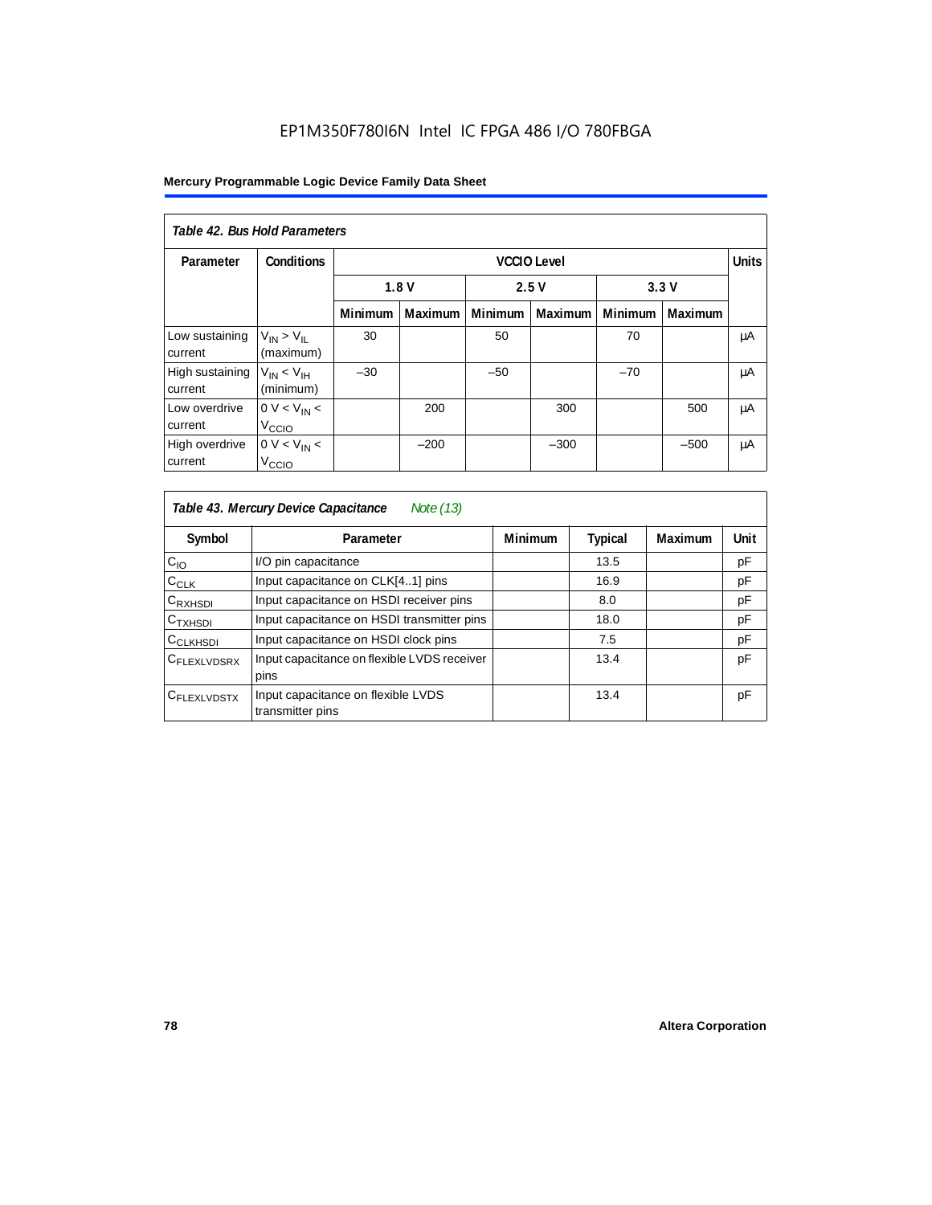## Table 42. Bus Hold Parameters

| Parameter | Conditions | VCCIO Level | | | | | | Units |
|---|---|---|---|---|---|---|---|---|
| | | 1.8 V | | 2.5 V | | 3.3 V | | |
| | | Minimum | Maximum | Minimum | Maximum | Minimum | Maximum | |
| Low sustaining current | $V_{IN} > V_{IL}$ (maximum) | 30 | | 50 | | 70 | | μA |
| High sustaining current | $V_{IN} < V_{IH}$ (minimum) | –30 | | –50 | | –70 | | μA |
| Low overdrive current | $0 V < V_{IN} < V_{CCIO}$ | | 200 | | 300 | | 500 | μA |
| High overdrive current | $0 V < V_{IN} < V_{CCIO}$ | | –200 | | –300 | | –500 | μA |

## Table 43. Mercury Device Capacitance *Note (13)*

| Symbol | Parameter | Minimum | Typical | Maximum | Unit |
|---|---|---|---|---|---|
| $C_{IO}$ | I/O pin capacitance | | 13.5 | | pF |
| $C_{CLK}$ | Input capacitance on CLK[4..1] pins | | 16.9 | | pF |
| $C_{RXHSDI}$ | Input capacitance on HSDI receiver pins | | 8.0 | | pF |
| $C_{TXHSDI}$ | Input capacitance on HSDI transmitter pins | | 18.0 | | pF |
| $C_{CLKHSDI}$ | Input capacitance on HSDI clock pins | | 7.5 | | pF |
| $C_{FLEXLVDSRX}$ | Input capacitance on flexible LVDS receiver pins | | 13.4 | | pF |
| $C_{FLEXLVDSTX}$ | Input capacitance on flexible LVDS transmitter pins | | 13.4 | | pF |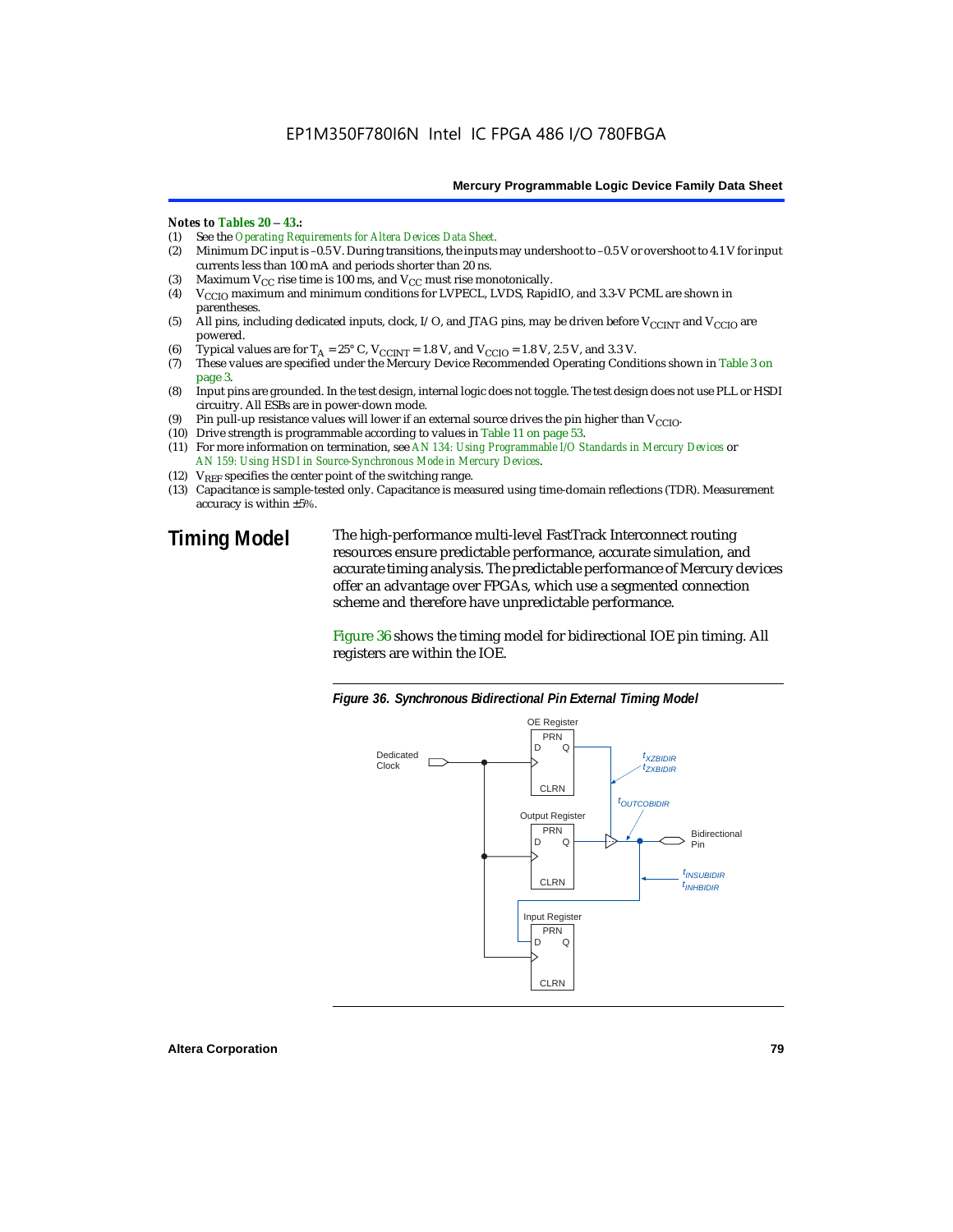*Notes to Tables 20 – 43.:*

(1) See the *Operating Requirements for Altera Devices Data Sheet*.
(2) Minimum DC input is –0.5 V. During transitions, the inputs may undershoot to –0.5 V or overshoot to 4.1 V for input currents less than 100 mA and periods shorter than 20 ns.
(3) Maximum $V_{CC}$ rise time is 100 ms, and $V_{CC}$ must rise monotonically.
(4) $V_{CCIO}$ maximum and minimum conditions for LVPECL, LVDS, RapidIO, and 3.3-V PCML are shown in parentheses.
(5) All pins, including dedicated inputs, clock, I/O, and JTAG pins, may be driven before $V_{CCINT}$ and $V_{CCIO}$ are powered.
(6) Typical values are for $T_A$ = 25° C, $V_{CCINT}$ = 1.8 V, and $V_{CCIO}$ = 1.8 V, 2.5 V, and 3.3 V.
(7) These values are specified under the Mercury Device Recommended Operating Conditions shown in Table 3 on page 3.
(8) Input pins are grounded. In the test design, internal logic does not toggle. The test design does not use PLL or HSDI circuitry. All ESBs are in power-down mode.
(9) Pin pull-up resistance values will lower if an external source drives the pin higher than $V_{CCIO}$.
(10) Drive strength is programmable according to values in Table 11 on page 53.
(11) For more information on termination, see *AN 134: Using Programmable I/O Standards in Mercury Devices* or *AN 159: Using HSDI in Source-Synchronous Mode in Mercury Devices*.
(12) $V_{REF}$ specifies the center point of the switching range.
(13) Capacitance is sample-tested only. Capacitance is measured using time-domain reflections (TDR). Measurement accuracy is within ±5%.

## Timing Model

The high-performance multi-level FastTrack Interconnect routing resources ensure predictable performance, accurate simulation, and accurate timing analysis. The predictable performance of Mercury devices offer an advantage over FPGAs, which use a segmented connection scheme and therefore have unpredictable performance.

Figure 36 shows the timing model for bidirectional IOE pin timing. All registers are within the IOE.

*Figure 36. Synchronous Bidirectional Pin External Timing Model*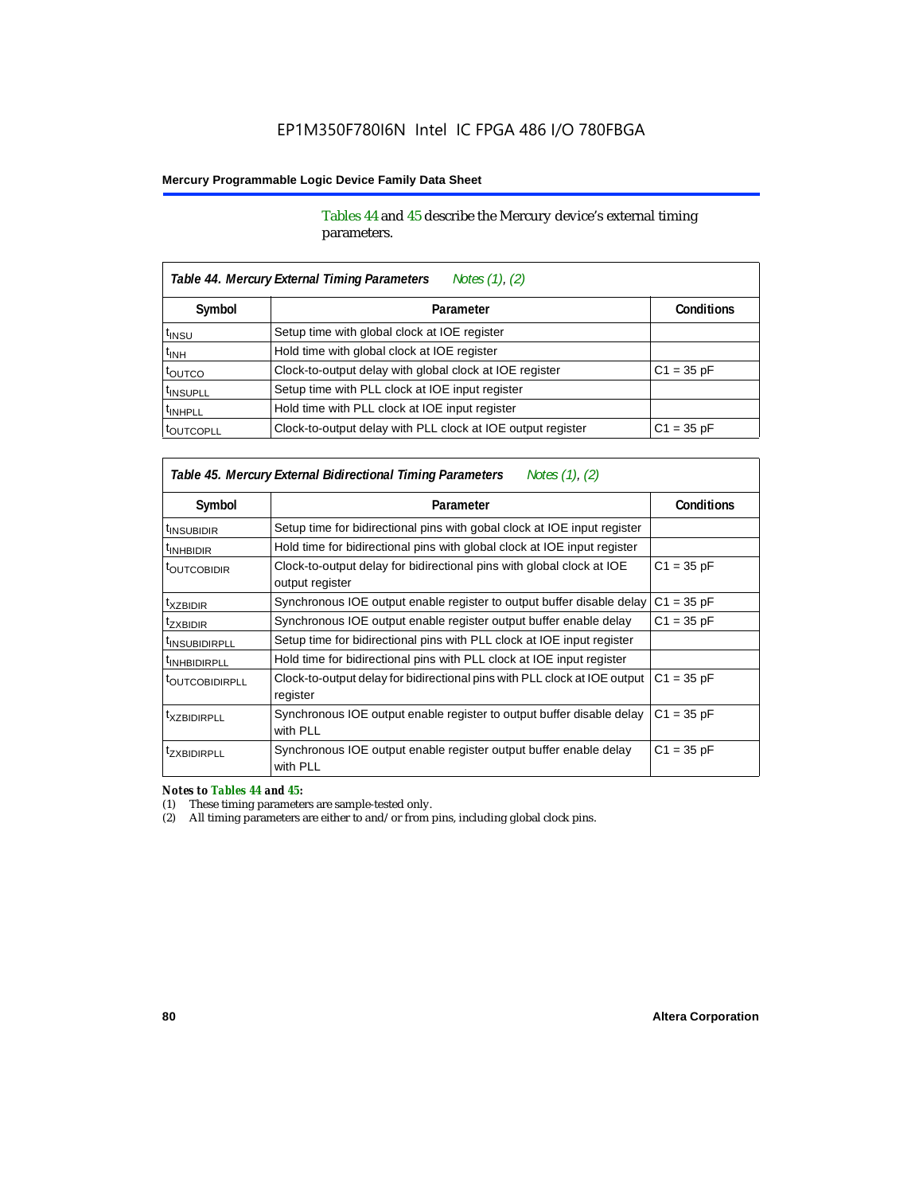Tables 44 and 45 describe the Mercury device's external timing parameters.

*Table 44. Mercury External Timing Parameters* *Notes (1), (2)*

| Symbol | Parameter | Conditions |
|---|---|---|
| $t_{INSU}$ | Setup time with global clock at IOE register | |
| $t_{INH}$ | Hold time with global clock at IOE register | |
| $t_{OUTCO}$ | Clock-to-output delay with global clock at IOE register | C1 = 35 pF |
| $t_{INSUPLL}$ | Setup time with PLL clock at IOE input register | |
| $t_{INHPLL}$ | Hold time with PLL clock at IOE input register | |
| $t_{OUTCOPLL}$ | Clock-to-output delay with PLL clock at IOE output register | C1 = 35 pF |

*Table 45. Mercury External Bidirectional Timing Parameters* *Notes (1), (2)*

| Symbol | Parameter | Conditions |
|---|---|---|
| $t_{INSUBIDIR}$ | Setup time for bidirectional pins with gobal clock at IOE input register | |
| $t_{INHBIDIR}$ | Hold time for bidirectional pins with global clock at IOE input register | |
| $t_{OUTCOBIDIR}$ | Clock-to-output delay for bidirectional pins with global clock at IOE output register | C1 = 35 pF |
| $t_{XZBIDIR}$ | Synchronous IOE output enable register to output buffer disable delay | C1 = 35 pF |
| $t_{ZXBIDIR}$ | Synchronous IOE output enable register output buffer enable delay | C1 = 35 pF |
| $t_{INSUBIDIRPLL}$ | Setup time for bidirectional pins with PLL clock at IOE input register | |
| $t_{INHBIDIRPLL}$ | Hold time for bidirectional pins with PLL clock at IOE input register | |
| $t_{OUTCOBIDIRPLL}$ | Clock-to-output delay for bidirectional pins with PLL clock at IOE output register | C1 = 35 pF |
| $t_{XZBIDIRPLL}$ | Synchronous IOE output enable register to output buffer disable delay with PLL | C1 = 35 pF |
| $t_{ZXBIDIRPLL}$ | Synchronous IOE output enable register output buffer enable delay with PLL | C1 = 35 pF |

***Notes to Tables 44 and 45:***

(1) These timing parameters are sample-tested only.

(2) All timing parameters are either to and/or from pins, including global clock pins.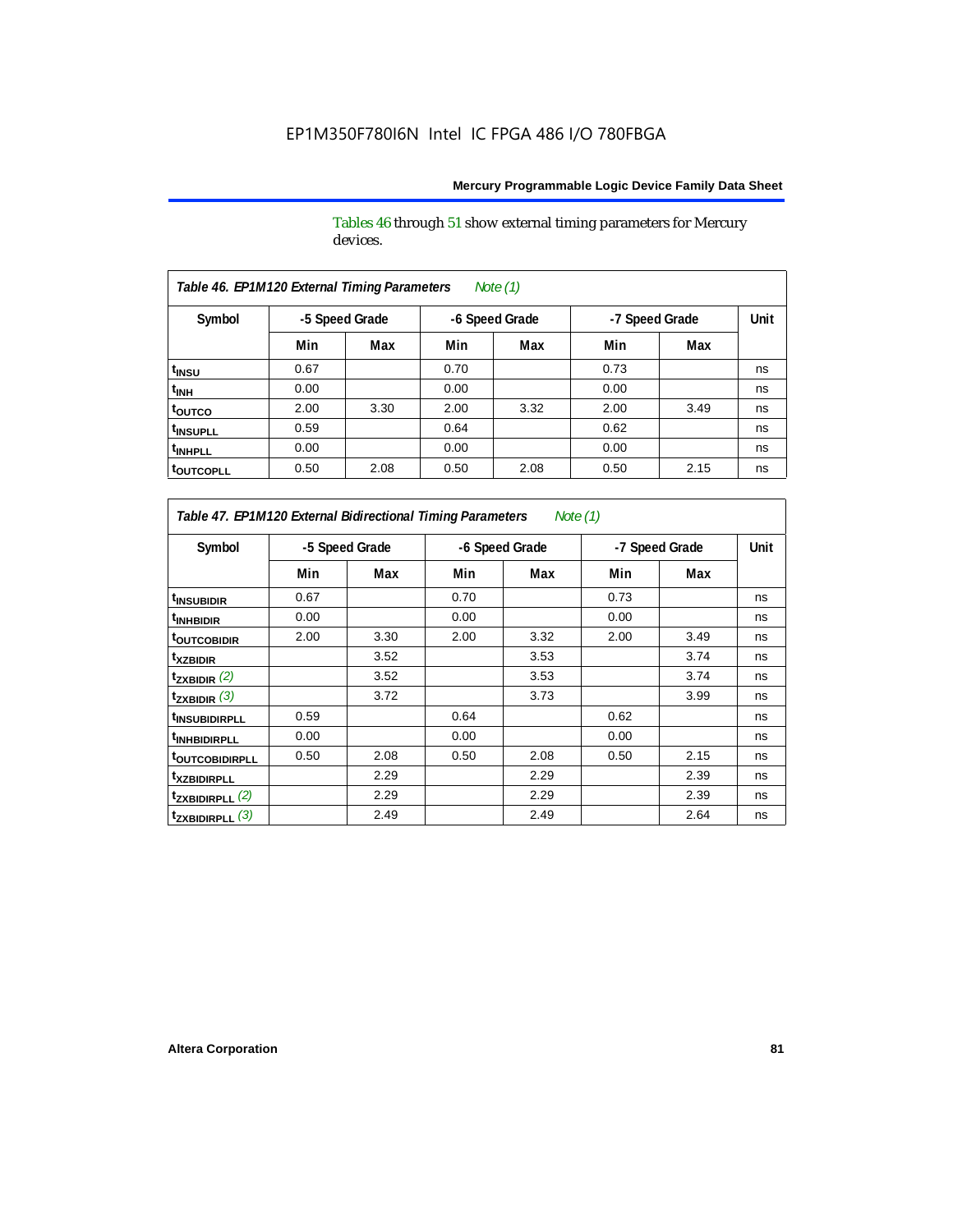Tables 46 through 51 show external timing parameters for Mercury devices.

| *Table 46. EP1M120 External Timing Parameters Note (1)* | | | | | | | |
|---|---|---|---|---|---|---|---|
| Symbol | -5 Speed Grade | | -6 Speed Grade | | -7 Speed Grade | | Unit |
| | Min | Max | Min | Max | Min | Max | |
| $t_{INSU}$ | 0.67 | | 0.70 | | 0.73 | | ns |
| $t_{INH}$ | 0.00 | | 0.00 | | 0.00 | | ns |
| $t_{OUTCO}$ | 2.00 | 3.30 | 2.00 | 3.32 | 2.00 | 3.49 | ns |
| $t_{INSUPLL}$ | 0.59 | | 0.64 | | 0.62 | | ns |
| $t_{INHPLL}$ | 0.00 | | 0.00 | | 0.00 | | ns |
| $t_{OUTCOPLL}$ | 0.50 | 2.08 | 0.50 | 2.08 | 0.50 | 2.15 | ns |

| *Table 47. EP1M120 External Bidirectional Timing Parameters Note (1)* | | | | | | | |
|---|---|---|---|---|---|---|---|
| Symbol | -5 Speed Grade | | -6 Speed Grade | | -7 Speed Grade | | Unit |
| | Min | Max | Min | Max | Min | Max | |
| $t_{INSUBIDIR}$ | 0.67 | | 0.70 | | 0.73 | | ns |
| $t_{INHBIDIR}$ | 0.00 | | 0.00 | | 0.00 | | ns |
| $t_{OUTCOBIDIR}$ | 2.00 | 3.30 | 2.00 | 3.32 | 2.00 | 3.49 | ns |
| $t_{XZBIDIR}$ | | 3.52 | | 3.53 | | 3.74 | ns |
| $t_{ZXBIDIR}$ *(2)* | | 3.52 | | 3.53 | | 3.74 | ns |
| $t_{ZXBIDIR}$ *(3)* | | 3.72 | | 3.73 | | 3.99 | ns |
| $t_{INSUBIDIRPLL}$ | 0.59 | | 0.64 | | 0.62 | | ns |
| $t_{INHBIDIRPLL}$ | 0.00 | | 0.00 | | 0.00 | | ns |
| $t_{OUTCOBIDIRPLL}$ | 0.50 | 2.08 | 0.50 | 2.08 | 0.50 | 2.15 | ns |
| $t_{XZBIDIRPLL}$ | | 2.29 | | 2.29 | | 2.39 | ns |
| $t_{ZXBIDIRPLL}$ *(2)* | | 2.29 | | 2.29 | | 2.39 | ns |
| $t_{ZXBIDIRPLL}$ *(3)* | | 2.49 | | 2.49 | | 2.64 | ns |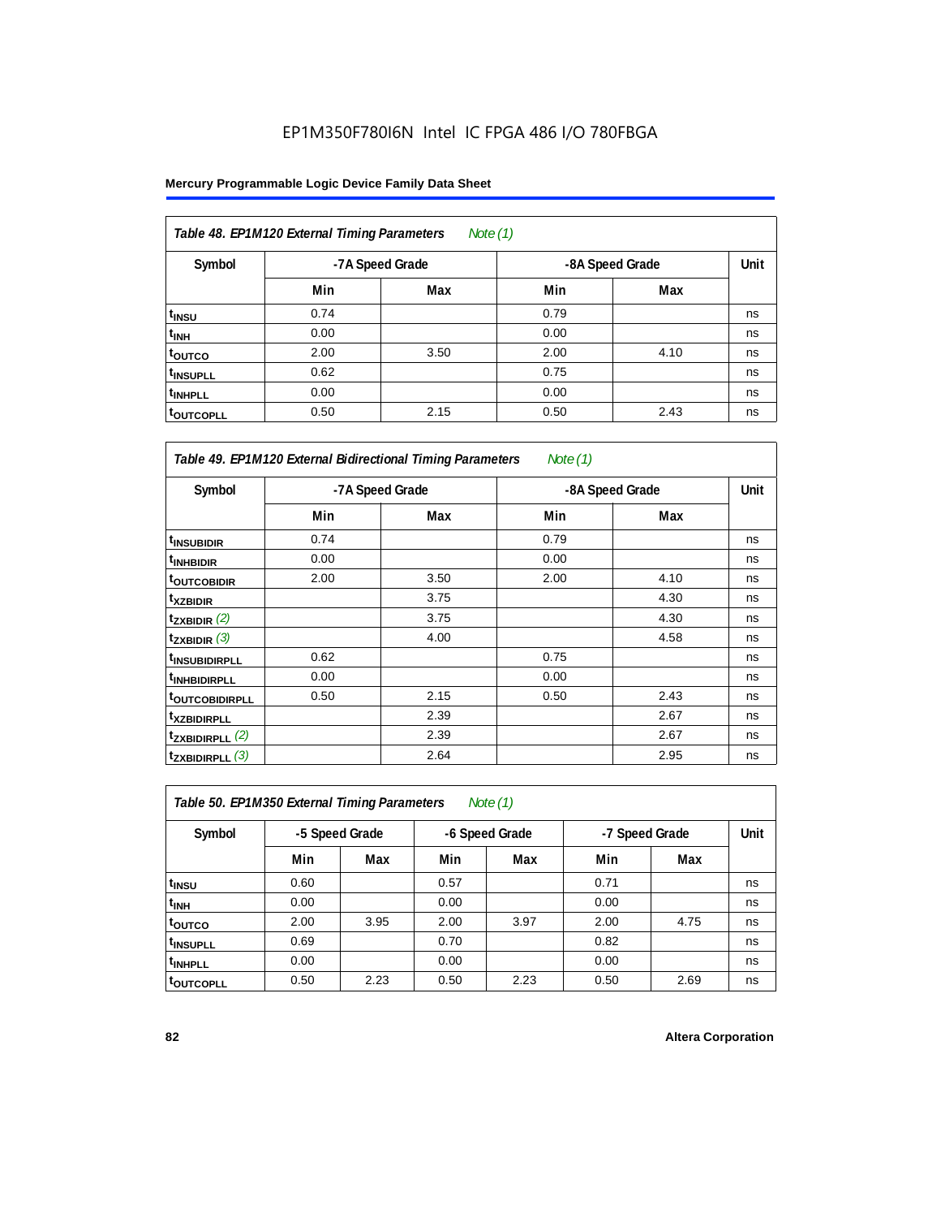EP1M350F780I6N Intel IC FPGA 486 I/O 780FBGA

**Mercury Programmable Logic Device Family Data Sheet**

| *Table 48. EP1M120 External Timing Parameters* *Note (1)* | | | | | |
|---|---|---|---|---|---|
| **Symbol** | **-7A Speed Grade** | | **-8A Speed Grade** | | **Unit** |
| | **Min** | **Max** | **Min** | **Max** | |
| $t_{INSU}$ | 0.74 | | 0.79 | | ns |
| $t_{INH}$ | 0.00 | | 0.00 | | ns |
| $t_{OUTCO}$ | 2.00 | 3.50 | 2.00 | 4.10 | ns |
| $t_{INSUPLL}$ | 0.62 | | 0.75 | | ns |
| $t_{INHPLL}$ | 0.00 | | 0.00 | | ns |
| $t_{OUTCOPLL}$ | 0.50 | 2.15 | 0.50 | 2.43 | ns |

| *Table 49. EP1M120 External Bidirectional Timing Parameters* *Note (1)* | | | | | |
|---|---|---|---|---|---|
| **Symbol** | **-7A Speed Grade** | | **-8A Speed Grade** | | **Unit** |
| | **Min** | **Max** | **Min** | **Max** | |
| $t_{INSUBIDIR}$ | 0.74 | | 0.79 | | ns |
| $t_{INHBIDIR}$ | 0.00 | | 0.00 | | ns |
| $t_{OUTCOBIDIR}$ | 2.00 | 3.50 | 2.00 | 4.10 | ns |
| $t_{XZBIDIR}$ | | 3.75 | | 4.30 | ns |
| $t_{ZXBIDIR}$ *(2)* | | 3.75 | | 4.30 | ns |
| $t_{ZXBIDIR}$ *(3)* | | 4.00 | | 4.58 | ns |
| $t_{INSUBIDIRPLL}$ | 0.62 | | 0.75 | | ns |
| $t_{INHBIDIRPLL}$ | 0.00 | | 0.00 | | ns |
| $t_{OUTCOBIDIRPLL}$ | 0.50 | 2.15 | 0.50 | 2.43 | ns |
| $t_{XZBIDIRPLL}$ | | 2.39 | | 2.67 | ns |
| $t_{ZXBIDIRPLL}$ *(2)* | | 2.39 | | 2.67 | ns |
| $t_{ZXBIDIRPLL}$ *(3)* | | 2.64 | | 2.95 | ns |

| *Table 50. EP1M350 External Timing Parameters* *Note (1)* | | | | | | | |
|---|---|---|---|---|---|---|---|
| **Symbol** | **-5 Speed Grade** | | **-6 Speed Grade** | | **-7 Speed Grade** | | **Unit** |
| | **Min** | **Max** | **Min** | **Max** | **Min** | **Max** | |
| $t_{INSU}$ | 0.60 | | 0.57 | | 0.71 | | ns |
| $t_{INH}$ | 0.00 | | 0.00 | | 0.00 | | ns |
| $t_{OUTCO}$ | 2.00 | 3.95 | 2.00 | 3.97 | 2.00 | 4.75 | ns |
| $t_{INSUPLL}$ | 0.69 | | 0.70 | | 0.82 | | ns |
| $t_{INHPLL}$ | 0.00 | | 0.00 | | 0.00 | | ns |
| $t_{OUTCOPLL}$ | 0.50 | 2.23 | 0.50 | 2.23 | 0.50 | 2.69 | ns |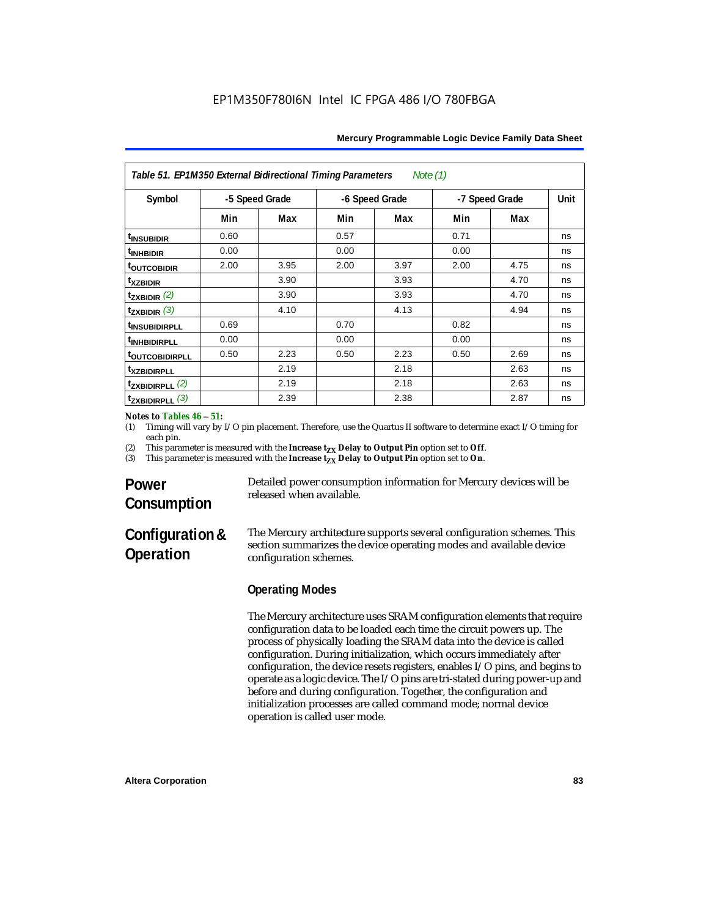| Table 51. EP1M350 External Bidirectional Timing Parameters *Note (1)* | | | | | | | |
|---|---|---|---|---|---|---|---|
| Symbol | -5 Speed Grade | | -6 Speed Grade | | -7 Speed Grade | | Unit |
| | Min | Max | Min | Max | Min | Max | |
| $t_{INSUBIDIR}$ | 0.60 | | 0.57 | | 0.71 | | ns |
| $t_{INHBIDIR}$ | 0.00 | | 0.00 | | 0.00 | | ns |
| $t_{OUTCOBIDIR}$ | 2.00 | 3.95 | 2.00 | 3.97 | 2.00 | 4.75 | ns |
| $t_{XZBIDIR}$ | | 3.90 | | 3.93 | | 4.70 | ns |
| $t_{ZXBIDIR}$ *(2)* | | 3.90 | | 3.93 | | 4.70 | ns |
| $t_{ZXBIDIR}$ *(3)* | | 4.10 | | 4.13 | | 4.94 | ns |
| $t_{INSUBIDIRPLL}$ | 0.69 | | 0.70 | | 0.82 | | ns |
| $t_{INHBIDIRPLL}$ | 0.00 | | 0.00 | | 0.00 | | ns |
| $t_{OUTCOBIDIRPLL}$ | 0.50 | 2.23 | 0.50 | 2.23 | 0.50 | 2.69 | ns |
| $t_{XZBIDIRPLL}$ | | 2.19 | | 2.18 | | 2.63 | ns |
| $t_{ZXBIDIRPLL}$ *(2)* | | 2.19 | | 2.18 | | 2.63 | ns |
| $t_{ZXBIDIRPLL}$ *(3)* | | 2.39 | | 2.38 | | 2.87 | ns |

***Notes to Tables 46 – 51:***

(1) Timing will vary by I/O pin placement. Therefore, use the Quartus II software to determine exact I/O timing for each pin.

(2) This parameter is measured with the **Increase $t_{ZX}$ Delay to Output Pin** option set to **Off**.

(3) This parameter is measured with the **Increase $t_{ZX}$ Delay to Output Pin** option set to **On**.

## Power Consumption

Detailed power consumption information for Mercury devices will be released when available.

## Configuration & Operation

The Mercury architecture supports several configuration schemes. This section summarizes the device operating modes and available device configuration schemes.

### Operating Modes

The Mercury architecture uses SRAM configuration elements that require configuration data to be loaded each time the circuit powers up. The process of physically loading the SRAM data into the device is called configuration. During initialization, which occurs immediately after configuration, the device resets registers, enables I/O pins, and begins to operate as a logic device. The I/O pins are tri-stated during power-up and before and during configuration. Together, the configuration and initialization processes are called command mode; normal device operation is called user mode.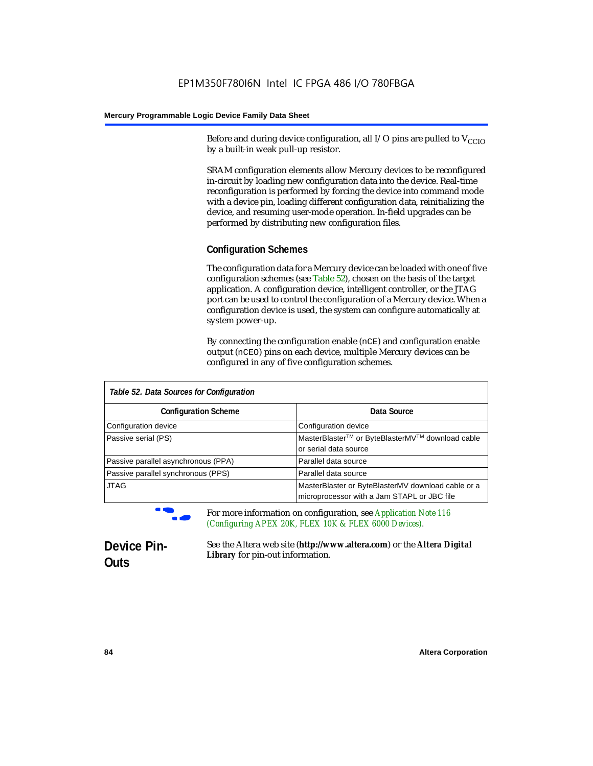Before and during device configuration, all I/O pins are pulled to $V_{CCIO}$ by a built-in weak pull-up resistor.

SRAM configuration elements allow Mercury devices to be reconfigured in-circuit by loading new configuration data into the device. Real-time reconfiguration is performed by forcing the device into command mode with a device pin, loading different configuration data, reinitializing the device, and resuming user-mode operation. In-field upgrades can be performed by distributing new configuration files.

### Configuration Schemes

The configuration data for a Mercury device can be loaded with one of five configuration schemes (see Table 52), chosen on the basis of the target application. A configuration device, intelligent controller, or the JTAG port can be used to control the configuration of a Mercury device. When a configuration device is used, the system can configure automatically at system power-up.

By connecting the configuration enable (`nCE`) and configuration enable output (`nCEO`) pins on each device, multiple Mercury devices can be configured in any of five configuration schemes.

*Table 52. Data Sources for Configuration*

| Configuration Scheme | Data Source |
|---|---|
| Configuration device | Configuration device |
| Passive serial (PS) | MasterBlaster™ or ByteBlasterMV™ download cable or serial data source |
| Passive parallel asynchronous (PPA) | Parallel data source |
| Passive parallel synchronous (PPS) | Parallel data source |
| JTAG | MasterBlaster or ByteBlasterMV download cable or a microprocessor with a Jam STAPL or JBC file |

For more information on configuration, see *Application Note 116 (Configuring APEX 20K, FLEX 10K & FLEX 6000 Devices)*.

## Device Pin-Outs

See the Altera web site (**http://www.altera.com**) or the ***Altera Digital Library*** for pin-out information.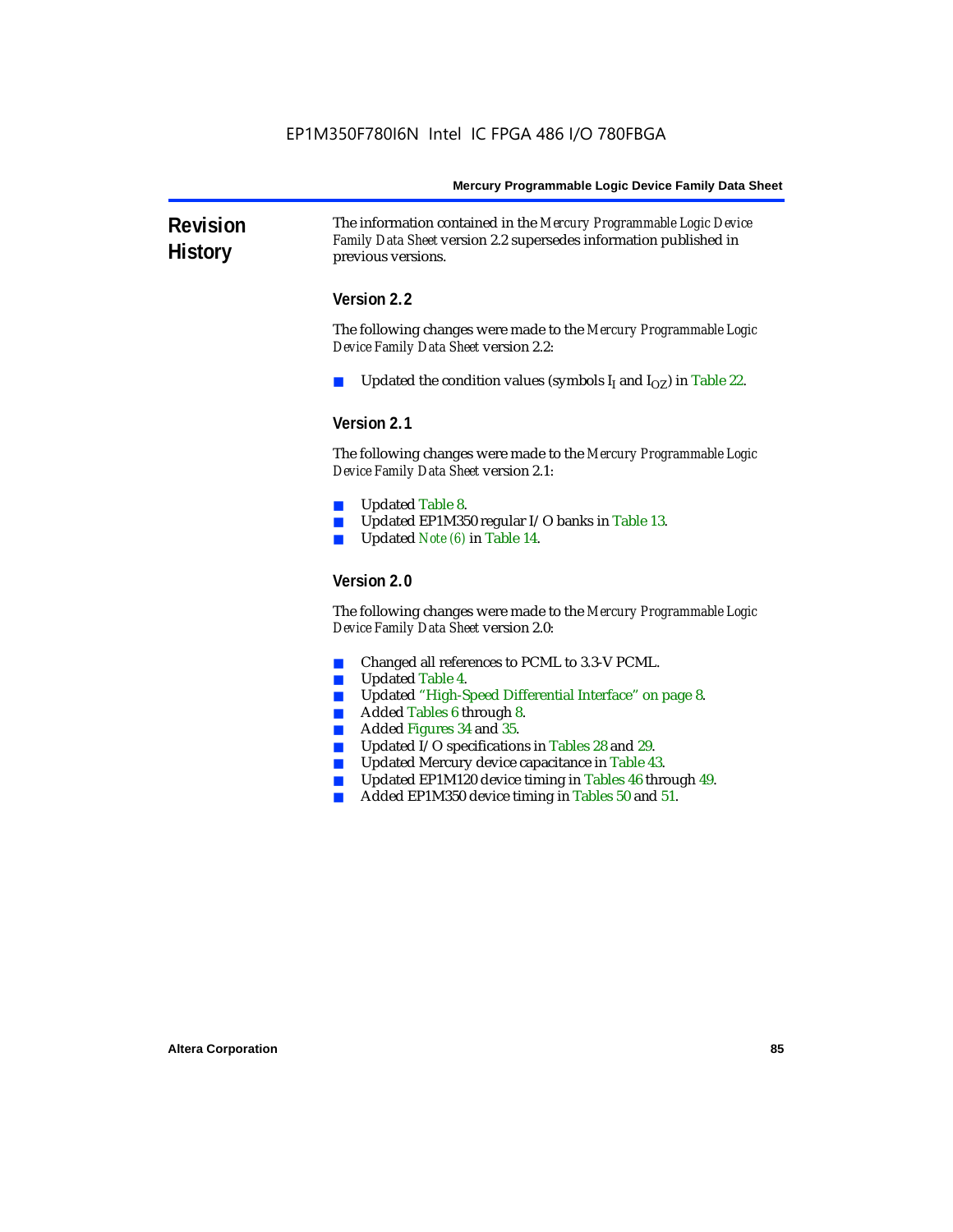## Revision History

The information contained in the *Mercury Programmable Logic Device Family Data Sheet* version 2.2 supersedes information published in previous versions.

### Version 2.2

The following changes were made to the *Mercury Programmable Logic Device Family Data Sheet* version 2.2:

- Updated the condition values (symbols $I_I$ and $I_{OZ}$) in Table 22.

### Version 2.1

The following changes were made to the *Mercury Programmable Logic Device Family Data Sheet* version 2.1:

- Updated Table 8.
- Updated EP1M350 regular I/O banks in Table 13.
- Updated *Note (6)* in Table 14.

### Version 2.0

The following changes were made to the *Mercury Programmable Logic Device Family Data Sheet* version 2.0:

- Changed all references to PCML to 3.3-V PCML.
- Updated Table 4.
- Updated "High-Speed Differential Interface" on page 8.
- Added Tables 6 through 8.
- Added Figures 34 and 35.
- Updated I/O specifications in Tables 28 and 29.
- Updated Mercury device capacitance in Table 43.
- Updated EP1M120 device timing in Tables 46 through 49.
- Added EP1M350 device timing in Tables 50 and 51.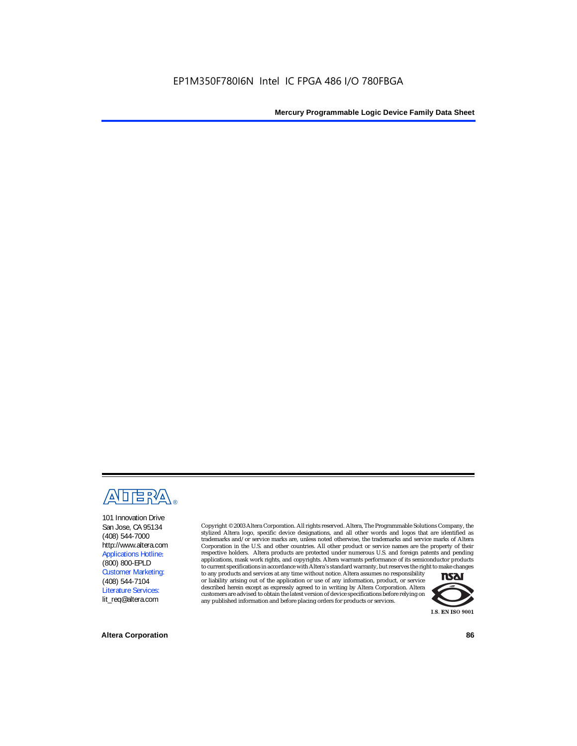101 Innovation Drive
San Jose, CA 95134
(408) 544-7000
http://www.altera.com
Applications Hotline:
(800) 800-EPLD
Customer Marketing:
(408) 544-7104
Literature Services:
lit_req@altera.com

Copyright © 2003 Altera Corporation. All rights reserved. Altera, The Programmable Solutions Company, the stylized Altera logo, specific device designations, and all other words and logos that are identified as trademarks and/or service marks are, unless noted otherwise, the trademarks and service marks of Altera Corporation in the U.S. and other countries. All other product or service names are the property of their respective holders. Altera products are protected under numerous U.S. and foreign patents and pending applications, mask work rights, and copyrights. Altera warrants performance of its semiconductor products to current specifications in accordance with Altera's standard warranty, but reserves the right to make changes to any products and services at any time without notice. Altera assumes no responsibility or liability arising out of the application or use of any information, product, or service described herein except as expressly agreed to in writing by Altera Corporation. Altera customers are advised to obtain the latest version of device specifications before relying on any published information and before placing orders for products or services.

I.S. EN ISO 9001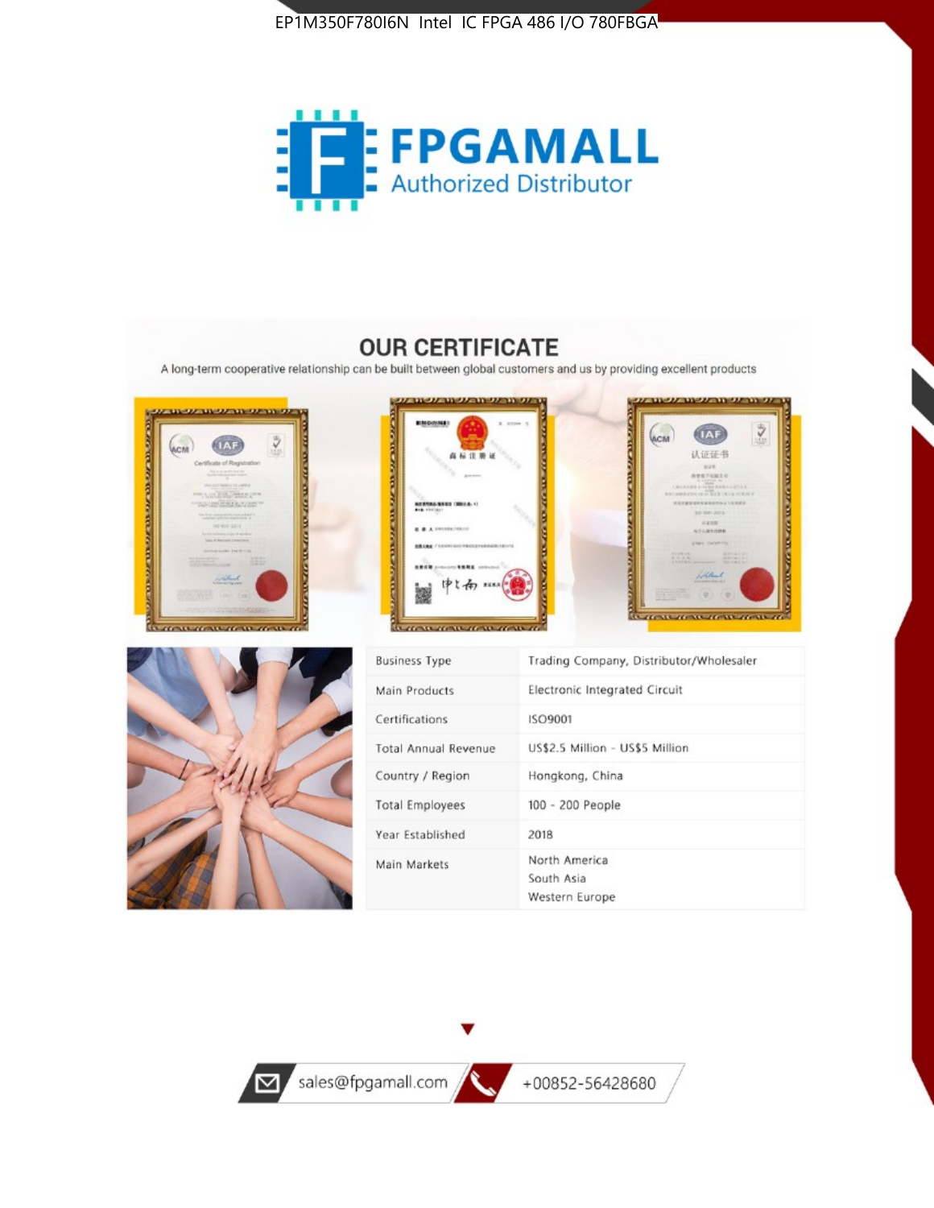FPGAMALL
Authorized Distributor

## OUR CERTIFICATE

A long-term cooperative relationship can be built between global customers and us by providing excellent products

| | |
|---|---|
| Business Type | Trading Company, Distributor/Wholesaler |
| Main Products | Electronic Integrated Circuit |
| Certifications | ISO9001 |
| Total Annual Revenue | US$2.5 Million - US$5 Million |
| Country / Region | Hongkong, China |
| Total Employees | 100 - 200 People |
| Year Established | 2018 |
| Main Markets | North America<br>South Asia<br>Western Europe |

sales@fpgamall.com +00852-56428680